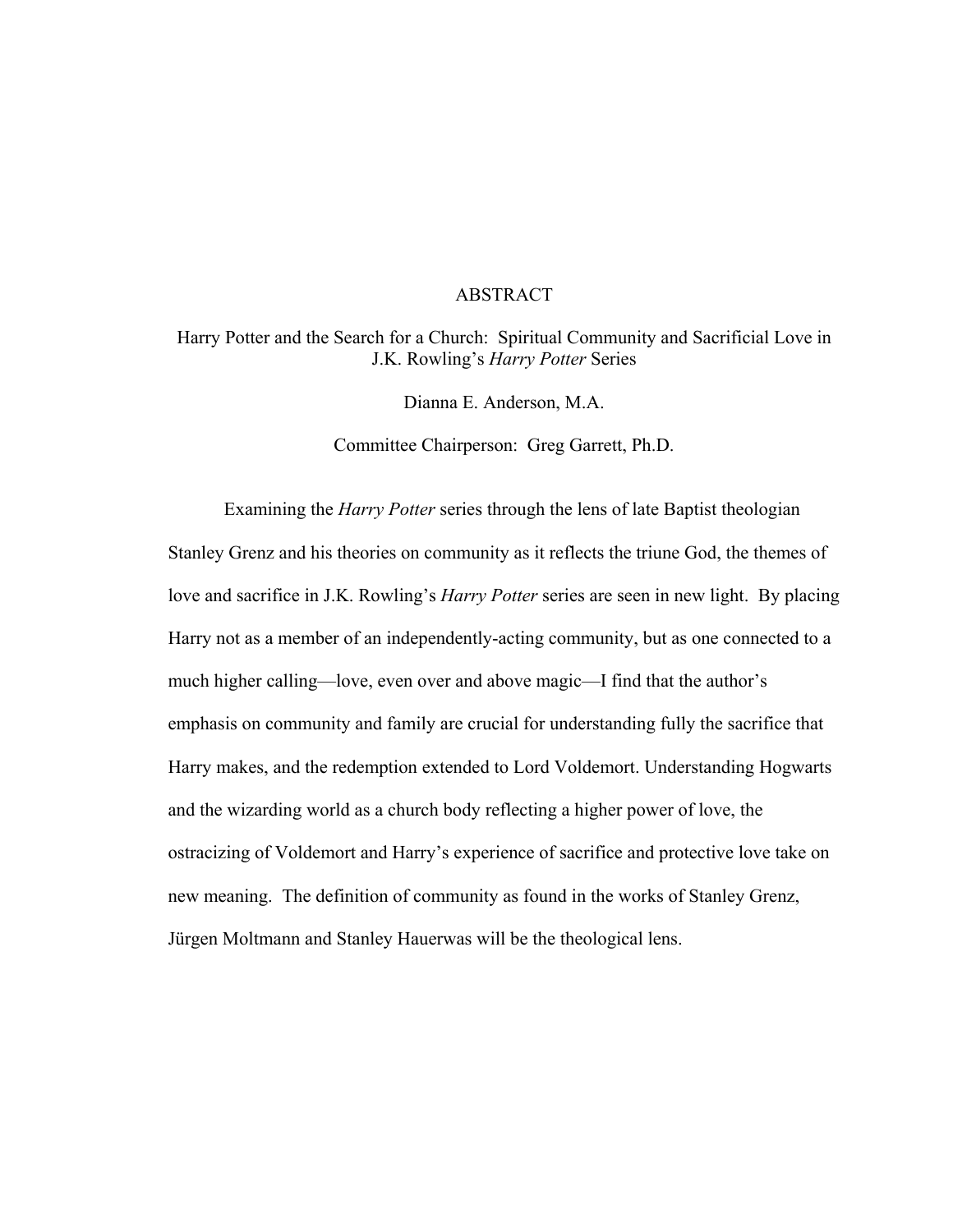# ABSTRACT

## Harry Potter and the Search for a Church: Spiritual Community and Sacrificial Love in J.K. Rowling's *Harry Potter* Series

Dianna E. Anderson, M.A.

Committee Chairperson: Greg Garrett, Ph.D.

Examining the *Harry Potter* series through the lens of late Baptist theologian Stanley Grenz and his theories on community as it reflects the triune God, the themes of love and sacrifice in J.K. Rowling's *Harry Potter* series are seen in new light. By placing Harry not as a member of an independently-acting community, but as one connected to a much higher calling—love, even over and above magic—I find that the author's emphasis on community and family are crucial for understanding fully the sacrifice that Harry makes, and the redemption extended to Lord Voldemort. Understanding Hogwarts and the wizarding world as a church body reflecting a higher power of love, the ostracizing of Voldemort and Harry's experience of sacrifice and protective love take on new meaning. The definition of community as found in the works of Stanley Grenz, Jürgen Moltmann and Stanley Hauerwas will be the theological lens.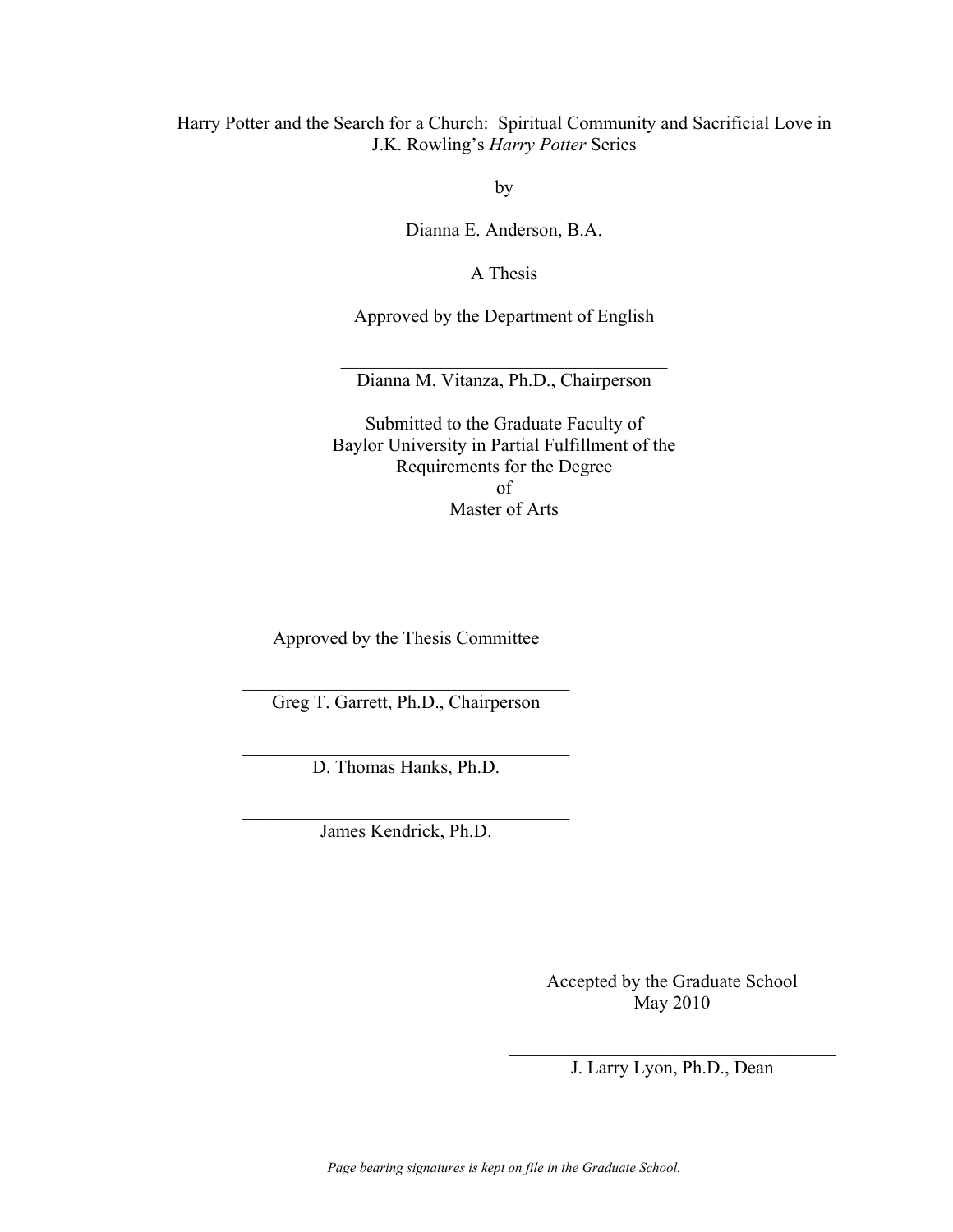Harry Potter and the Search for a Church: Spiritual Community and Sacrificial Love in J.K. Rowling's *Harry Potter* Series

by

Dianna E. Anderson, B.A.

A Thesis

Approved by the Department of English

___________________________________
Dianna M. Vitanza, Ph.D., Chairperson

Submitted to the Graduate Faculty of
Baylor University in Partial Fulfillment of the
Requirements for the Degree
of
Master of Arts

Approved by the Thesis Committee

___________________________________
Greg T. Garrett, Ph.D., Chairperson

___________________________________
D. Thomas Hanks, Ph.D.

___________________________________
James Kendrick, Ph.D.

Accepted by the Graduate School
May 2010

___________________________________
J. Larry Lyon, Ph.D., Dean

*Page bearing signatures is kept on file in the Graduate School.*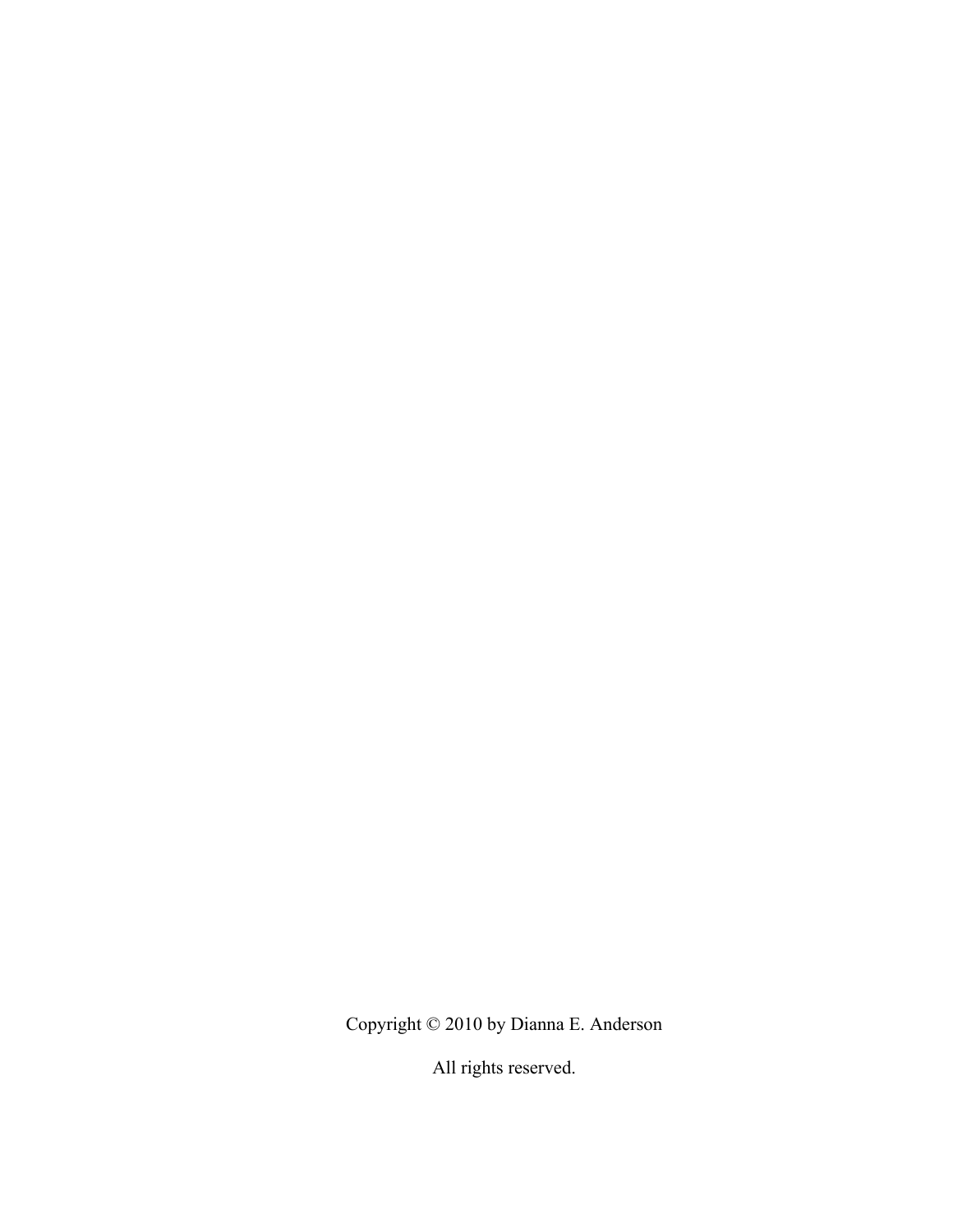Copyright © 2010 by Dianna E. Anderson

All rights reserved.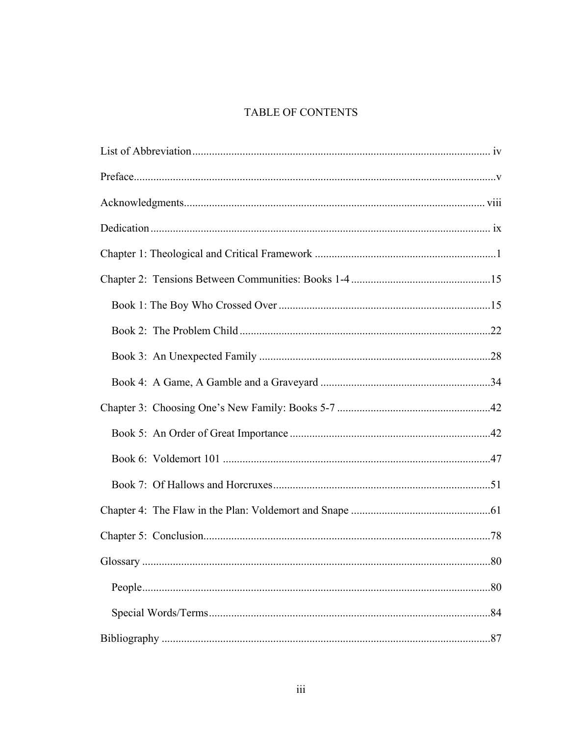# TABLE OF CONTENTS

List of Abbreviation ........................................................................................................ iv

Preface ................................................................................................................................v

Acknowledgments ........................................................................................................ viii

Dedication ......................................................................................................................... ix

Chapter 1: Theological and Critical Framework ................................................................1

Chapter 2: Tensions Between Communities: Books 1-4 ..................................................15

- Book 1: The Boy Who Crossed Over ...........................................................................15
- Book 2: The Problem Child .........................................................................................22
- Book 3: An Unexpected Family ..................................................................................28
- Book 4: A Game, A Gamble and a Graveyard .............................................................34

Chapter 3: Choosing One's New Family: Books 5-7 .......................................................42

- Book 5: An Order of Great Importance .......................................................................42
- Book 6: Voldemort 101 ...............................................................................................47
- Book 7: Of Hallows and Horcruxes .............................................................................51

Chapter 4: The Flaw in the Plan: Voldemort and Snape ..................................................61

Chapter 5: Conclusion ......................................................................................................78

Glossary ............................................................................................................................80

- People ...........................................................................................................................80
- Special Words/Terms ....................................................................................................84

Bibliography .....................................................................................................................87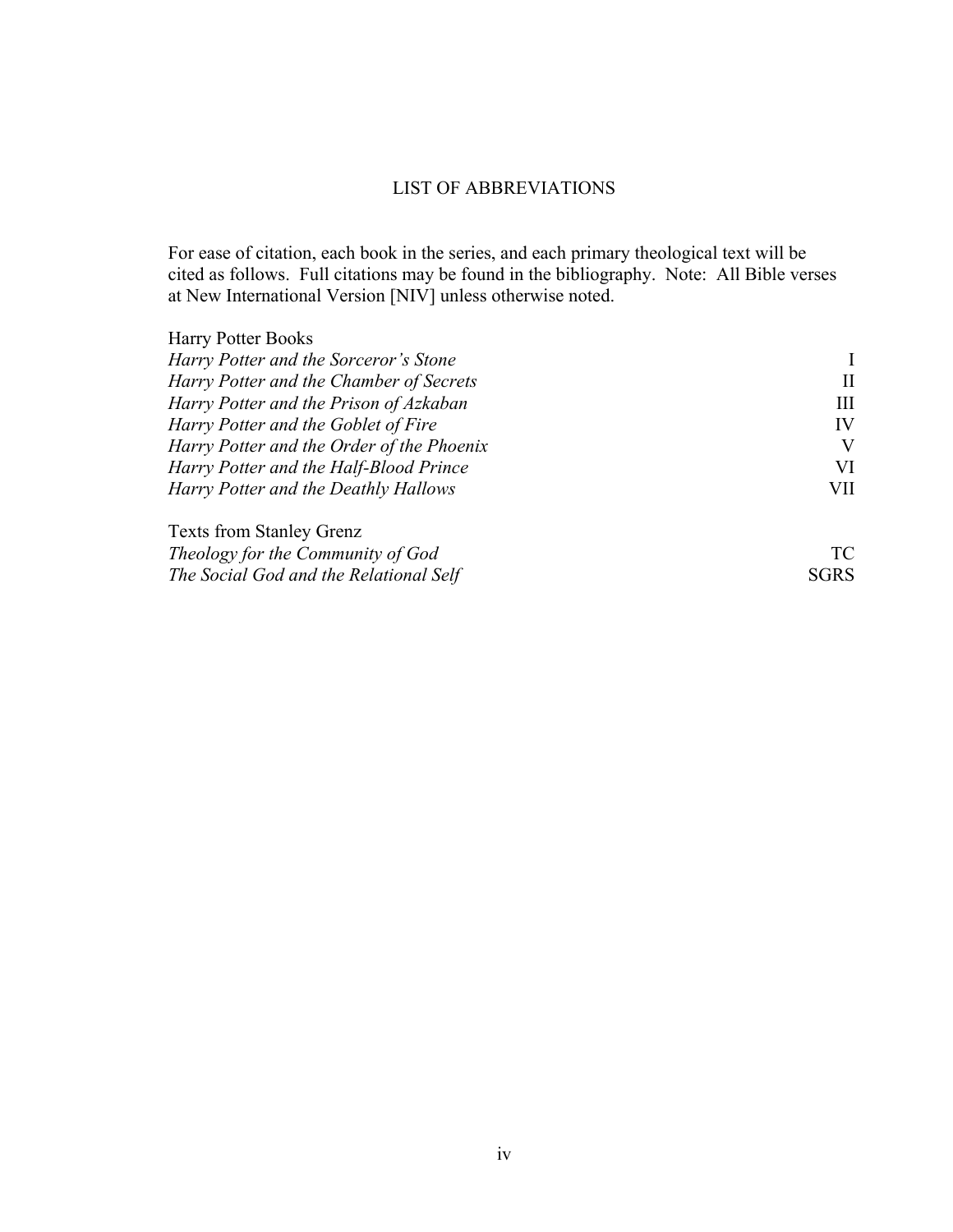# LIST OF ABBREVIATIONS

For ease of citation, each book in the series, and each primary theological text will be cited as follows. Full citations may be found in the bibliography. Note: All Bible verses at New International Version [NIV] unless otherwise noted.

| Harry Potter Books | |
|---|---|
| *Harry Potter and the Sorceror's Stone* | I |
| *Harry Potter and the Chamber of Secrets* | II |
| *Harry Potter and the Prison of Azkaban* | III |
| *Harry Potter and the Goblet of Fire* | IV |
| *Harry Potter and the Order of the Phoenix* | V |
| *Harry Potter and the Half-Blood Prince* | VI |
| *Harry Potter and the Deathly Hallows* | VII |

| Texts from Stanley Grenz | |
|---|---|
| *Theology for the Community of God* | TC |
| *The Social God and the Relational Self* | SGRS |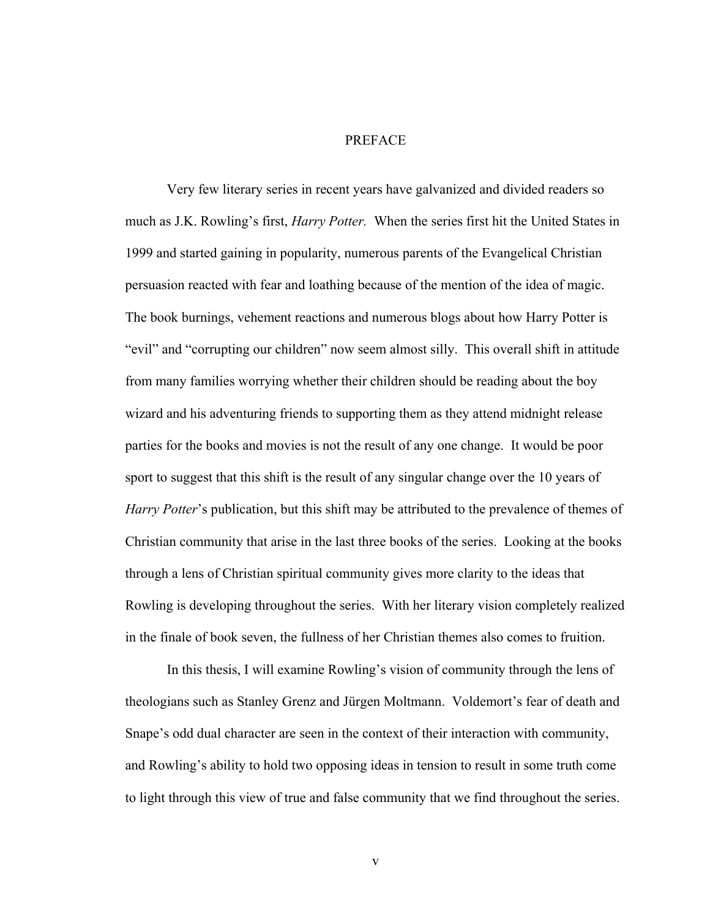# PREFACE

Very few literary series in recent years have galvanized and divided readers so much as J.K. Rowling's first, *Harry Potter.* When the series first hit the United States in 1999 and started gaining in popularity, numerous parents of the Evangelical Christian persuasion reacted with fear and loathing because of the mention of the idea of magic. The book burnings, vehement reactions and numerous blogs about how Harry Potter is "evil" and "corrupting our children" now seem almost silly. This overall shift in attitude from many families worrying whether their children should be reading about the boy wizard and his adventuring friends to supporting them as they attend midnight release parties for the books and movies is not the result of any one change. It would be poor sport to suggest that this shift is the result of any singular change over the 10 years of *Harry Potter*'s publication, but this shift may be attributed to the prevalence of themes of Christian community that arise in the last three books of the series. Looking at the books through a lens of Christian spiritual community gives more clarity to the ideas that Rowling is developing throughout the series. With her literary vision completely realized in the finale of book seven, the fullness of her Christian themes also comes to fruition.

In this thesis, I will examine Rowling's vision of community through the lens of theologians such as Stanley Grenz and Jürgen Moltmann. Voldemort's fear of death and Snape's odd dual character are seen in the context of their interaction with community, and Rowling's ability to hold two opposing ideas in tension to result in some truth come to light through this view of true and false community that we find throughout the series.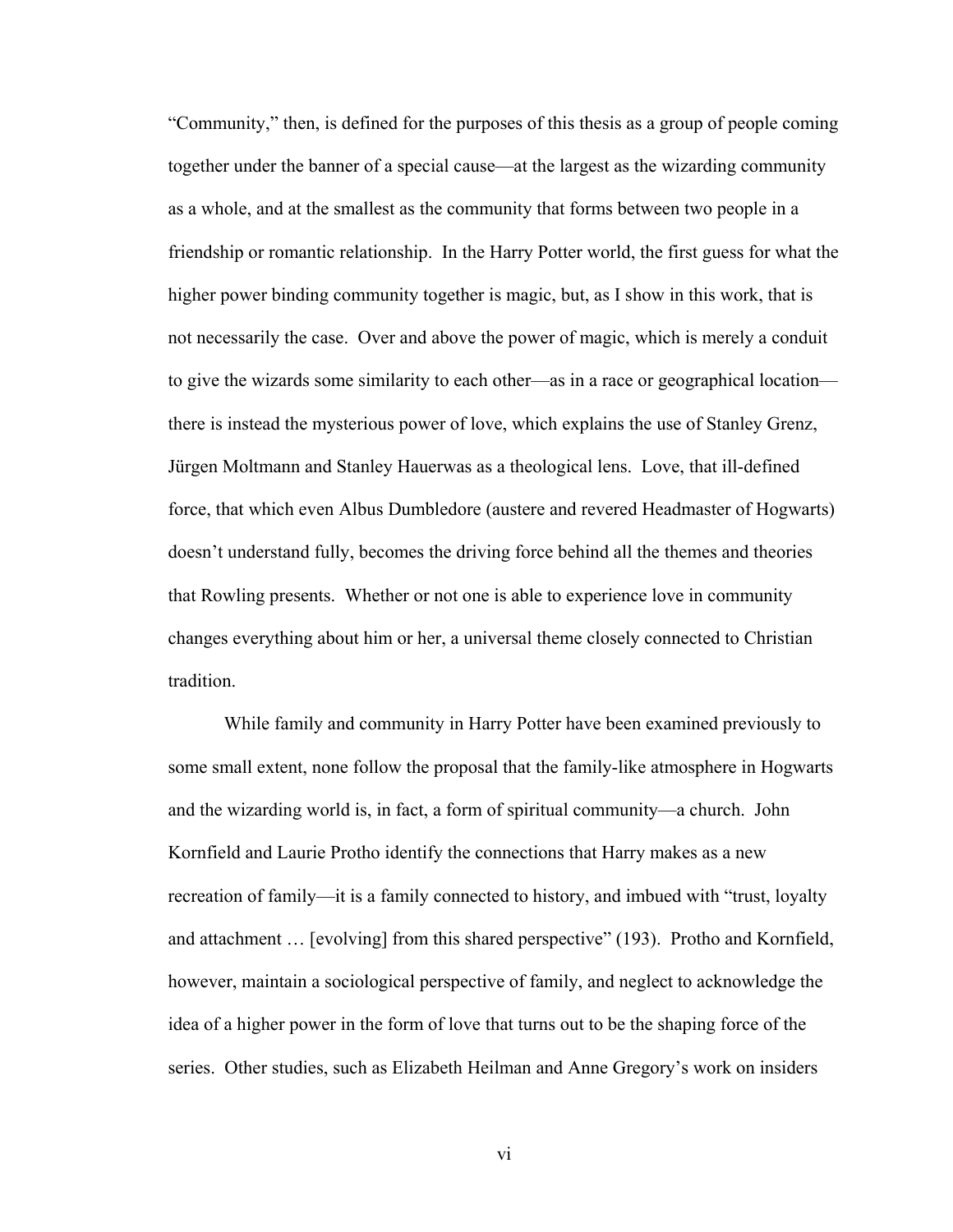“Community,” then, is defined for the purposes of this thesis as a group of people coming together under the banner of a special cause—at the largest as the wizarding community as a whole, and at the smallest as the community that forms between two people in a friendship or romantic relationship. In the Harry Potter world, the first guess for what the higher power binding community together is magic, but, as I show in this work, that is not necessarily the case. Over and above the power of magic, which is merely a conduit to give the wizards some similarity to each other—as in a race or geographical location—there is instead the mysterious power of love, which explains the use of Stanley Grenz, Jürgen Moltmann and Stanley Hauerwas as a theological lens. Love, that ill-defined force, that which even Albus Dumbledore (austere and revered Headmaster of Hogwarts) doesn’t understand fully, becomes the driving force behind all the themes and theories that Rowling presents. Whether or not one is able to experience love in community changes everything about him or her, a universal theme closely connected to Christian tradition.

While family and community in Harry Potter have been examined previously to some small extent, none follow the proposal that the family-like atmosphere in Hogwarts and the wizarding world is, in fact, a form of spiritual community—a church. John Kornfield and Laurie Protho identify the connections that Harry makes as a new recreation of family—it is a family connected to history, and imbued with “trust, loyalty and attachment … [evolving] from this shared perspective” (193). Protho and Kornfield, however, maintain a sociological perspective of family, and neglect to acknowledge the idea of a higher power in the form of love that turns out to be the shaping force of the series. Other studies, such as Elizabeth Heilman and Anne Gregory’s work on insiders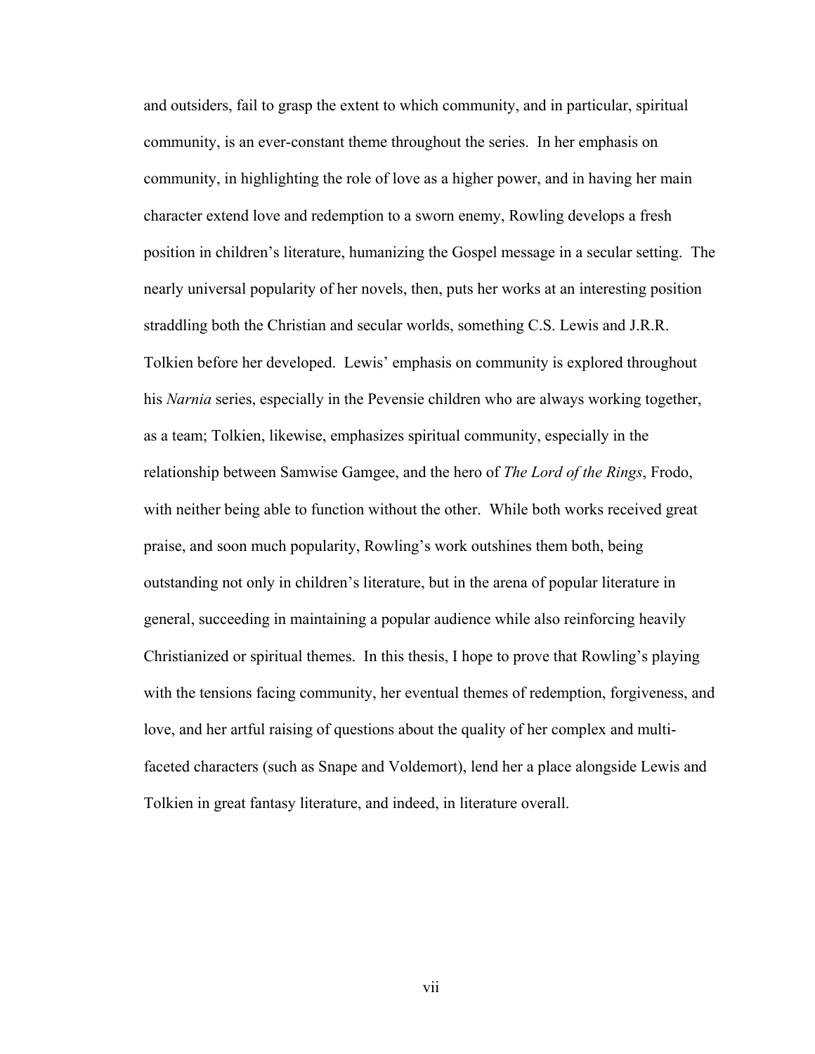and outsiders, fail to grasp the extent to which community, and in particular, spiritual community, is an ever-constant theme throughout the series. In her emphasis on community, in highlighting the role of love as a higher power, and in having her main character extend love and redemption to a sworn enemy, Rowling develops a fresh position in children's literature, humanizing the Gospel message in a secular setting. The nearly universal popularity of her novels, then, puts her works at an interesting position straddling both the Christian and secular worlds, something C.S. Lewis and J.R.R. Tolkien before her developed. Lewis' emphasis on community is explored throughout his *Narnia* series, especially in the Pevensie children who are always working together, as a team; Tolkien, likewise, emphasizes spiritual community, especially in the relationship between Samwise Gamgee, and the hero of *The Lord of the Rings*, Frodo, with neither being able to function without the other. While both works received great praise, and soon much popularity, Rowling's work outshines them both, being outstanding not only in children's literature, but in the arena of popular literature in general, succeeding in maintaining a popular audience while also reinforcing heavily Christianized or spiritual themes. In this thesis, I hope to prove that Rowling's playing with the tensions facing community, her eventual themes of redemption, forgiveness, and love, and her artful raising of questions about the quality of her complex and multi-faceted characters (such as Snape and Voldemort), lend her a place alongside Lewis and Tolkien in great fantasy literature, and indeed, in literature overall.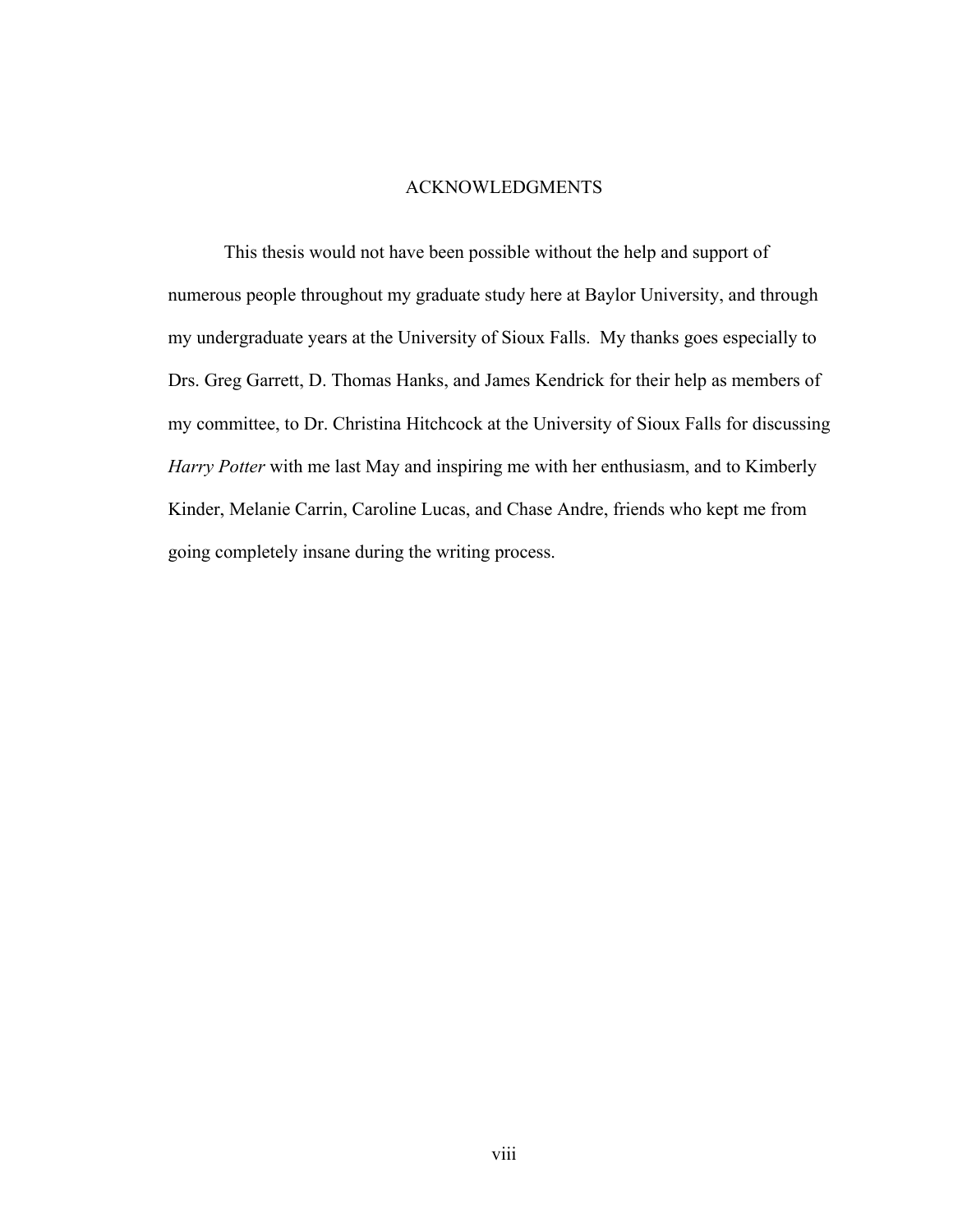# ACKNOWLEDGMENTS

This thesis would not have been possible without the help and support of numerous people throughout my graduate study here at Baylor University, and through my undergraduate years at the University of Sioux Falls. My thanks goes especially to Drs. Greg Garrett, D. Thomas Hanks, and James Kendrick for their help as members of my committee, to Dr. Christina Hitchcock at the University of Sioux Falls for discussing *Harry Potter* with me last May and inspiring me with her enthusiasm, and to Kimberly Kinder, Melanie Carrin, Caroline Lucas, and Chase Andre, friends who kept me from going completely insane during the writing process.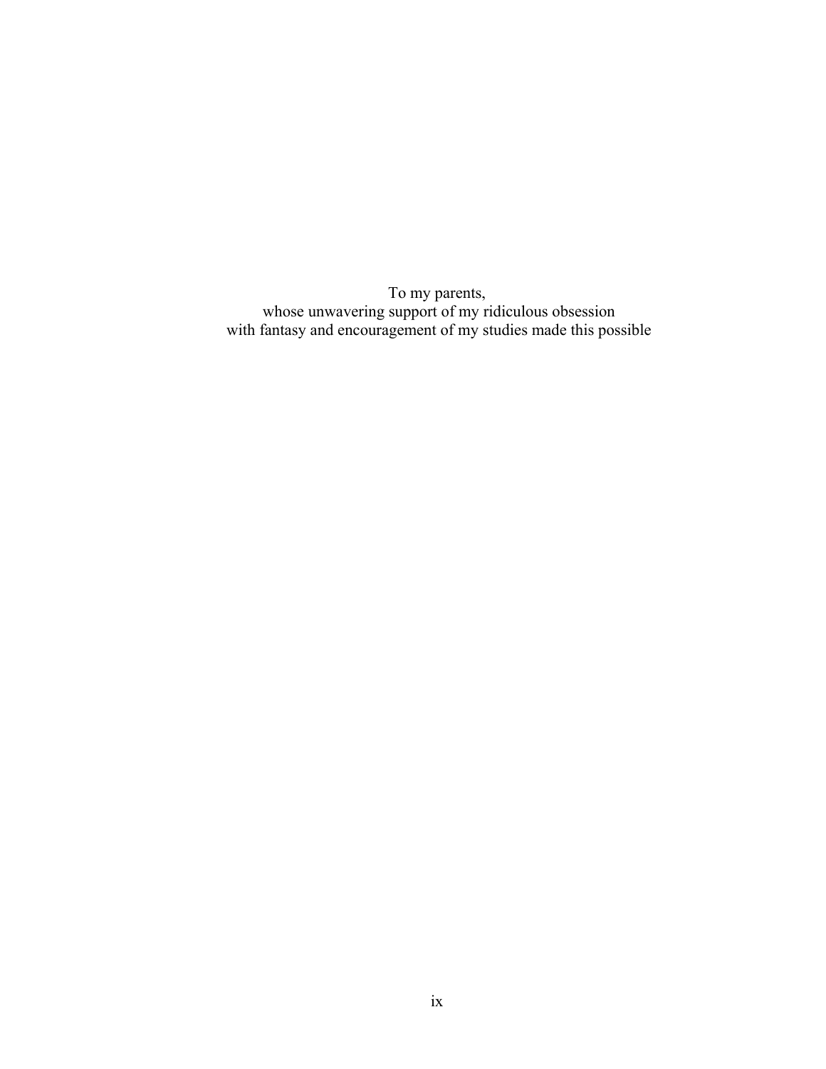To my parents,
whose unwavering support of my ridiculous obsession
with fantasy and encouragement of my studies made this possible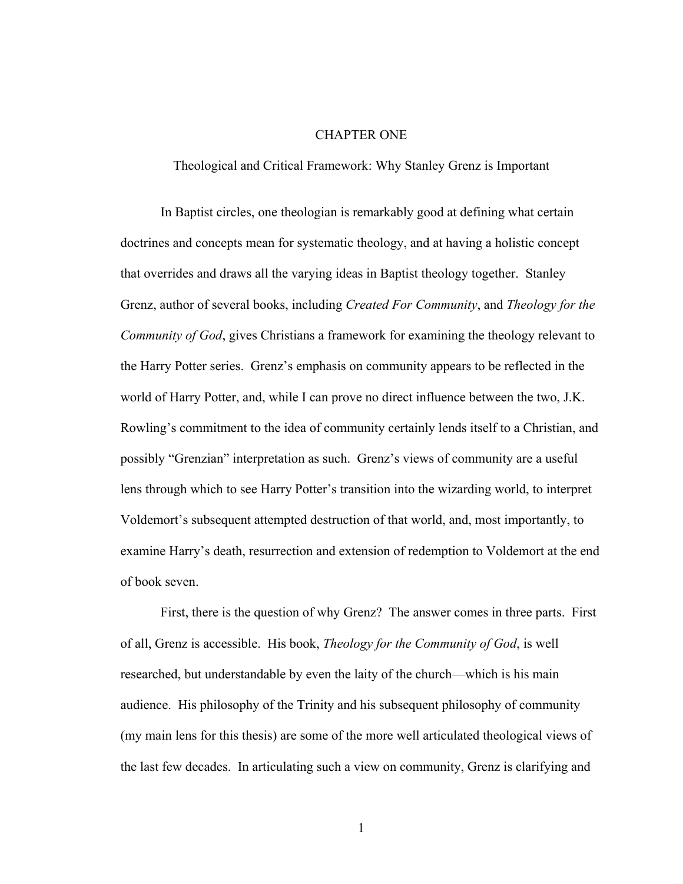# CHAPTER ONE

## Theological and Critical Framework: Why Stanley Grenz is Important

In Baptist circles, one theologian is remarkably good at defining what certain doctrines and concepts mean for systematic theology, and at having a holistic concept that overrides and draws all the varying ideas in Baptist theology together. Stanley Grenz, author of several books, including *Created For Community*, and *Theology for the Community of God*, gives Christians a framework for examining the theology relevant to the Harry Potter series. Grenz's emphasis on community appears to be reflected in the world of Harry Potter, and, while I can prove no direct influence between the two, J.K. Rowling's commitment to the idea of community certainly lends itself to a Christian, and possibly "Grenzian" interpretation as such. Grenz's views of community are a useful lens through which to see Harry Potter's transition into the wizarding world, to interpret Voldemort's subsequent attempted destruction of that world, and, most importantly, to examine Harry's death, resurrection and extension of redemption to Voldemort at the end of book seven.

First, there is the question of why Grenz? The answer comes in three parts. First of all, Grenz is accessible. His book, *Theology for the Community of God*, is well researched, but understandable by even the laity of the church—which is his main audience. His philosophy of the Trinity and his subsequent philosophy of community (my main lens for this thesis) are some of the more well articulated theological views of the last few decades. In articulating such a view on community, Grenz is clarifying and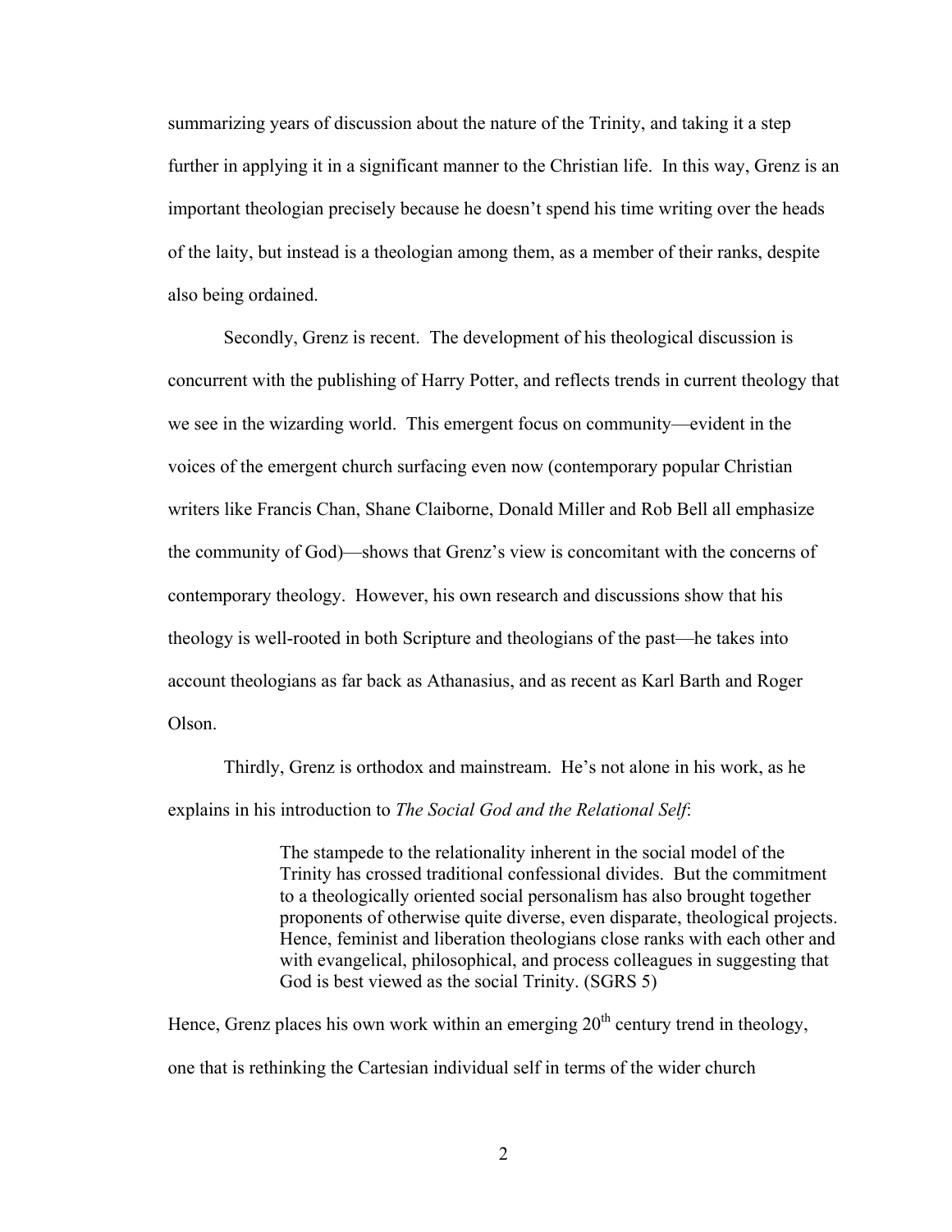summarizing years of discussion about the nature of the Trinity, and taking it a step further in applying it in a significant manner to the Christian life. In this way, Grenz is an important theologian precisely because he doesn't spend his time writing over the heads of the laity, but instead is a theologian among them, as a member of their ranks, despite also being ordained.

Secondly, Grenz is recent. The development of his theological discussion is concurrent with the publishing of Harry Potter, and reflects trends in current theology that we see in the wizarding world. This emergent focus on community—evident in the voices of the emergent church surfacing even now (contemporary popular Christian writers like Francis Chan, Shane Claiborne, Donald Miller and Rob Bell all emphasize the community of God)—shows that Grenz's view is concomitant with the concerns of contemporary theology. However, his own research and discussions show that his theology is well-rooted in both Scripture and theologians of the past—he takes into account theologians as far back as Athanasius, and as recent as Karl Barth and Roger Olson.

Thirdly, Grenz is orthodox and mainstream. He's not alone in his work, as he explains in his introduction to *The Social God and the Relational Self*:

> The stampede to the relationality inherent in the social model of the Trinity has crossed traditional confessional divides. But the commitment to a theologically oriented social personalism has also brought together proponents of otherwise quite diverse, even disparate, theological projects. Hence, feminist and liberation theologians close ranks with each other and with evangelical, philosophical, and process colleagues in suggesting that God is best viewed as the social Trinity. (SGRS 5)

Hence, Grenz places his own work within an emerging 20th century trend in theology, one that is rethinking the Cartesian individual self in terms of the wider church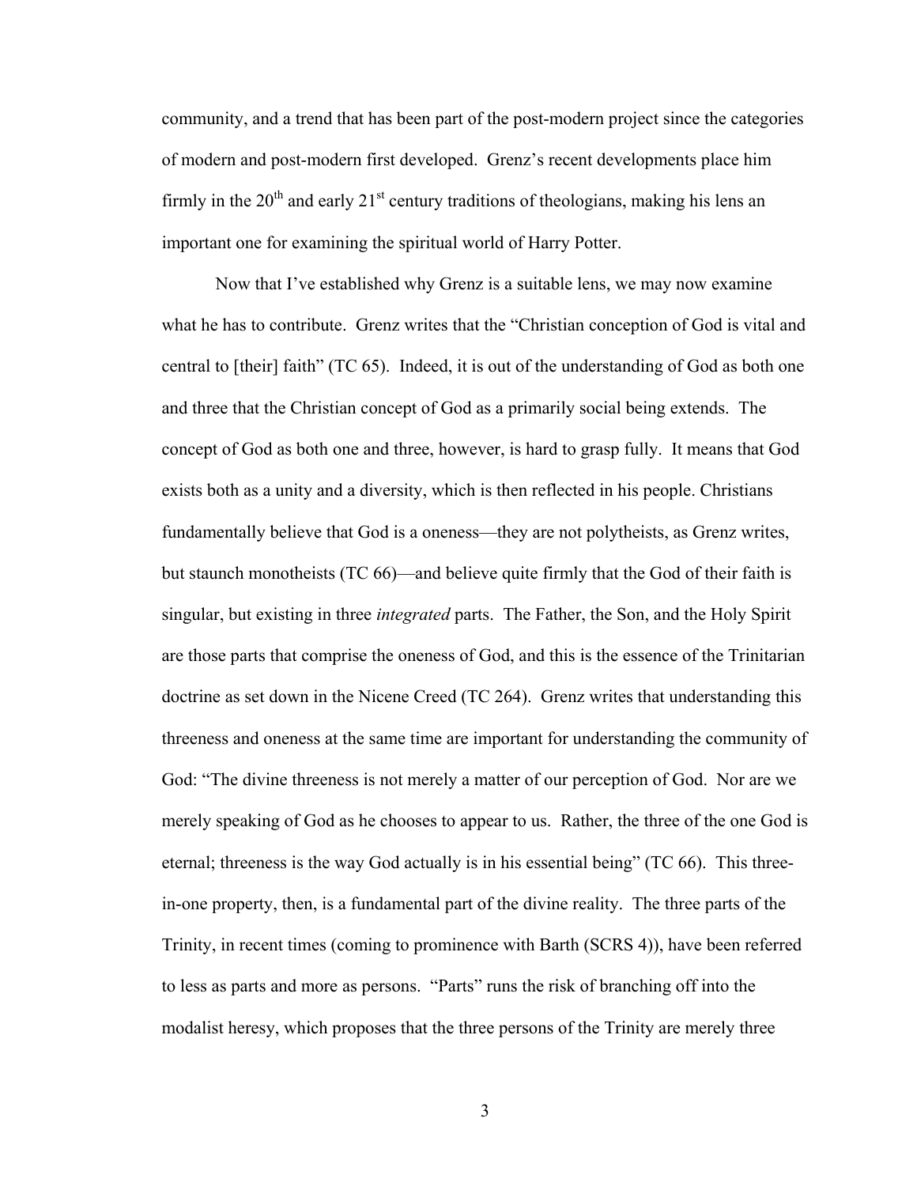community, and a trend that has been part of the post-modern project since the categories of modern and post-modern first developed. Grenz's recent developments place him firmly in the 20th and early 21st century traditions of theologians, making his lens an important one for examining the spiritual world of Harry Potter.

Now that I've established why Grenz is a suitable lens, we may now examine what he has to contribute. Grenz writes that the "Christian conception of God is vital and central to [their] faith" (TC 65). Indeed, it is out of the understanding of God as both one and three that the Christian concept of God as a primarily social being extends. The concept of God as both one and three, however, is hard to grasp fully. It means that God exists both as a unity and a diversity, which is then reflected in his people. Christians fundamentally believe that God is a oneness—they are not polytheists, as Grenz writes, but staunch monotheists (TC 66)—and believe quite firmly that the God of their faith is singular, but existing in three *integrated* parts. The Father, the Son, and the Holy Spirit are those parts that comprise the oneness of God, and this is the essence of the Trinitarian doctrine as set down in the Nicene Creed (TC 264). Grenz writes that understanding this threeness and oneness at the same time are important for understanding the community of God: "The divine threeness is not merely a matter of our perception of God. Nor are we merely speaking of God as he chooses to appear to us. Rather, the three of the one God is eternal; threeness is the way God actually is in his essential being" (TC 66). This three-in-one property, then, is a fundamental part of the divine reality. The three parts of the Trinity, in recent times (coming to prominence with Barth (SCRS 4)), have been referred to less as parts and more as persons. "Parts" runs the risk of branching off into the modalist heresy, which proposes that the three persons of the Trinity are merely three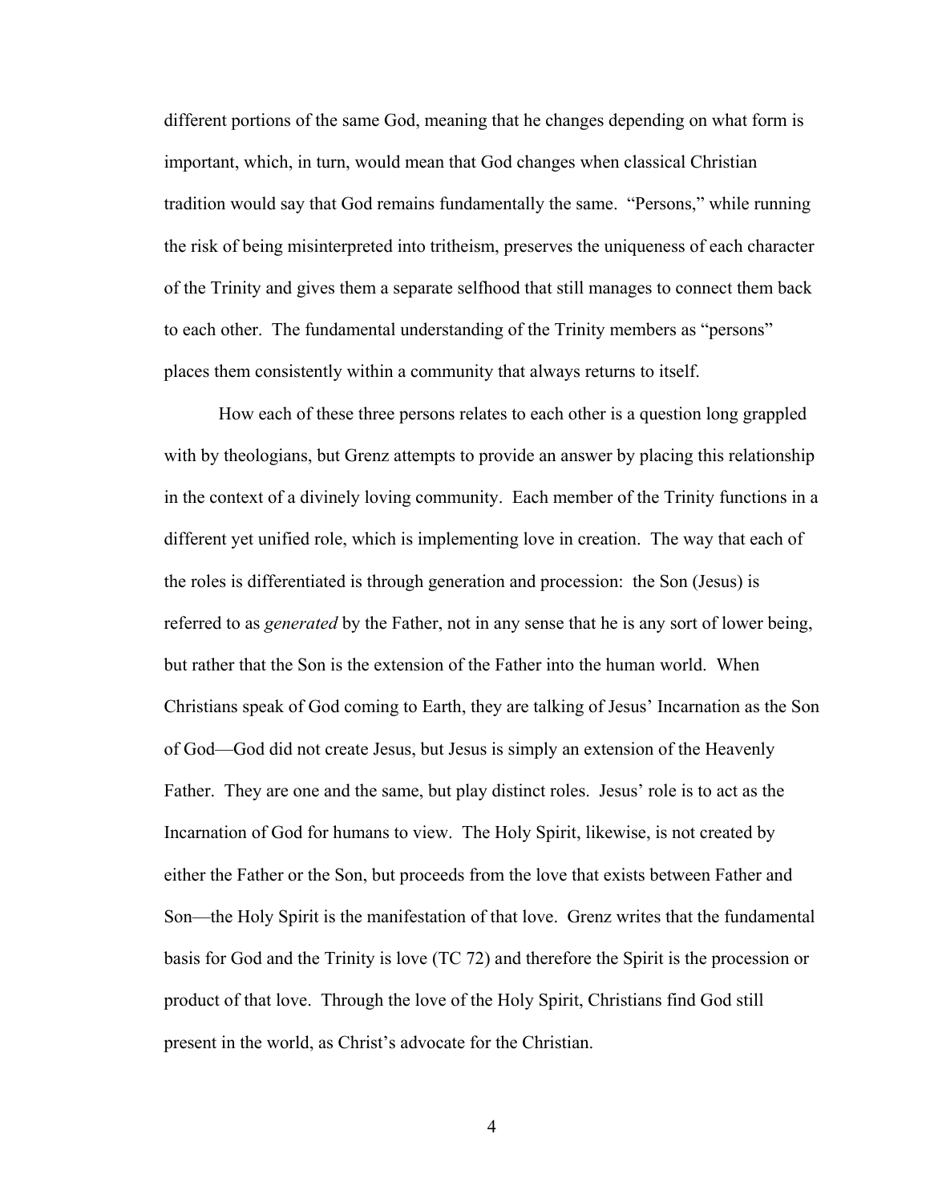different portions of the same God, meaning that he changes depending on what form is important, which, in turn, would mean that God changes when classical Christian tradition would say that God remains fundamentally the same. "Persons," while running the risk of being misinterpreted into tritheism, preserves the uniqueness of each character of the Trinity and gives them a separate selfhood that still manages to connect them back to each other. The fundamental understanding of the Trinity members as "persons" places them consistently within a community that always returns to itself.

How each of these three persons relates to each other is a question long grappled with by theologians, but Grenz attempts to provide an answer by placing this relationship in the context of a divinely loving community. Each member of the Trinity functions in a different yet unified role, which is implementing love in creation. The way that each of the roles is differentiated is through generation and procession: the Son (Jesus) is referred to as *generated* by the Father, not in any sense that he is any sort of lower being, but rather that the Son is the extension of the Father into the human world. When Christians speak of God coming to Earth, they are talking of Jesus' Incarnation as the Son of God—God did not create Jesus, but Jesus is simply an extension of the Heavenly Father. They are one and the same, but play distinct roles. Jesus' role is to act as the Incarnation of God for humans to view. The Holy Spirit, likewise, is not created by either the Father or the Son, but proceeds from the love that exists between Father and Son—the Holy Spirit is the manifestation of that love. Grenz writes that the fundamental basis for God and the Trinity is love (TC 72) and therefore the Spirit is the procession or product of that love. Through the love of the Holy Spirit, Christians find God still present in the world, as Christ's advocate for the Christian.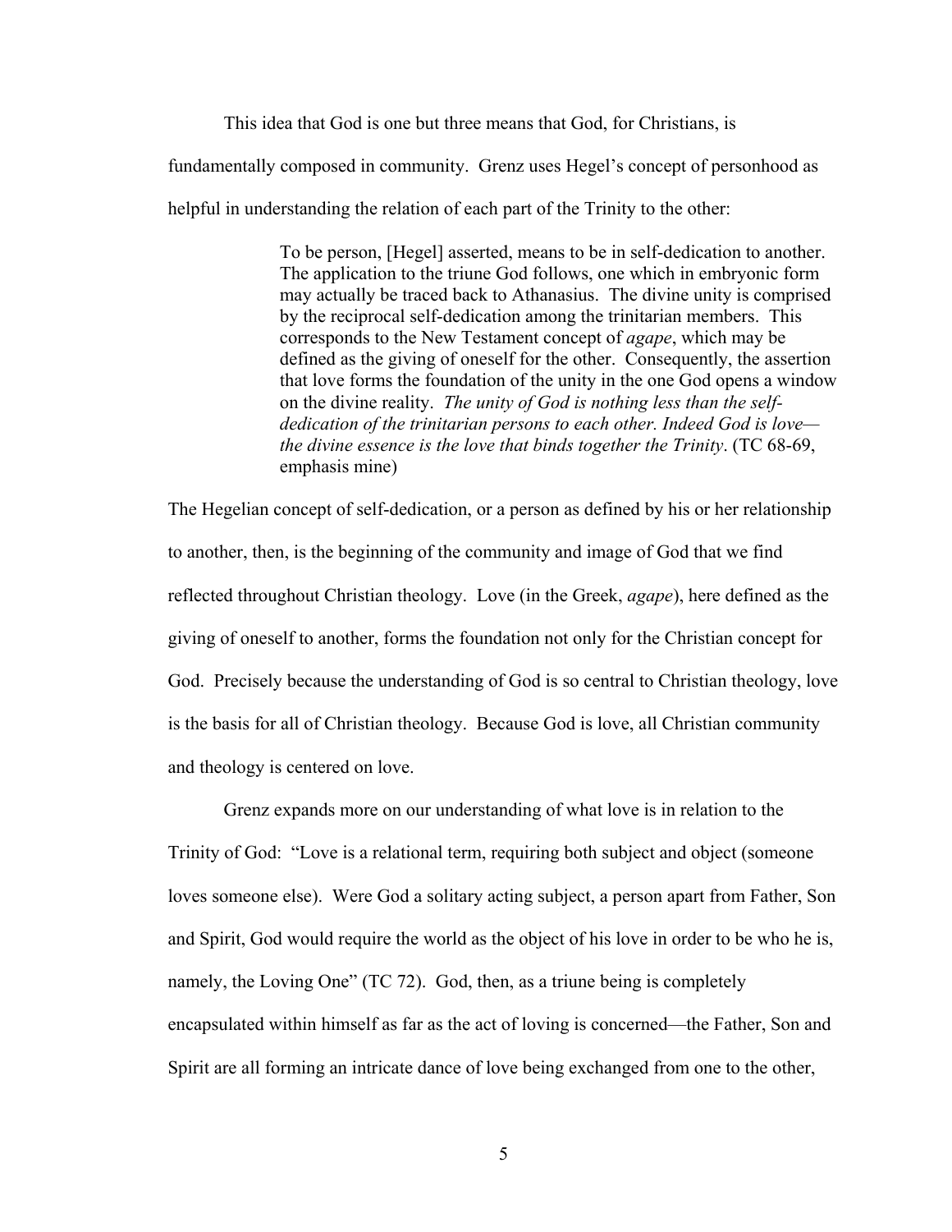This idea that God is one but three means that God, for Christians, is fundamentally composed in community. Grenz uses Hegel's concept of personhood as helpful in understanding the relation of each part of the Trinity to the other:

> To be person, [Hegel] asserted, means to be in self-dedication to another. The application to the triune God follows, one which in embryonic form may actually be traced back to Athanasius. The divine unity is comprised by the reciprocal self-dedication among the trinitarian members. This corresponds to the New Testament concept of *agape*, which may be defined as the giving of oneself for the other. Consequently, the assertion that love forms the foundation of the unity in the one God opens a window on the divine reality. *The unity of God is nothing less than the self-dedication of the trinitarian persons to each other. Indeed God is love—the divine essence is the love that binds together the Trinity*. (TC 68-69, emphasis mine)

The Hegelian concept of self-dedication, or a person as defined by his or her relationship to another, then, is the beginning of the community and image of God that we find reflected throughout Christian theology. Love (in the Greek, *agape*), here defined as the giving of oneself to another, forms the foundation not only for the Christian concept for God. Precisely because the understanding of God is so central to Christian theology, love is the basis for all of Christian theology. Because God is love, all Christian community and theology is centered on love.

Grenz expands more on our understanding of what love is in relation to the Trinity of God: "Love is a relational term, requiring both subject and object (someone loves someone else). Were God a solitary acting subject, a person apart from Father, Son and Spirit, God would require the world as the object of his love in order to be who he is, namely, the Loving One" (TC 72). God, then, as a triune being is completely encapsulated within himself as far as the act of loving is concerned—the Father, Son and Spirit are all forming an intricate dance of love being exchanged from one to the other,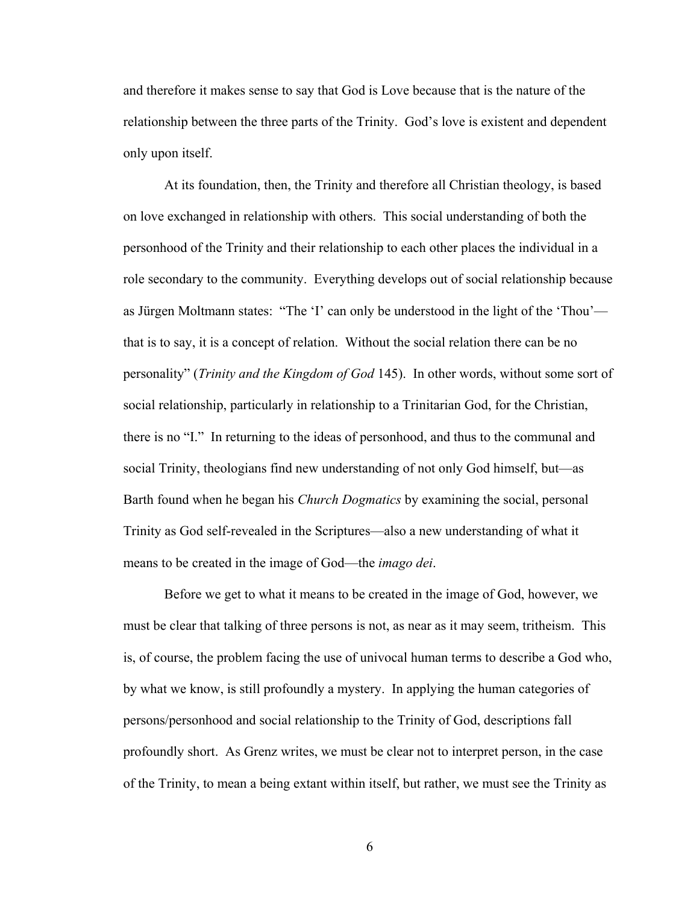and therefore it makes sense to say that God is Love because that is the nature of the relationship between the three parts of the Trinity. God's love is existent and dependent only upon itself.

At its foundation, then, the Trinity and therefore all Christian theology, is based on love exchanged in relationship with others. This social understanding of both the personhood of the Trinity and their relationship to each other places the individual in a role secondary to the community. Everything develops out of social relationship because as Jürgen Moltmann states: "The 'I' can only be understood in the light of the 'Thou'—that is to say, it is a concept of relation. Without the social relation there can be no personality" (*Trinity and the Kingdom of God* 145). In other words, without some sort of social relationship, particularly in relationship to a Trinitarian God, for the Christian, there is no "I." In returning to the ideas of personhood, and thus to the communal and social Trinity, theologians find new understanding of not only God himself, but—as Barth found when he began his *Church Dogmatics* by examining the social, personal Trinity as God self-revealed in the Scriptures—also a new understanding of what it means to be created in the image of God—the *imago dei*.

Before we get to what it means to be created in the image of God, however, we must be clear that talking of three persons is not, as near as it may seem, tritheism. This is, of course, the problem facing the use of univocal human terms to describe a God who, by what we know, is still profoundly a mystery. In applying the human categories of persons/personhood and social relationship to the Trinity of God, descriptions fall profoundly short. As Grenz writes, we must be clear not to interpret person, in the case of the Trinity, to mean a being extant within itself, but rather, we must see the Trinity as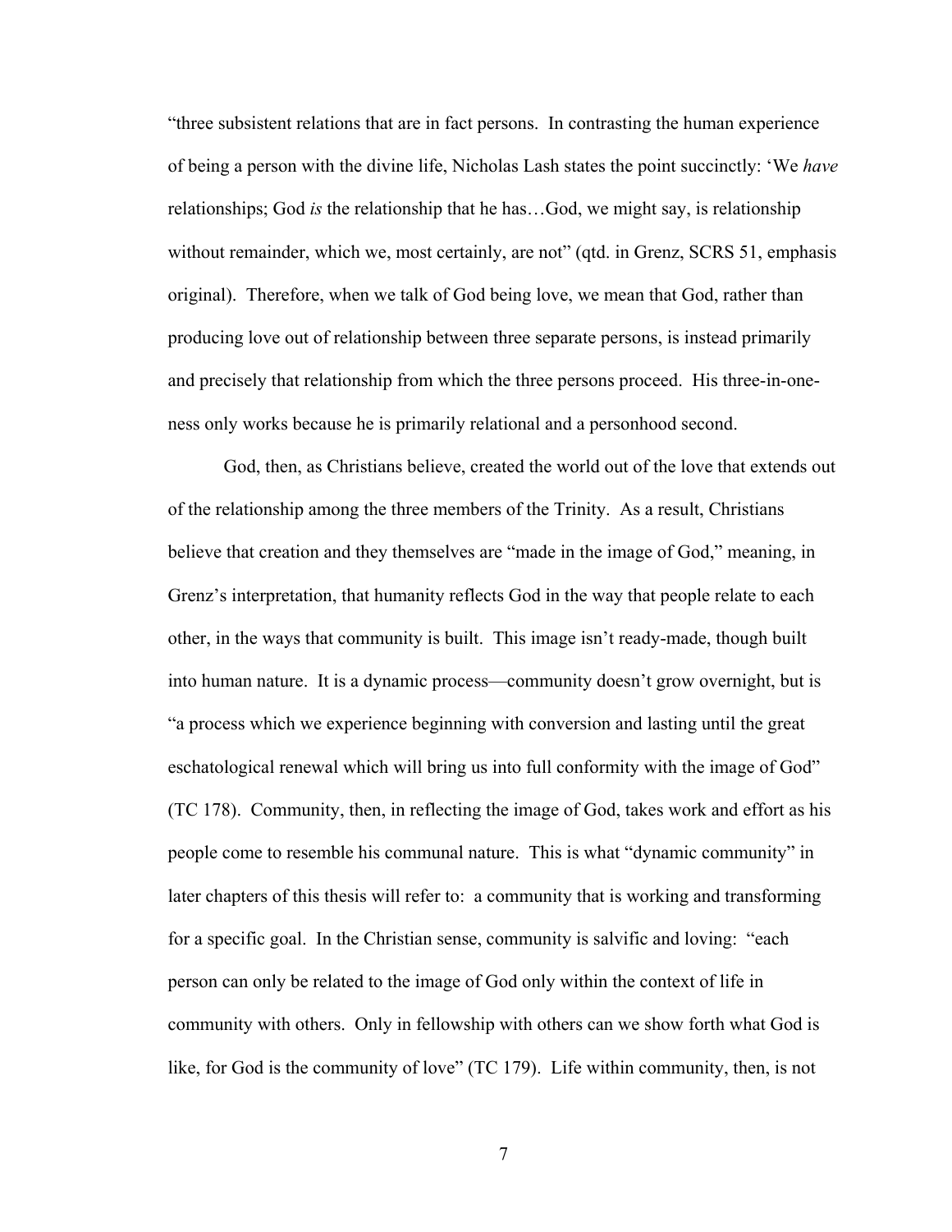"three subsistent relations that are in fact persons. In contrasting the human experience of being a person with the divine life, Nicholas Lash states the point succinctly: 'We *have* relationships; God *is* the relationship that he has…God, we might say, is relationship without remainder, which we, most certainly, are not" (qtd. in Grenz, SCRS 51, emphasis original). Therefore, when we talk of God being love, we mean that God, rather than producing love out of relationship between three separate persons, is instead primarily and precisely that relationship from which the three persons proceed. His three-in-one-ness only works because he is primarily relational and a personhood second.

God, then, as Christians believe, created the world out of the love that extends out of the relationship among the three members of the Trinity. As a result, Christians believe that creation and they themselves are "made in the image of God," meaning, in Grenz's interpretation, that humanity reflects God in the way that people relate to each other, in the ways that community is built. This image isn't ready-made, though built into human nature. It is a dynamic process—community doesn't grow overnight, but is "a process which we experience beginning with conversion and lasting until the great eschatological renewal which will bring us into full conformity with the image of God" (TC 178). Community, then, in reflecting the image of God, takes work and effort as his people come to resemble his communal nature. This is what "dynamic community" in later chapters of this thesis will refer to: a community that is working and transforming for a specific goal. In the Christian sense, community is salvific and loving: "each person can only be related to the image of God only within the context of life in community with others. Only in fellowship with others can we show forth what God is like, for God is the community of love" (TC 179). Life within community, then, is not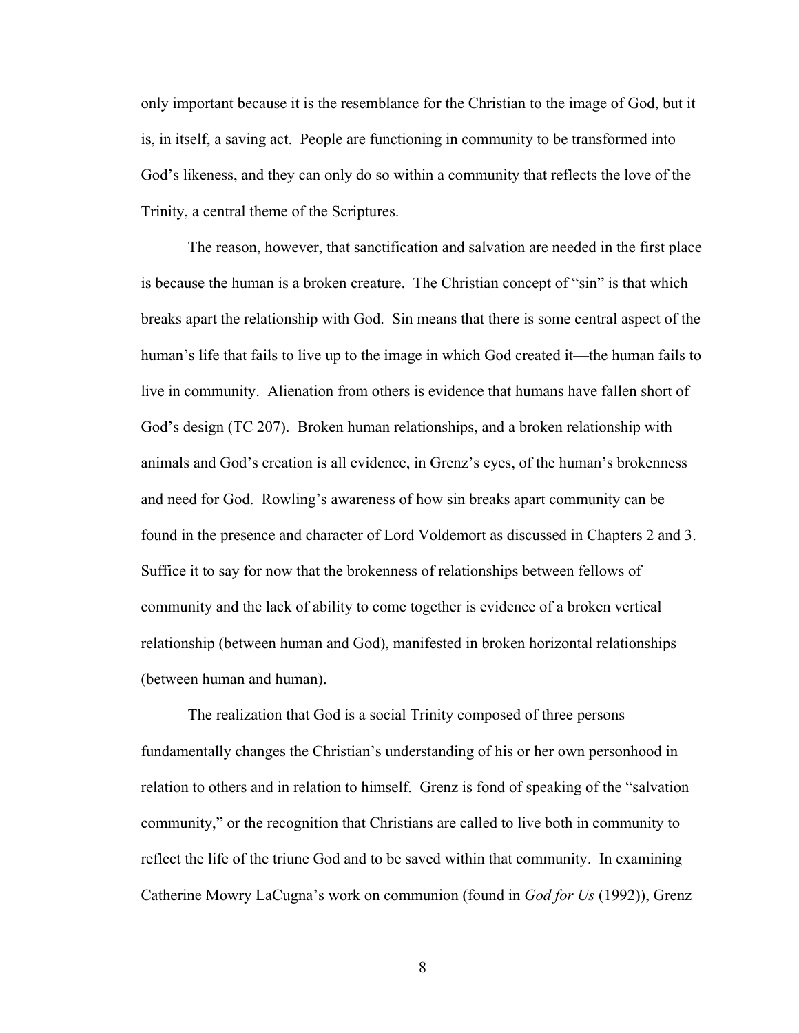only important because it is the resemblance for the Christian to the image of God, but it is, in itself, a saving act. People are functioning in community to be transformed into God's likeness, and they can only do so within a community that reflects the love of the Trinity, a central theme of the Scriptures.

The reason, however, that sanctification and salvation are needed in the first place is because the human is a broken creature. The Christian concept of "sin" is that which breaks apart the relationship with God. Sin means that there is some central aspect of the human's life that fails to live up to the image in which God created it—the human fails to live in community. Alienation from others is evidence that humans have fallen short of God's design (TC 207). Broken human relationships, and a broken relationship with animals and God's creation is all evidence, in Grenz's eyes, of the human's brokenness and need for God. Rowling's awareness of how sin breaks apart community can be found in the presence and character of Lord Voldemort as discussed in Chapters 2 and 3. Suffice it to say for now that the brokenness of relationships between fellows of community and the lack of ability to come together is evidence of a broken vertical relationship (between human and God), manifested in broken horizontal relationships (between human and human).

The realization that God is a social Trinity composed of three persons fundamentally changes the Christian's understanding of his or her own personhood in relation to others and in relation to himself. Grenz is fond of speaking of the "salvation community," or the recognition that Christians are called to live both in community to reflect the life of the triune God and to be saved within that community. In examining Catherine Mowry LaCugna's work on communion (found in *God for Us* (1992)), Grenz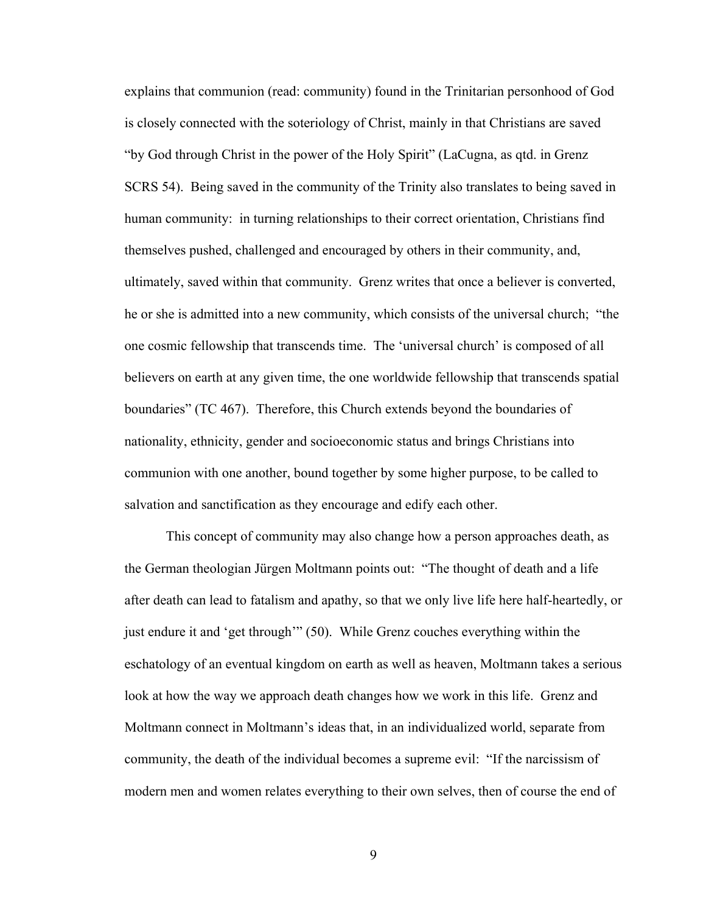explains that communion (read: community) found in the Trinitarian personhood of God is closely connected with the soteriology of Christ, mainly in that Christians are saved "by God through Christ in the power of the Holy Spirit" (LaCugna, as qtd. in Grenz SCRS 54). Being saved in the community of the Trinity also translates to being saved in human community: in turning relationships to their correct orientation, Christians find themselves pushed, challenged and encouraged by others in their community, and, ultimately, saved within that community. Grenz writes that once a believer is converted, he or she is admitted into a new community, which consists of the universal church; "the one cosmic fellowship that transcends time. The 'universal church' is composed of all believers on earth at any given time, the one worldwide fellowship that transcends spatial boundaries" (TC 467). Therefore, this Church extends beyond the boundaries of nationality, ethnicity, gender and socioeconomic status and brings Christians into communion with one another, bound together by some higher purpose, to be called to salvation and sanctification as they encourage and edify each other.

This concept of community may also change how a person approaches death, as the German theologian Jürgen Moltmann points out: "The thought of death and a life after death can lead to fatalism and apathy, so that we only live life here half-heartedly, or just endure it and 'get through'" (50). While Grenz couches everything within the eschatology of an eventual kingdom on earth as well as heaven, Moltmann takes a serious look at how the way we approach death changes how we work in this life. Grenz and Moltmann connect in Moltmann's ideas that, in an individualized world, separate from community, the death of the individual becomes a supreme evil: "If the narcissism of modern men and women relates everything to their own selves, then of course the end of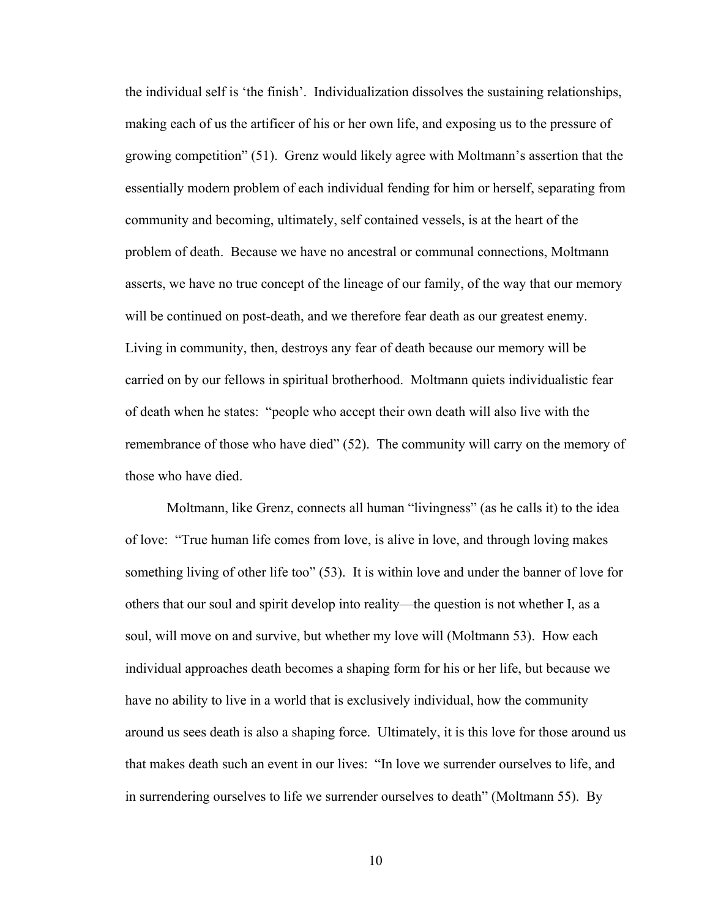the individual self is 'the finish'. Individualization dissolves the sustaining relationships, making each of us the artificer of his or her own life, and exposing us to the pressure of growing competition" (51). Grenz would likely agree with Moltmann's assertion that the essentially modern problem of each individual fending for him or herself, separating from community and becoming, ultimately, self contained vessels, is at the heart of the problem of death. Because we have no ancestral or communal connections, Moltmann asserts, we have no true concept of the lineage of our family, of the way that our memory will be continued on post-death, and we therefore fear death as our greatest enemy. Living in community, then, destroys any fear of death because our memory will be carried on by our fellows in spiritual brotherhood. Moltmann quiets individualistic fear of death when he states: "people who accept their own death will also live with the remembrance of those who have died" (52). The community will carry on the memory of those who have died.

Moltmann, like Grenz, connects all human "livingness" (as he calls it) to the idea of love: "True human life comes from love, is alive in love, and through loving makes something living of other life too" (53). It is within love and under the banner of love for others that our soul and spirit develop into reality—the question is not whether I, as a soul, will move on and survive, but whether my love will (Moltmann 53). How each individual approaches death becomes a shaping form for his or her life, but because we have no ability to live in a world that is exclusively individual, how the community around us sees death is also a shaping force. Ultimately, it is this love for those around us that makes death such an event in our lives: "In love we surrender ourselves to life, and in surrendering ourselves to life we surrender ourselves to death" (Moltmann 55). By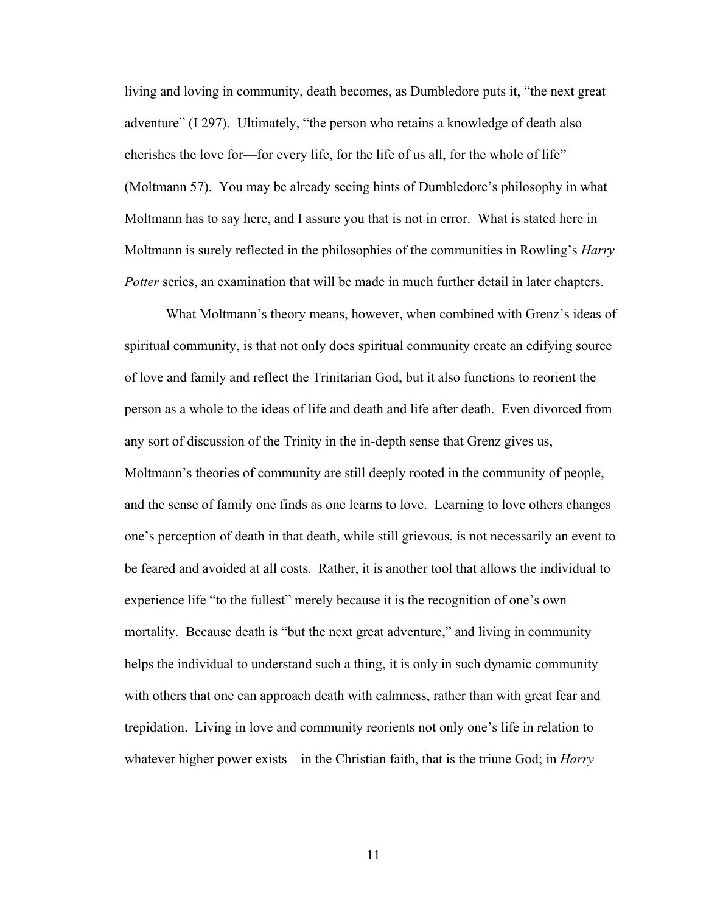living and loving in community, death becomes, as Dumbledore puts it, "the next great adventure" (I 297). Ultimately, "the person who retains a knowledge of death also cherishes the love for—for every life, for the life of us all, for the whole of life" (Moltmann 57). You may be already seeing hints of Dumbledore's philosophy in what Moltmann has to say here, and I assure you that is not in error. What is stated here in Moltmann is surely reflected in the philosophies of the communities in Rowling's *Harry Potter* series, an examination that will be made in much further detail in later chapters.

What Moltmann's theory means, however, when combined with Grenz's ideas of spiritual community, is that not only does spiritual community create an edifying source of love and family and reflect the Trinitarian God, but it also functions to reorient the person as a whole to the ideas of life and death and life after death. Even divorced from any sort of discussion of the Trinity in the in-depth sense that Grenz gives us, Moltmann's theories of community are still deeply rooted in the community of people, and the sense of family one finds as one learns to love. Learning to love others changes one's perception of death in that death, while still grievous, is not necessarily an event to be feared and avoided at all costs. Rather, it is another tool that allows the individual to experience life "to the fullest" merely because it is the recognition of one's own mortality. Because death is "but the next great adventure," and living in community helps the individual to understand such a thing, it is only in such dynamic community with others that one can approach death with calmness, rather than with great fear and trepidation. Living in love and community reorients not only one's life in relation to whatever higher power exists—in the Christian faith, that is the triune God; in *Harry*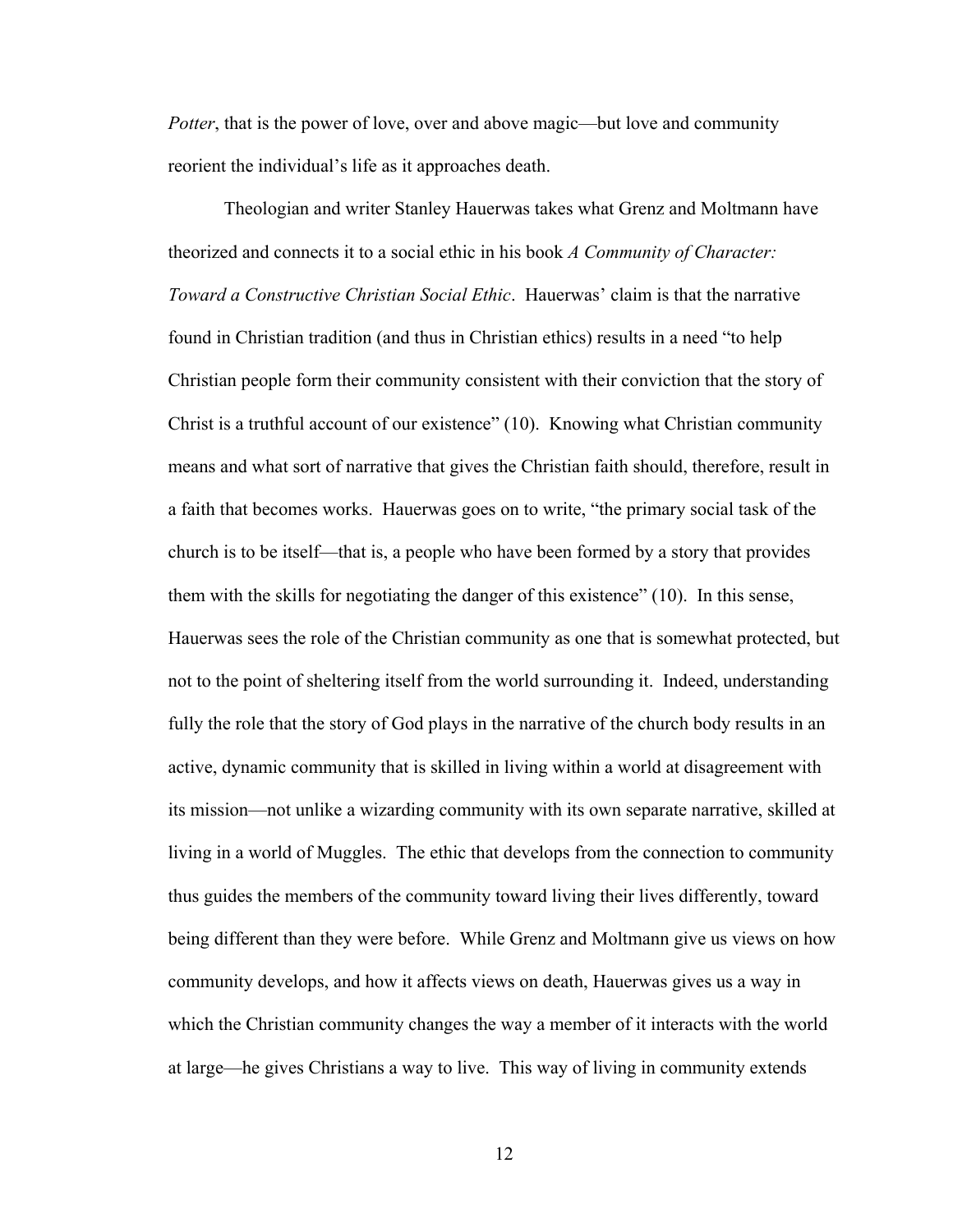*Potter*, that is the power of love, over and above magic—but love and community reorient the individual's life as it approaches death.

Theologian and writer Stanley Hauerwas takes what Grenz and Moltmann have theorized and connects it to a social ethic in his book *A Community of Character: Toward a Constructive Christian Social Ethic*. Hauerwas' claim is that the narrative found in Christian tradition (and thus in Christian ethics) results in a need "to help Christian people form their community consistent with their conviction that the story of Christ is a truthful account of our existence" (10). Knowing what Christian community means and what sort of narrative that gives the Christian faith should, therefore, result in a faith that becomes works. Hauerwas goes on to write, "the primary social task of the church is to be itself—that is, a people who have been formed by a story that provides them with the skills for negotiating the danger of this existence" (10). In this sense, Hauerwas sees the role of the Christian community as one that is somewhat protected, but not to the point of sheltering itself from the world surrounding it. Indeed, understanding fully the role that the story of God plays in the narrative of the church body results in an active, dynamic community that is skilled in living within a world at disagreement with its mission—not unlike a wizarding community with its own separate narrative, skilled at living in a world of Muggles. The ethic that develops from the connection to community thus guides the members of the community toward living their lives differently, toward being different than they were before. While Grenz and Moltmann give us views on how community develops, and how it affects views on death, Hauerwas gives us a way in which the Christian community changes the way a member of it interacts with the world at large—he gives Christians a way to live. This way of living in community extends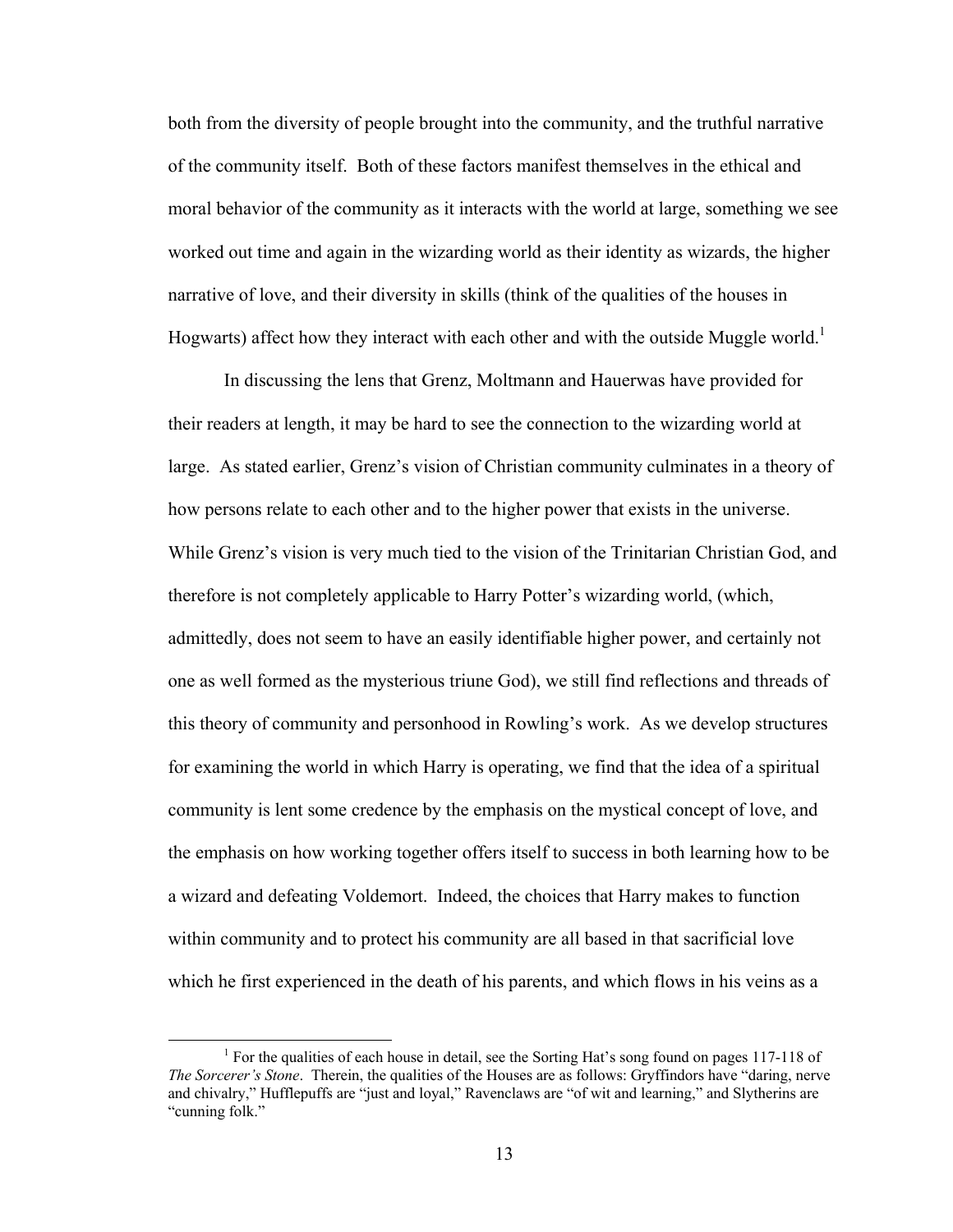both from the diversity of people brought into the community, and the truthful narrative of the community itself. Both of these factors manifest themselves in the ethical and moral behavior of the community as it interacts with the world at large, something we see worked out time and again in the wizarding world as their identity as wizards, the higher narrative of love, and their diversity in skills (think of the qualities of the houses in Hogwarts) affect how they interact with each other and with the outside Muggle world.[1]

In discussing the lens that Grenz, Moltmann and Hauerwas have provided for their readers at length, it may be hard to see the connection to the wizarding world at large. As stated earlier, Grenz's vision of Christian community culminates in a theory of how persons relate to each other and to the higher power that exists in the universe. While Grenz's vision is very much tied to the vision of the Trinitarian Christian God, and therefore is not completely applicable to Harry Potter's wizarding world, (which, admittedly, does not seem to have an easily identifiable higher power, and certainly not one as well formed as the mysterious triune God), we still find reflections and threads of this theory of community and personhood in Rowling's work. As we develop structures for examining the world in which Harry is operating, we find that the idea of a spiritual community is lent some credence by the emphasis on the mystical concept of love, and the emphasis on how working together offers itself to success in both learning how to be a wizard and defeating Voldemort. Indeed, the choices that Harry makes to function within community and to protect his community are all based in that sacrificial love which he first experienced in the death of his parents, and which flows in his veins as a

[1] For the qualities of each house in detail, see the Sorting Hat's song found on pages 117-118 of *The Sorcerer's Stone*. Therein, the qualities of the Houses are as follows: Gryffindors have "daring, nerve and chivalry," Hufflepuffs are "just and loyal," Ravenclaws are "of wit and learning," and Slytherins are "cunning folk."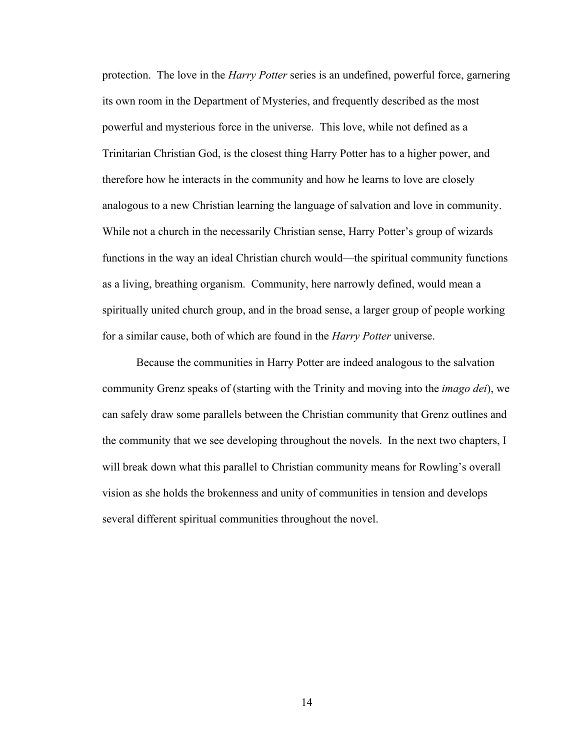protection. The love in the *Harry Potter* series is an undefined, powerful force, garnering its own room in the Department of Mysteries, and frequently described as the most powerful and mysterious force in the universe. This love, while not defined as a Trinitarian Christian God, is the closest thing Harry Potter has to a higher power, and therefore how he interacts in the community and how he learns to love are closely analogous to a new Christian learning the language of salvation and love in community. While not a church in the necessarily Christian sense, Harry Potter's group of wizards functions in the way an ideal Christian church would—the spiritual community functions as a living, breathing organism. Community, here narrowly defined, would mean a spiritually united church group, and in the broad sense, a larger group of people working for a similar cause, both of which are found in the *Harry Potter* universe.

Because the communities in Harry Potter are indeed analogous to the salvation community Grenz speaks of (starting with the Trinity and moving into the *imago dei*), we can safely draw some parallels between the Christian community that Grenz outlines and the community that we see developing throughout the novels. In the next two chapters, I will break down what this parallel to Christian community means for Rowling's overall vision as she holds the brokenness and unity of communities in tension and develops several different spiritual communities throughout the novel.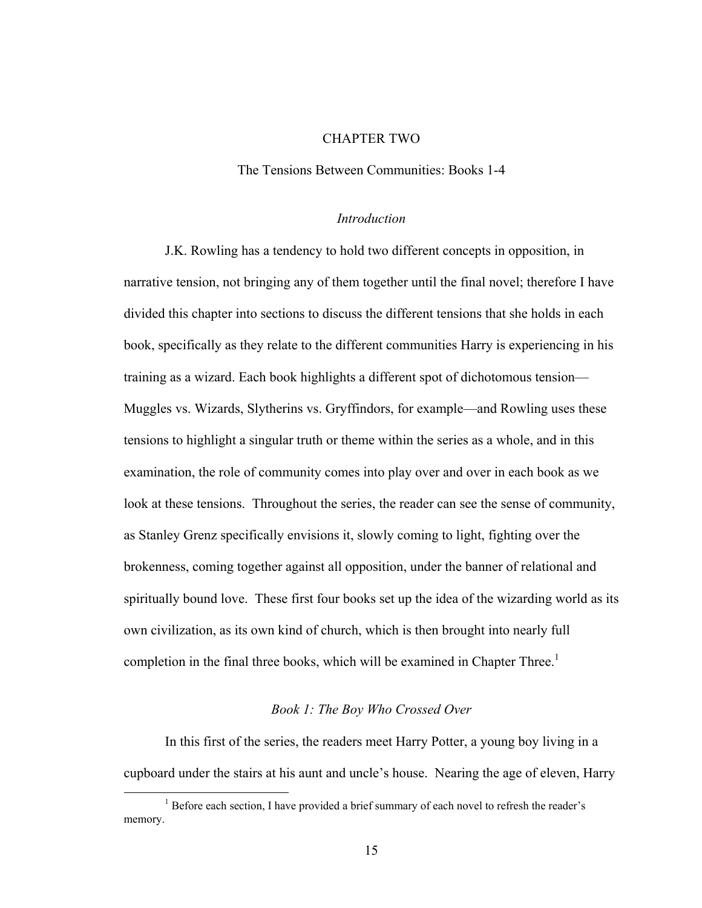# CHAPTER TWO

## The Tensions Between Communities: Books 1-4

### *Introduction*

J.K. Rowling has a tendency to hold two different concepts in opposition, in narrative tension, not bringing any of them together until the final novel; therefore I have divided this chapter into sections to discuss the different tensions that she holds in each book, specifically as they relate to the different communities Harry is experiencing in his training as a wizard. Each book highlights a different spot of dichotomous tension—Muggles vs. Wizards, Slytherins vs. Gryffindors, for example—and Rowling uses these tensions to highlight a singular truth or theme within the series as a whole, and in this examination, the role of community comes into play over and over in each book as we look at these tensions. Throughout the series, the reader can see the sense of community, as Stanley Grenz specifically envisions it, slowly coming to light, fighting over the brokenness, coming together against all opposition, under the banner of relational and spiritually bound love. These first four books set up the idea of the wizarding world as its own civilization, as its own kind of church, which is then brought into nearly full completion in the final three books, which will be examined in Chapter Three.[1]

### *Book 1: The Boy Who Crossed Over*

In this first of the series, the readers meet Harry Potter, a young boy living in a cupboard under the stairs at his aunt and uncle's house. Nearing the age of eleven, Harry

[1] Before each section, I have provided a brief summary of each novel to refresh the reader's memory.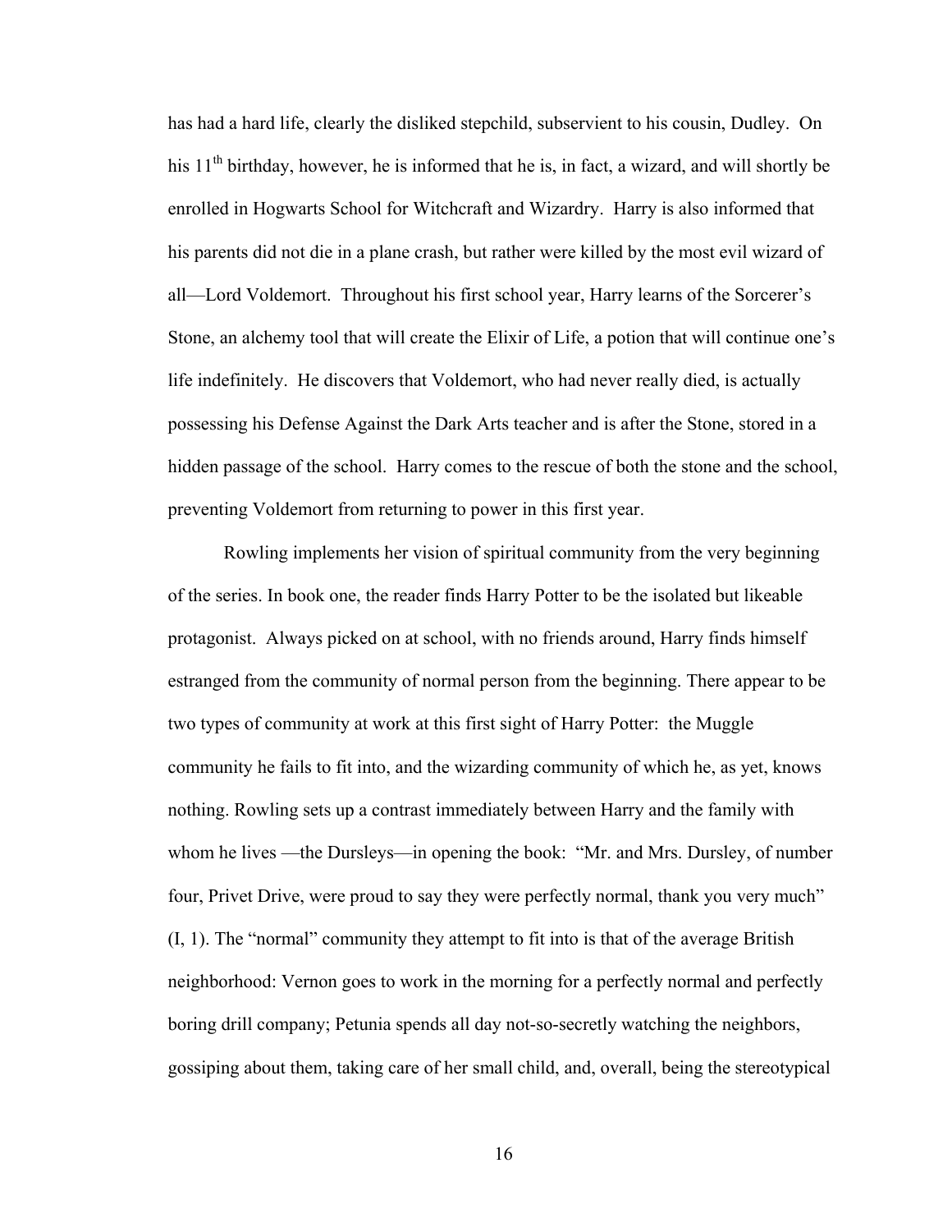has had a hard life, clearly the disliked stepchild, subservient to his cousin, Dudley. On his 11th birthday, however, he is informed that he is, in fact, a wizard, and will shortly be enrolled in Hogwarts School for Witchcraft and Wizardry. Harry is also informed that his parents did not die in a plane crash, but rather were killed by the most evil wizard of all—Lord Voldemort. Throughout his first school year, Harry learns of the Sorcerer's Stone, an alchemy tool that will create the Elixir of Life, a potion that will continue one's life indefinitely. He discovers that Voldemort, who had never really died, is actually possessing his Defense Against the Dark Arts teacher and is after the Stone, stored in a hidden passage of the school. Harry comes to the rescue of both the stone and the school, preventing Voldemort from returning to power in this first year.

Rowling implements her vision of spiritual community from the very beginning of the series. In book one, the reader finds Harry Potter to be the isolated but likeable protagonist. Always picked on at school, with no friends around, Harry finds himself estranged from the community of normal person from the beginning. There appear to be two types of community at work at this first sight of Harry Potter: the Muggle community he fails to fit into, and the wizarding community of which he, as yet, knows nothing. Rowling sets up a contrast immediately between Harry and the family with whom he lives —the Dursleys—in opening the book: "Mr. and Mrs. Dursley, of number four, Privet Drive, were proud to say they were perfectly normal, thank you very much" (I, 1). The "normal" community they attempt to fit into is that of the average British neighborhood: Vernon goes to work in the morning for a perfectly normal and perfectly boring drill company; Petunia spends all day not-so-secretly watching the neighbors, gossiping about them, taking care of her small child, and, overall, being the stereotypical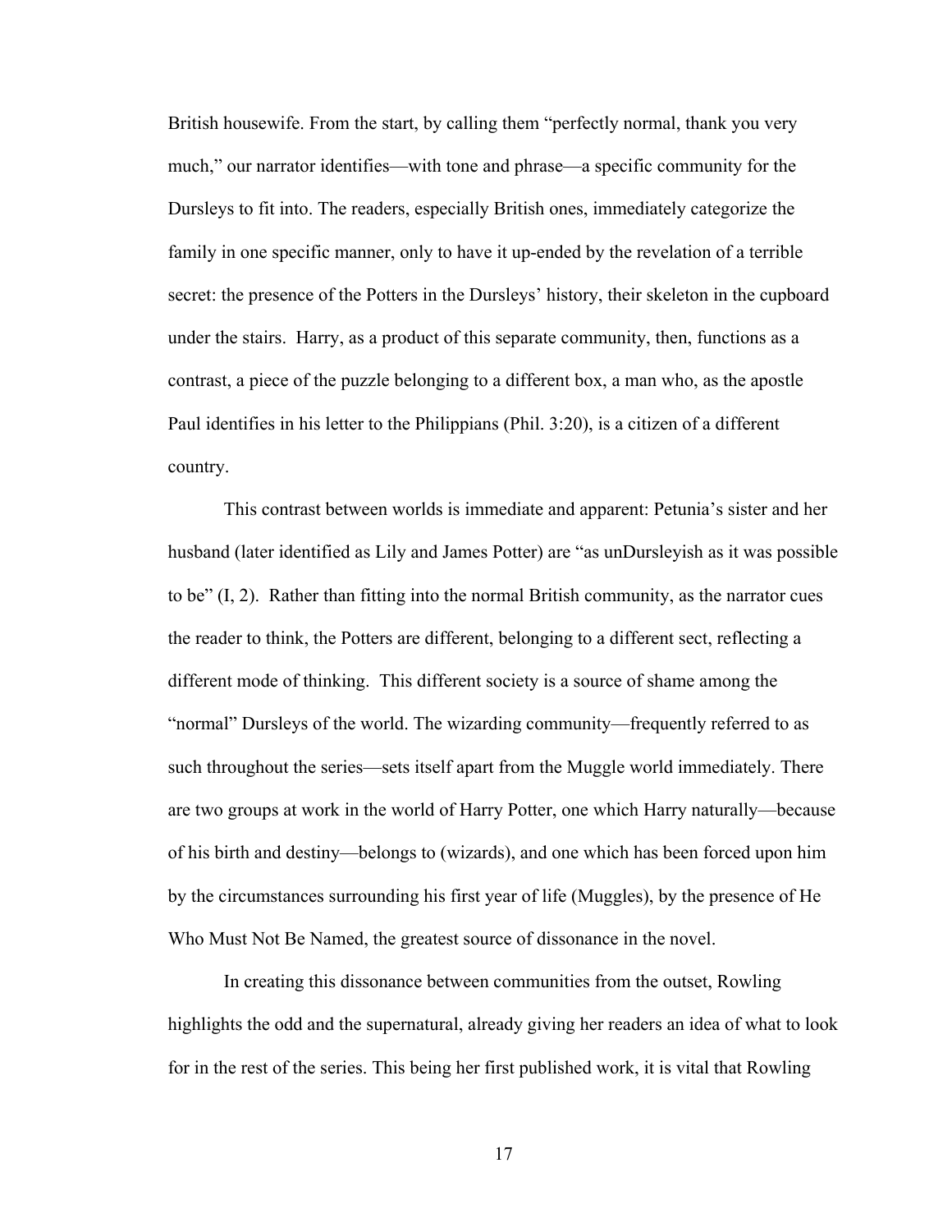British housewife. From the start, by calling them "perfectly normal, thank you very much," our narrator identifies—with tone and phrase—a specific community for the Dursleys to fit into. The readers, especially British ones, immediately categorize the family in one specific manner, only to have it up-ended by the revelation of a terrible secret: the presence of the Potters in the Dursleys' history, their skeleton in the cupboard under the stairs. Harry, as a product of this separate community, then, functions as a contrast, a piece of the puzzle belonging to a different box, a man who, as the apostle Paul identifies in his letter to the Philippians (Phil. 3:20), is a citizen of a different country.

This contrast between worlds is immediate and apparent: Petunia's sister and her husband (later identified as Lily and James Potter) are "as unDursleyish as it was possible to be" (I, 2). Rather than fitting into the normal British community, as the narrator cues the reader to think, the Potters are different, belonging to a different sect, reflecting a different mode of thinking. This different society is a source of shame among the "normal" Dursleys of the world. The wizarding community—frequently referred to as such throughout the series—sets itself apart from the Muggle world immediately. There are two groups at work in the world of Harry Potter, one which Harry naturally—because of his birth and destiny—belongs to (wizards), and one which has been forced upon him by the circumstances surrounding his first year of life (Muggles), by the presence of He Who Must Not Be Named, the greatest source of dissonance in the novel.

In creating this dissonance between communities from the outset, Rowling highlights the odd and the supernatural, already giving her readers an idea of what to look for in the rest of the series. This being her first published work, it is vital that Rowling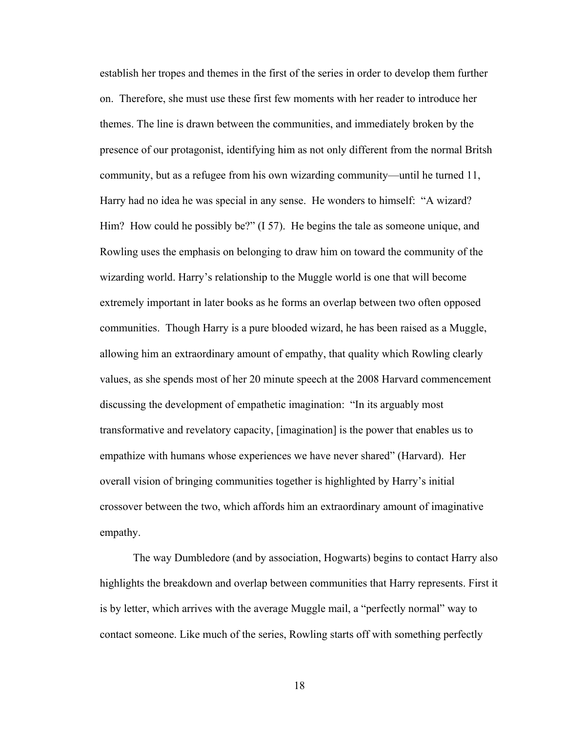establish her tropes and themes in the first of the series in order to develop them further on. Therefore, she must use these first few moments with her reader to introduce her themes. The line is drawn between the communities, and immediately broken by the presence of our protagonist, identifying him as not only different from the normal Britsh community, but as a refugee from his own wizarding community—until he turned 11, Harry had no idea he was special in any sense. He wonders to himself: "A wizard? Him? How could he possibly be?" (I 57). He begins the tale as someone unique, and Rowling uses the emphasis on belonging to draw him on toward the community of the wizarding world. Harry's relationship to the Muggle world is one that will become extremely important in later books as he forms an overlap between two often opposed communities. Though Harry is a pure blooded wizard, he has been raised as a Muggle, allowing him an extraordinary amount of empathy, that quality which Rowling clearly values, as she spends most of her 20 minute speech at the 2008 Harvard commencement discussing the development of empathetic imagination: "In its arguably most transformative and revelatory capacity, [imagination] is the power that enables us to empathize with humans whose experiences we have never shared" (Harvard). Her overall vision of bringing communities together is highlighted by Harry's initial crossover between the two, which affords him an extraordinary amount of imaginative empathy.

The way Dumbledore (and by association, Hogwarts) begins to contact Harry also highlights the breakdown and overlap between communities that Harry represents. First it is by letter, which arrives with the average Muggle mail, a "perfectly normal" way to contact someone. Like much of the series, Rowling starts off with something perfectly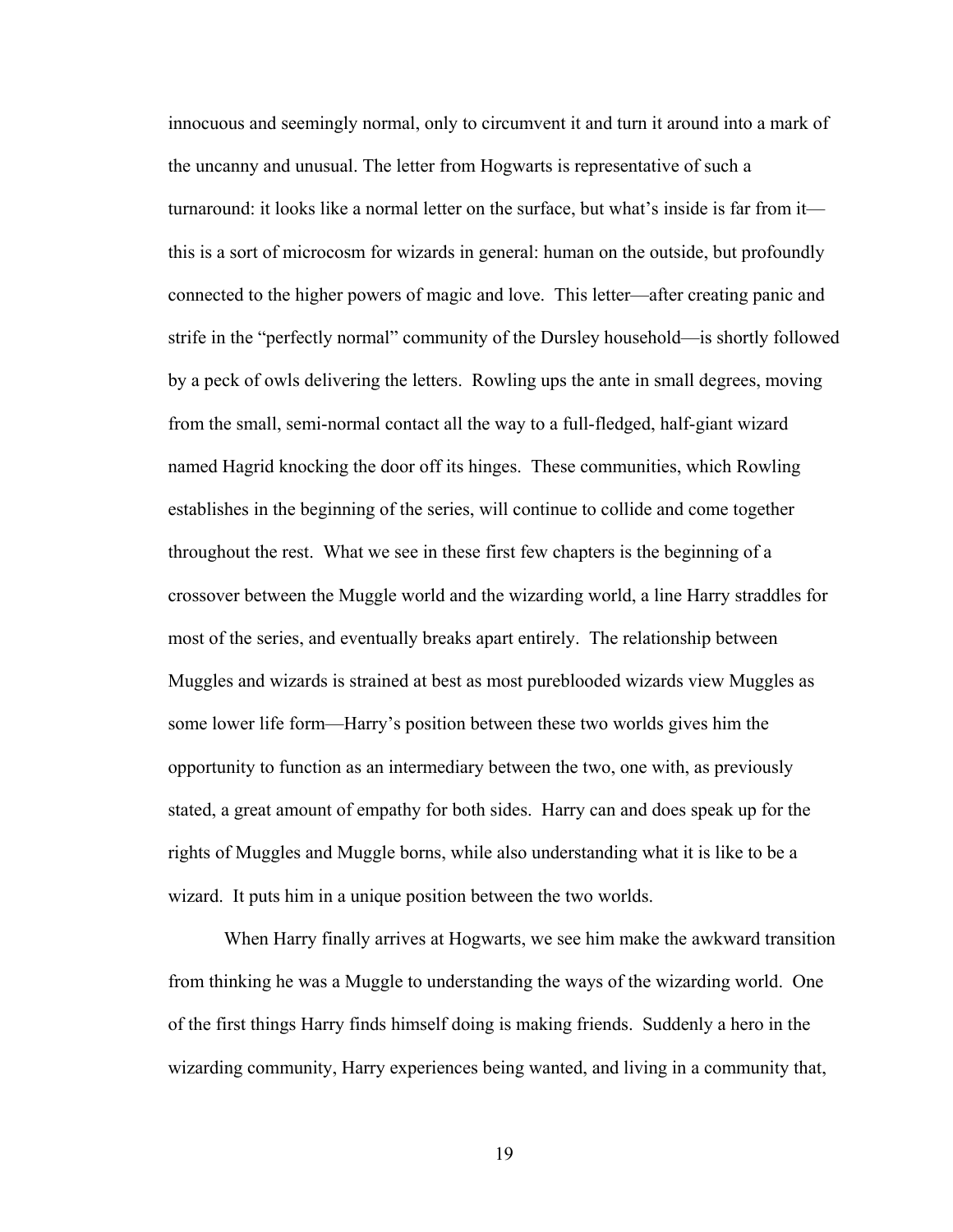innocuous and seemingly normal, only to circumvent it and turn it around into a mark of the uncanny and unusual. The letter from Hogwarts is representative of such a turnaround: it looks like a normal letter on the surface, but what's inside is far from it—this is a sort of microcosm for wizards in general: human on the outside, but profoundly connected to the higher powers of magic and love. This letter—after creating panic and strife in the "perfectly normal" community of the Dursley household—is shortly followed by a peck of owls delivering the letters. Rowling ups the ante in small degrees, moving from the small, semi-normal contact all the way to a full-fledged, half-giant wizard named Hagrid knocking the door off its hinges. These communities, which Rowling establishes in the beginning of the series, will continue to collide and come together throughout the rest. What we see in these first few chapters is the beginning of a crossover between the Muggle world and the wizarding world, a line Harry straddles for most of the series, and eventually breaks apart entirely. The relationship between Muggles and wizards is strained at best as most pureblooded wizards view Muggles as some lower life form—Harry's position between these two worlds gives him the opportunity to function as an intermediary between the two, one with, as previously stated, a great amount of empathy for both sides. Harry can and does speak up for the rights of Muggles and Muggle borns, while also understanding what it is like to be a wizard. It puts him in a unique position between the two worlds.

When Harry finally arrives at Hogwarts, we see him make the awkward transition from thinking he was a Muggle to understanding the ways of the wizarding world. One of the first things Harry finds himself doing is making friends. Suddenly a hero in the wizarding community, Harry experiences being wanted, and living in a community that,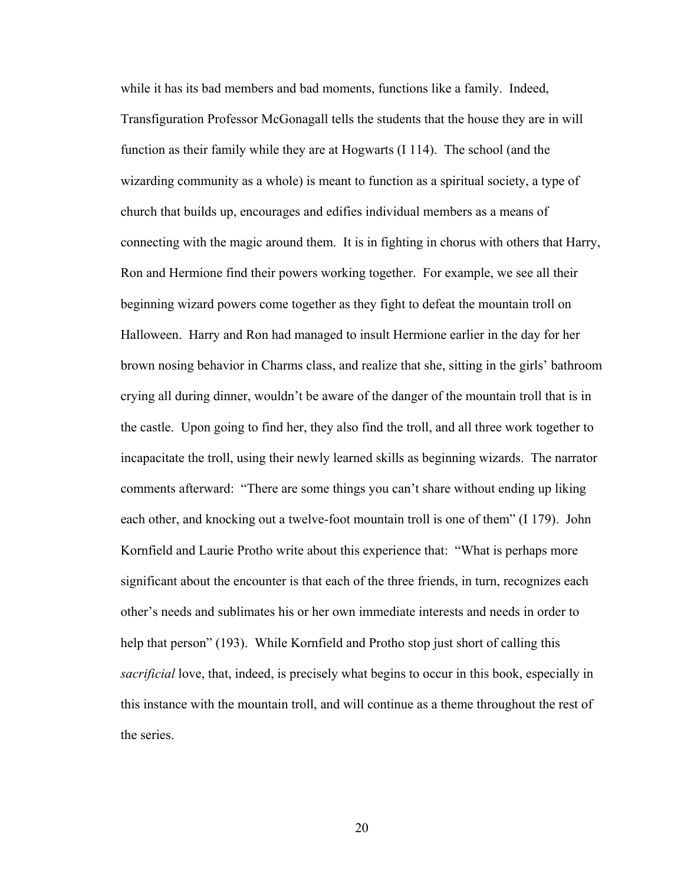while it has its bad members and bad moments, functions like a family. Indeed, Transfiguration Professor McGonagall tells the students that the house they are in will function as their family while they are at Hogwarts (I 114). The school (and the wizarding community as a whole) is meant to function as a spiritual society, a type of church that builds up, encourages and edifies individual members as a means of connecting with the magic around them. It is in fighting in chorus with others that Harry, Ron and Hermione find their powers working together. For example, we see all their beginning wizard powers come together as they fight to defeat the mountain troll on Halloween. Harry and Ron had managed to insult Hermione earlier in the day for her brown nosing behavior in Charms class, and realize that she, sitting in the girls' bathroom crying all during dinner, wouldn't be aware of the danger of the mountain troll that is in the castle. Upon going to find her, they also find the troll, and all three work together to incapacitate the troll, using their newly learned skills as beginning wizards. The narrator comments afterward: "There are some things you can't share without ending up liking each other, and knocking out a twelve-foot mountain troll is one of them" (I 179). John Kornfield and Laurie Protho write about this experience that: "What is perhaps more significant about the encounter is that each of the three friends, in turn, recognizes each other's needs and sublimates his or her own immediate interests and needs in order to help that person" (193). While Kornfield and Protho stop just short of calling this *sacrificial* love, that, indeed, is precisely what begins to occur in this book, especially in this instance with the mountain troll, and will continue as a theme throughout the rest of the series.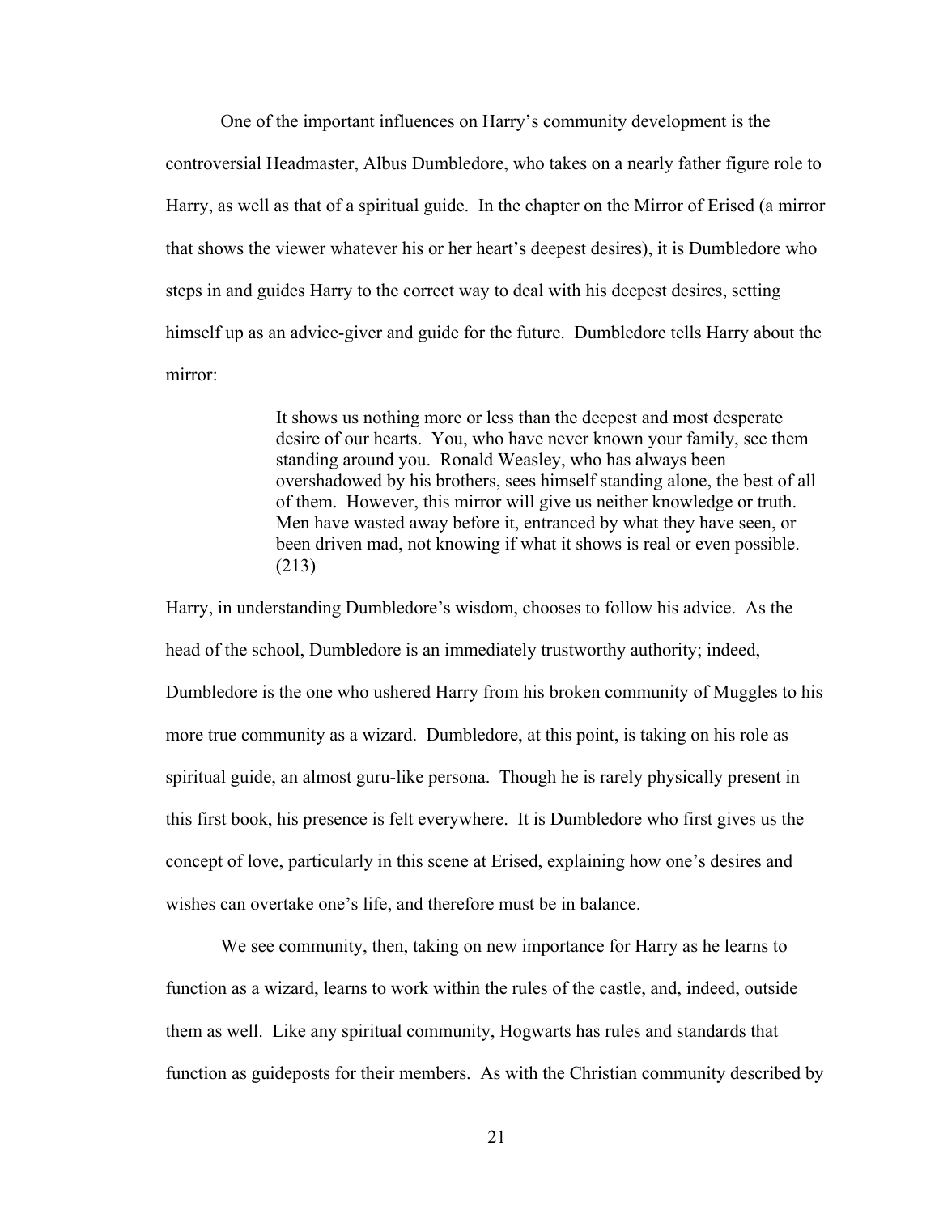One of the important influences on Harry's community development is the controversial Headmaster, Albus Dumbledore, who takes on a nearly father figure role to Harry, as well as that of a spiritual guide. In the chapter on the Mirror of Erised (a mirror that shows the viewer whatever his or her heart's deepest desires), it is Dumbledore who steps in and guides Harry to the correct way to deal with his deepest desires, setting himself up as an advice-giver and guide for the future. Dumbledore tells Harry about the mirror:

> It shows us nothing more or less than the deepest and most desperate desire of our hearts. You, who have never known your family, see them standing around you. Ronald Weasley, who has always been overshadowed by his brothers, sees himself standing alone, the best of all of them. However, this mirror will give us neither knowledge or truth. Men have wasted away before it, entranced by what they have seen, or been driven mad, not knowing if what it shows is real or even possible. (213)

Harry, in understanding Dumbledore's wisdom, chooses to follow his advice. As the head of the school, Dumbledore is an immediately trustworthy authority; indeed, Dumbledore is the one who ushered Harry from his broken community of Muggles to his more true community as a wizard. Dumbledore, at this point, is taking on his role as spiritual guide, an almost guru-like persona. Though he is rarely physically present in this first book, his presence is felt everywhere. It is Dumbledore who first gives us the concept of love, particularly in this scene at Erised, explaining how one's desires and wishes can overtake one's life, and therefore must be in balance.

We see community, then, taking on new importance for Harry as he learns to function as a wizard, learns to work within the rules of the castle, and, indeed, outside them as well. Like any spiritual community, Hogwarts has rules and standards that function as guideposts for their members. As with the Christian community described by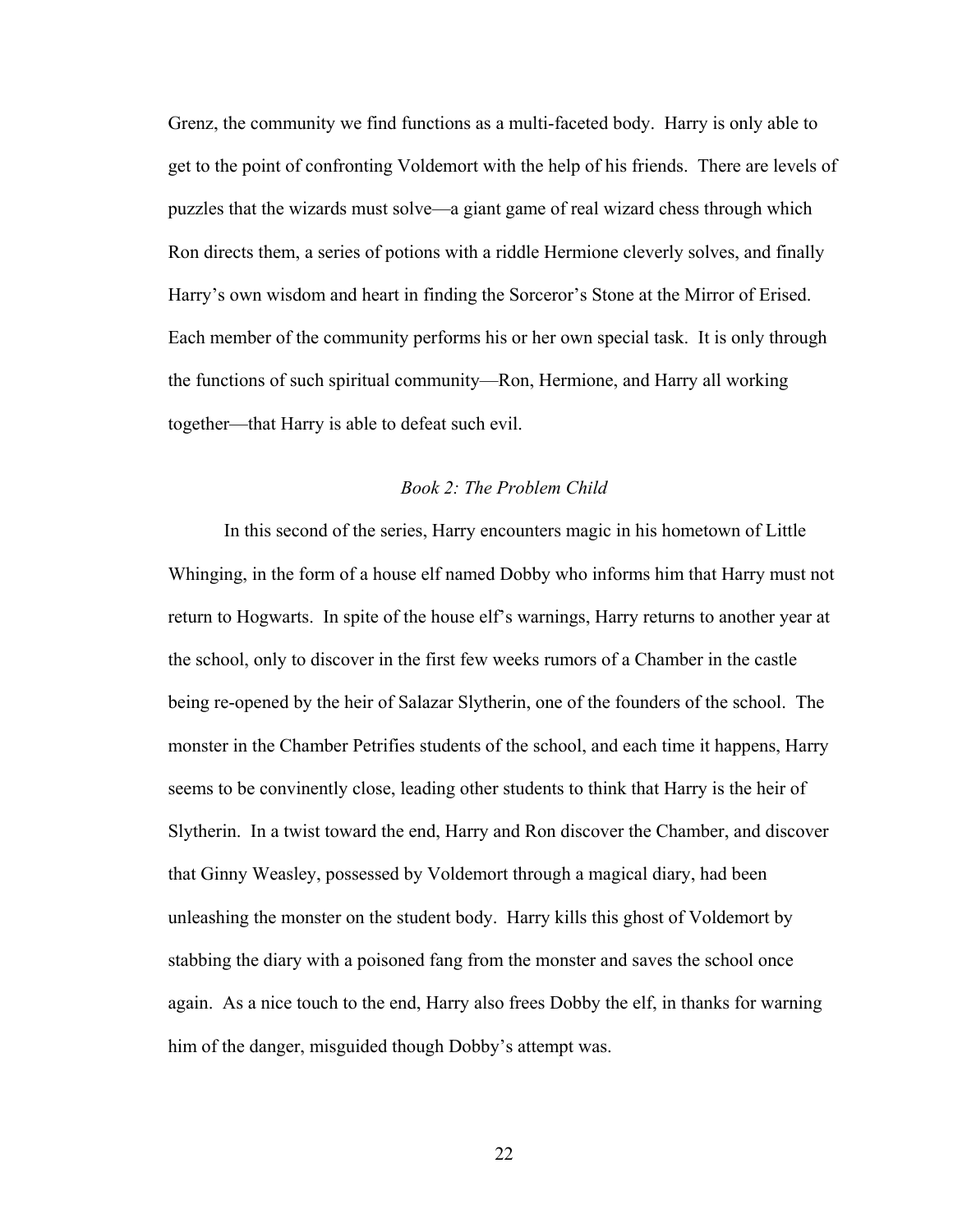Grenz, the community we find functions as a multi-faceted body. Harry is only able to get to the point of confronting Voldemort with the help of his friends. There are levels of puzzles that the wizards must solve—a giant game of real wizard chess through which Ron directs them, a series of potions with a riddle Hermione cleverly solves, and finally Harry's own wisdom and heart in finding the Sorceror's Stone at the Mirror of Erised. Each member of the community performs his or her own special task. It is only through the functions of such spiritual community—Ron, Hermione, and Harry all working together—that Harry is able to defeat such evil.

### *Book 2: The Problem Child*

In this second of the series, Harry encounters magic in his hometown of Little Whinging, in the form of a house elf named Dobby who informs him that Harry must not return to Hogwarts. In spite of the house elf's warnings, Harry returns to another year at the school, only to discover in the first few weeks rumors of a Chamber in the castle being re-opened by the heir of Salazar Slytherin, one of the founders of the school. The monster in the Chamber Petrifies students of the school, and each time it happens, Harry seems to be convinently close, leading other students to think that Harry is the heir of Slytherin. In a twist toward the end, Harry and Ron discover the Chamber, and discover that Ginny Weasley, possessed by Voldemort through a magical diary, had been unleashing the monster on the student body. Harry kills this ghost of Voldemort by stabbing the diary with a poisoned fang from the monster and saves the school once again. As a nice touch to the end, Harry also frees Dobby the elf, in thanks for warning him of the danger, misguided though Dobby's attempt was.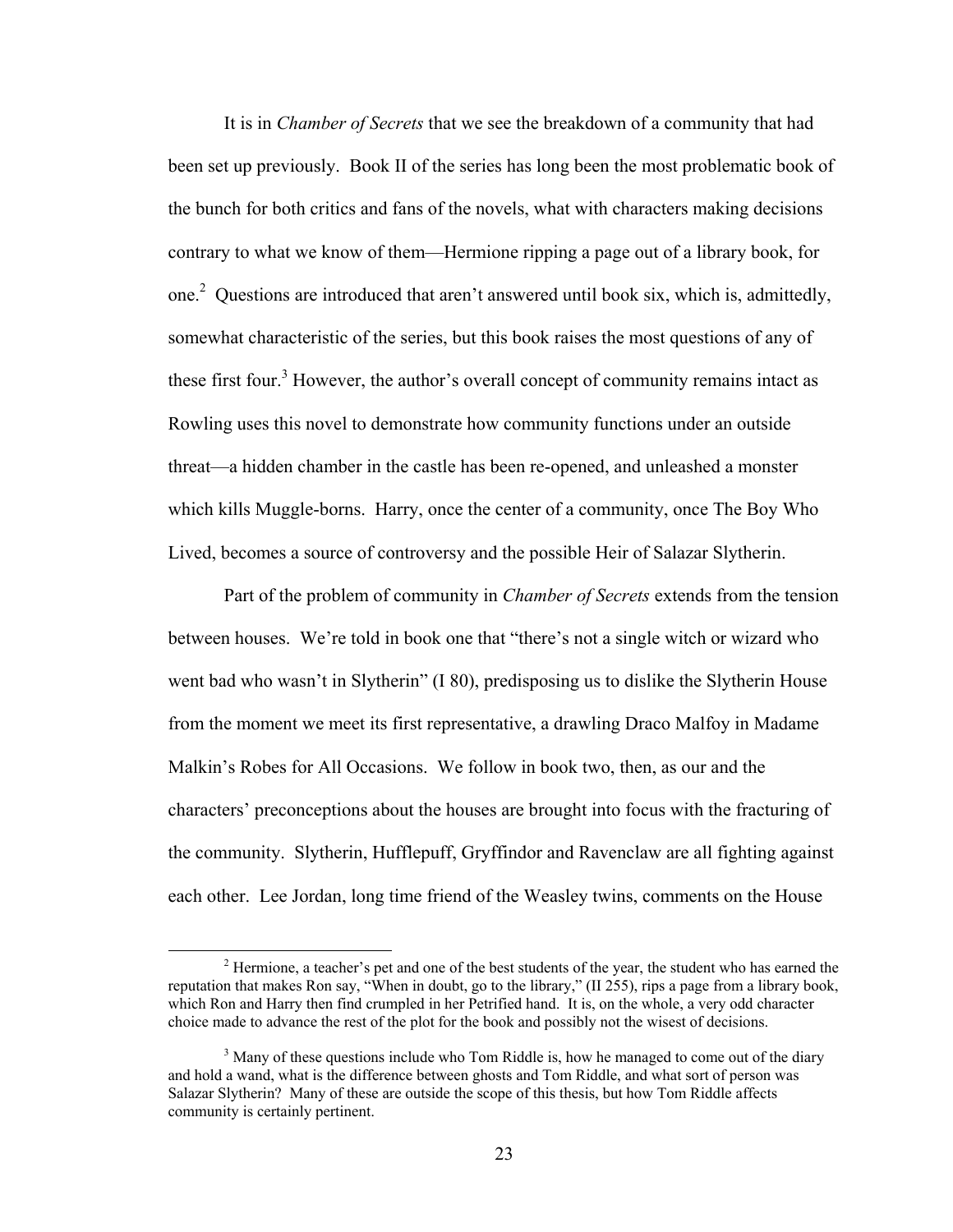It is in *Chamber of Secrets* that we see the breakdown of a community that had been set up previously. Book II of the series has long been the most problematic book of the bunch for both critics and fans of the novels, what with characters making decisions contrary to what we know of them—Hermione ripping a page out of a library book, for one.[2] Questions are introduced that aren't answered until book six, which is, admittedly, somewhat characteristic of the series, but this book raises the most questions of any of these first four.[3] However, the author's overall concept of community remains intact as Rowling uses this novel to demonstrate how community functions under an outside threat—a hidden chamber in the castle has been re-opened, and unleashed a monster which kills Muggle-borns. Harry, once the center of a community, once The Boy Who Lived, becomes a source of controversy and the possible Heir of Salazar Slytherin.

Part of the problem of community in *Chamber of Secrets* extends from the tension between houses. We're told in book one that "there's not a single witch or wizard who went bad who wasn't in Slytherin" (I 80), predisposing us to dislike the Slytherin House from the moment we meet its first representative, a drawling Draco Malfoy in Madame Malkin's Robes for All Occasions. We follow in book two, then, as our and the characters' preconceptions about the houses are brought into focus with the fracturing of the community. Slytherin, Hufflepuff, Gryffindor and Ravenclaw are all fighting against each other. Lee Jordan, long time friend of the Weasley twins, comments on the House

---

[2] Hermione, a teacher's pet and one of the best students of the year, the student who has earned the reputation that makes Ron say, "When in doubt, go to the library," (II 255), rips a page from a library book, which Ron and Harry then find crumpled in her Petrified hand. It is, on the whole, a very odd character choice made to advance the rest of the plot for the book and possibly not the wisest of decisions.

[3] Many of these questions include who Tom Riddle is, how he managed to come out of the diary and hold a wand, what is the difference between ghosts and Tom Riddle, and what sort of person was Salazar Slytherin? Many of these are outside the scope of this thesis, but how Tom Riddle affects community is certainly pertinent.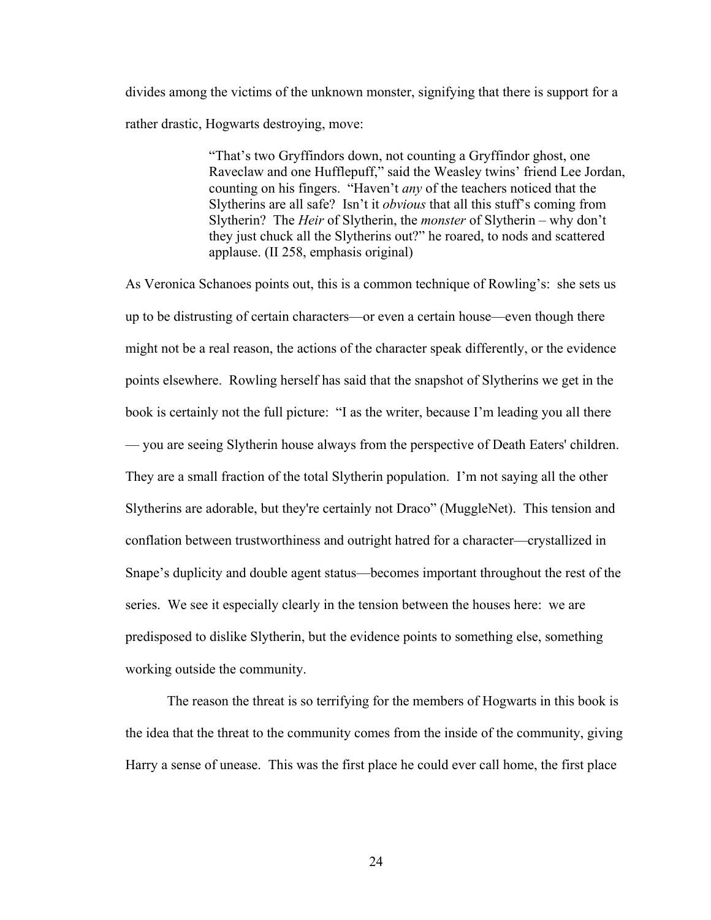divides among the victims of the unknown monster, signifying that there is support for a rather drastic, Hogwarts destroying, move:

> "That's two Gryffindors down, not counting a Gryffindor ghost, one Raveclaw and one Hufflepuff," said the Weasley twins' friend Lee Jordan, counting on his fingers. "Haven't *any* of the teachers noticed that the Slytherins are all safe? Isn't it *obvious* that all this stuff's coming from Slytherin? The *Heir* of Slytherin, the *monster* of Slytherin – why don't they just chuck all the Slytherins out?" he roared, to nods and scattered applause. (II 258, emphasis original)

As Veronica Schanoes points out, this is a common technique of Rowling's: she sets us up to be distrusting of certain characters—or even a certain house—even though there might not be a real reason, the actions of the character speak differently, or the evidence points elsewhere. Rowling herself has said that the snapshot of Slytherins we get in the book is certainly not the full picture: "I as the writer, because I'm leading you all there — you are seeing Slytherin house always from the perspective of Death Eaters' children. They are a small fraction of the total Slytherin population. I'm not saying all the other Slytherins are adorable, but they're certainly not Draco" (MuggleNet). This tension and conflation between trustworthiness and outright hatred for a character—crystallized in Snape's duplicity and double agent status—becomes important throughout the rest of the series. We see it especially clearly in the tension between the houses here: we are predisposed to dislike Slytherin, but the evidence points to something else, something working outside the community.

The reason the threat is so terrifying for the members of Hogwarts in this book is the idea that the threat to the community comes from the inside of the community, giving Harry a sense of unease. This was the first place he could ever call home, the first place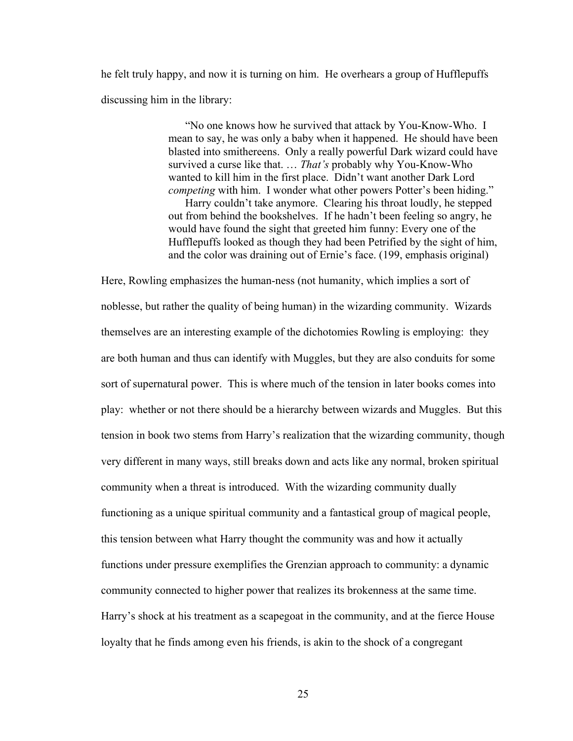he felt truly happy, and now it is turning on him. He overhears a group of Hufflepuffs discussing him in the library:

> "No one knows how he survived that attack by You-Know-Who. I mean to say, he was only a baby when it happened. He should have been blasted into smithereens. Only a really powerful Dark wizard could have survived a curse like that. … *That's* probably why You-Know-Who wanted to kill him in the first place. Didn't want another Dark Lord *competing* with him. I wonder what other powers Potter's been hiding."
>
> Harry couldn't take anymore. Clearing his throat loudly, he stepped out from behind the bookshelves. If he hadn't been feeling so angry, he would have found the sight that greeted him funny: Every one of the Hufflepuffs looked as though they had been Petrified by the sight of him, and the color was draining out of Ernie's face. (199, emphasis original)

Here, Rowling emphasizes the human-ness (not humanity, which implies a sort of noblesse, but rather the quality of being human) in the wizarding community. Wizards themselves are an interesting example of the dichotomies Rowling is employing: they are both human and thus can identify with Muggles, but they are also conduits for some sort of supernatural power. This is where much of the tension in later books comes into play: whether or not there should be a hierarchy between wizards and Muggles. But this tension in book two stems from Harry's realization that the wizarding community, though very different in many ways, still breaks down and acts like any normal, broken spiritual community when a threat is introduced. With the wizarding community dually functioning as a unique spiritual community and a fantastical group of magical people, this tension between what Harry thought the community was and how it actually functions under pressure exemplifies the Grenzian approach to community: a dynamic community connected to higher power that realizes its brokenness at the same time. Harry's shock at his treatment as a scapegoat in the community, and at the fierce House loyalty that he finds among even his friends, is akin to the shock of a congregant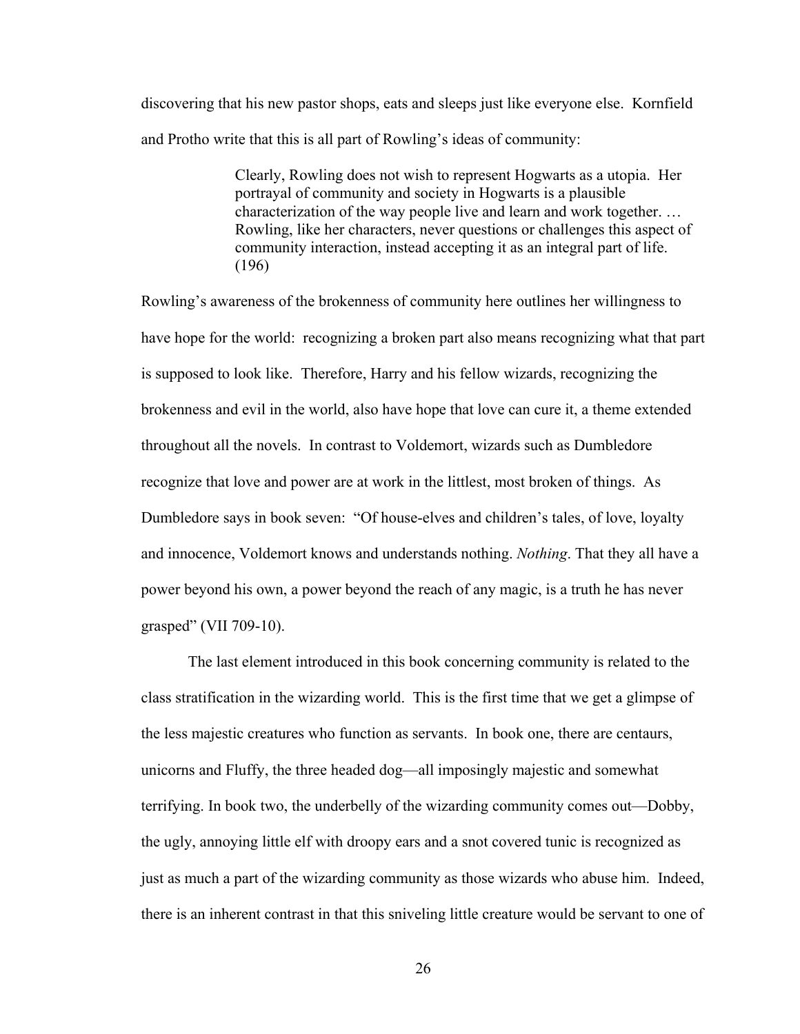discovering that his new pastor shops, eats and sleeps just like everyone else. Kornfield and Protho write that this is all part of Rowling's ideas of community:

> Clearly, Rowling does not wish to represent Hogwarts as a utopia. Her portrayal of community and society in Hogwarts is a plausible characterization of the way people live and learn and work together. … Rowling, like her characters, never questions or challenges this aspect of community interaction, instead accepting it as an integral part of life. (196)

Rowling's awareness of the brokenness of community here outlines her willingness to have hope for the world: recognizing a broken part also means recognizing what that part is supposed to look like. Therefore, Harry and his fellow wizards, recognizing the brokenness and evil in the world, also have hope that love can cure it, a theme extended throughout all the novels. In contrast to Voldemort, wizards such as Dumbledore recognize that love and power are at work in the littlest, most broken of things. As Dumbledore says in book seven: "Of house-elves and children's tales, of love, loyalty and innocence, Voldemort knows and understands nothing. *Nothing*. That they all have a power beyond his own, a power beyond the reach of any magic, is a truth he has never grasped" (VII 709-10).

The last element introduced in this book concerning community is related to the class stratification in the wizarding world. This is the first time that we get a glimpse of the less majestic creatures who function as servants. In book one, there are centaurs, unicorns and Fluffy, the three headed dog—all imposingly majestic and somewhat terrifying. In book two, the underbelly of the wizarding community comes out—Dobby, the ugly, annoying little elf with droopy ears and a snot covered tunic is recognized as just as much a part of the wizarding community as those wizards who abuse him. Indeed, there is an inherent contrast in that this sniveling little creature would be servant to one of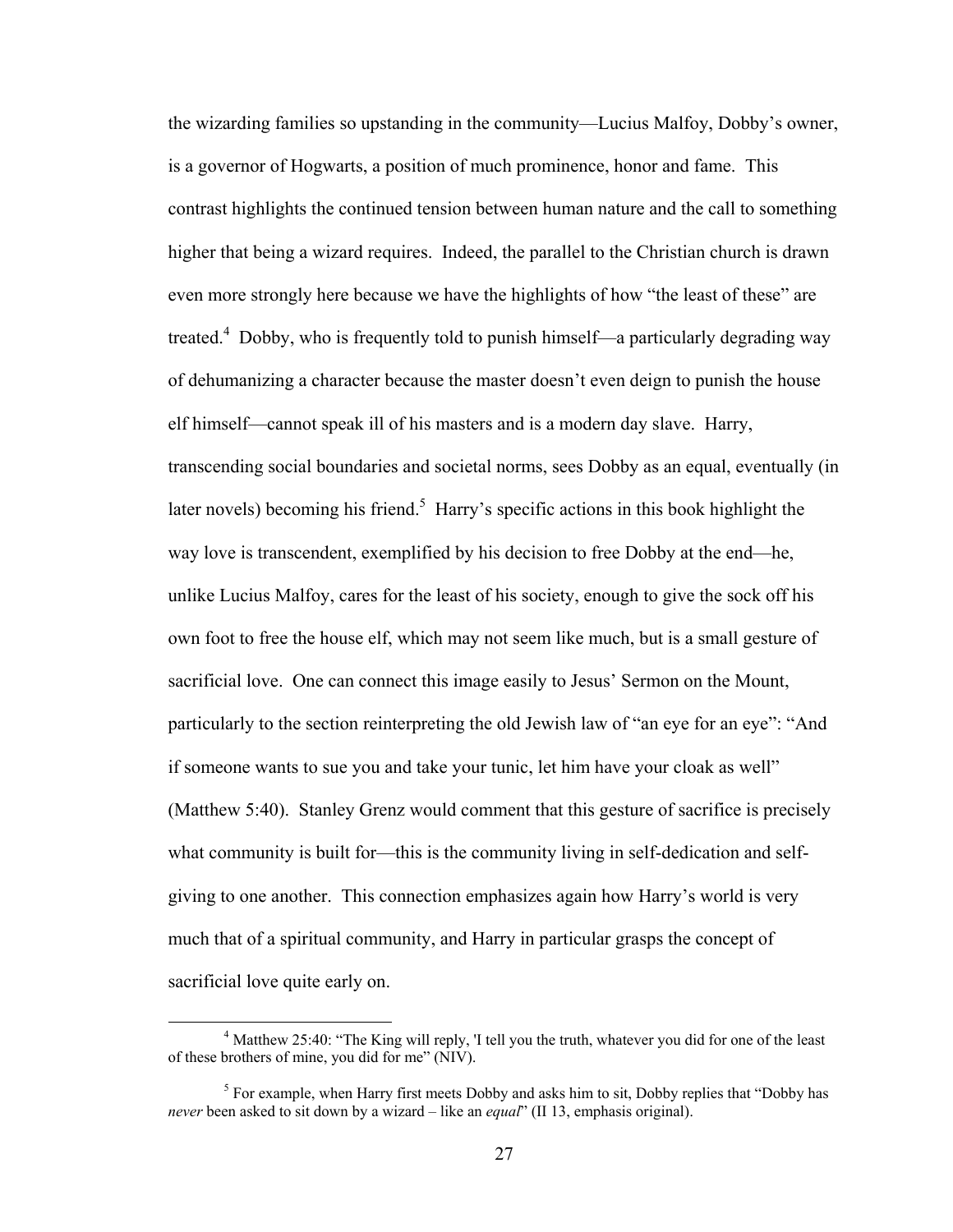the wizarding families so upstanding in the community—Lucius Malfoy, Dobby's owner, is a governor of Hogwarts, a position of much prominence, honor and fame. This contrast highlights the continued tension between human nature and the call to something higher that being a wizard requires. Indeed, the parallel to the Christian church is drawn even more strongly here because we have the highlights of how "the least of these" are treated.[4] Dobby, who is frequently told to punish himself—a particularly degrading way of dehumanizing a character because the master doesn't even deign to punish the house elf himself—cannot speak ill of his masters and is a modern day slave. Harry, transcending social boundaries and societal norms, sees Dobby as an equal, eventually (in later novels) becoming his friend.[5] Harry's specific actions in this book highlight the way love is transcendent, exemplified by his decision to free Dobby at the end—he, unlike Lucius Malfoy, cares for the least of his society, enough to give the sock off his own foot to free the house elf, which may not seem like much, but is a small gesture of sacrificial love. One can connect this image easily to Jesus' Sermon on the Mount, particularly to the section reinterpreting the old Jewish law of "an eye for an eye": "And if someone wants to sue you and take your tunic, let him have your cloak as well" (Matthew 5:40). Stanley Grenz would comment that this gesture of sacrifice is precisely what community is built for—this is the community living in self-dedication and self-giving to one another. This connection emphasizes again how Harry's world is very much that of a spiritual community, and Harry in particular grasps the concept of sacrificial love quite early on.

---

[4] Matthew 25:40: "The King will reply, 'I tell you the truth, whatever you did for one of the least of these brothers of mine, you did for me" (NIV).

[5] For example, when Harry first meets Dobby and asks him to sit, Dobby replies that "Dobby has *never* been asked to sit down by a wizard – like an *equal*" (II 13, emphasis original).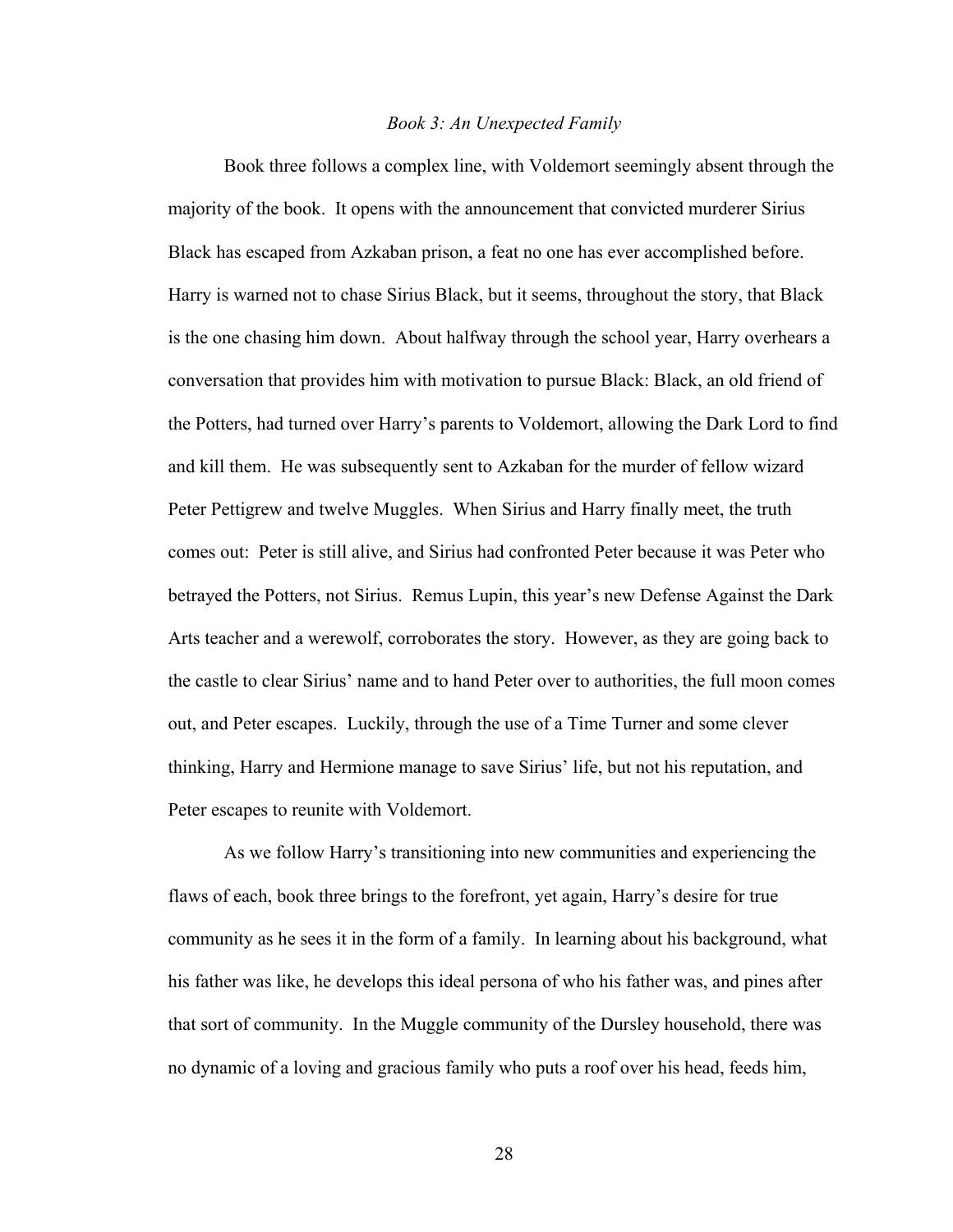*Book 3: An Unexpected Family*

Book three follows a complex line, with Voldemort seemingly absent through the majority of the book. It opens with the announcement that convicted murderer Sirius Black has escaped from Azkaban prison, a feat no one has ever accomplished before. Harry is warned not to chase Sirius Black, but it seems, throughout the story, that Black is the one chasing him down. About halfway through the school year, Harry overhears a conversation that provides him with motivation to pursue Black: Black, an old friend of the Potters, had turned over Harry's parents to Voldemort, allowing the Dark Lord to find and kill them. He was subsequently sent to Azkaban for the murder of fellow wizard Peter Pettigrew and twelve Muggles. When Sirius and Harry finally meet, the truth comes out: Peter is still alive, and Sirius had confronted Peter because it was Peter who betrayed the Potters, not Sirius. Remus Lupin, this year's new Defense Against the Dark Arts teacher and a werewolf, corroborates the story. However, as they are going back to the castle to clear Sirius' name and to hand Peter over to authorities, the full moon comes out, and Peter escapes. Luckily, through the use of a Time Turner and some clever thinking, Harry and Hermione manage to save Sirius' life, but not his reputation, and Peter escapes to reunite with Voldemort.

As we follow Harry's transitioning into new communities and experiencing the flaws of each, book three brings to the forefront, yet again, Harry's desire for true community as he sees it in the form of a family. In learning about his background, what his father was like, he develops this ideal persona of who his father was, and pines after that sort of community. In the Muggle community of the Dursley household, there was no dynamic of a loving and gracious family who puts a roof over his head, feeds him,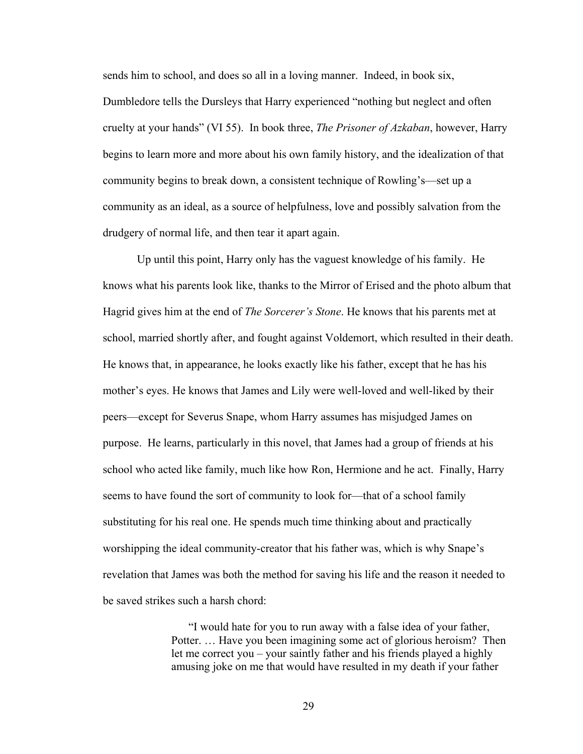sends him to school, and does so all in a loving manner. Indeed, in book six, Dumbledore tells the Dursleys that Harry experienced "nothing but neglect and often cruelty at your hands" (VI 55). In book three, *The Prisoner of Azkaban*, however, Harry begins to learn more and more about his own family history, and the idealization of that community begins to break down, a consistent technique of Rowling's—set up a community as an ideal, as a source of helpfulness, love and possibly salvation from the drudgery of normal life, and then tear it apart again.

Up until this point, Harry only has the vaguest knowledge of his family. He knows what his parents look like, thanks to the Mirror of Erised and the photo album that Hagrid gives him at the end of *The Sorcerer's Stone*. He knows that his parents met at school, married shortly after, and fought against Voldemort, which resulted in their death. He knows that, in appearance, he looks exactly like his father, except that he has his mother's eyes. He knows that James and Lily were well-loved and well-liked by their peers—except for Severus Snape, whom Harry assumes has misjudged James on purpose. He learns, particularly in this novel, that James had a group of friends at his school who acted like family, much like how Ron, Hermione and he act. Finally, Harry seems to have found the sort of community to look for—that of a school family substituting for his real one. He spends much time thinking about and practically worshipping the ideal community-creator that his father was, which is why Snape's revelation that James was both the method for saving his life and the reason it needed to be saved strikes such a harsh chord:

> "I would hate for you to run away with a false idea of your father, Potter. … Have you been imagining some act of glorious heroism? Then let me correct you – your saintly father and his friends played a highly amusing joke on me that would have resulted in my death if your father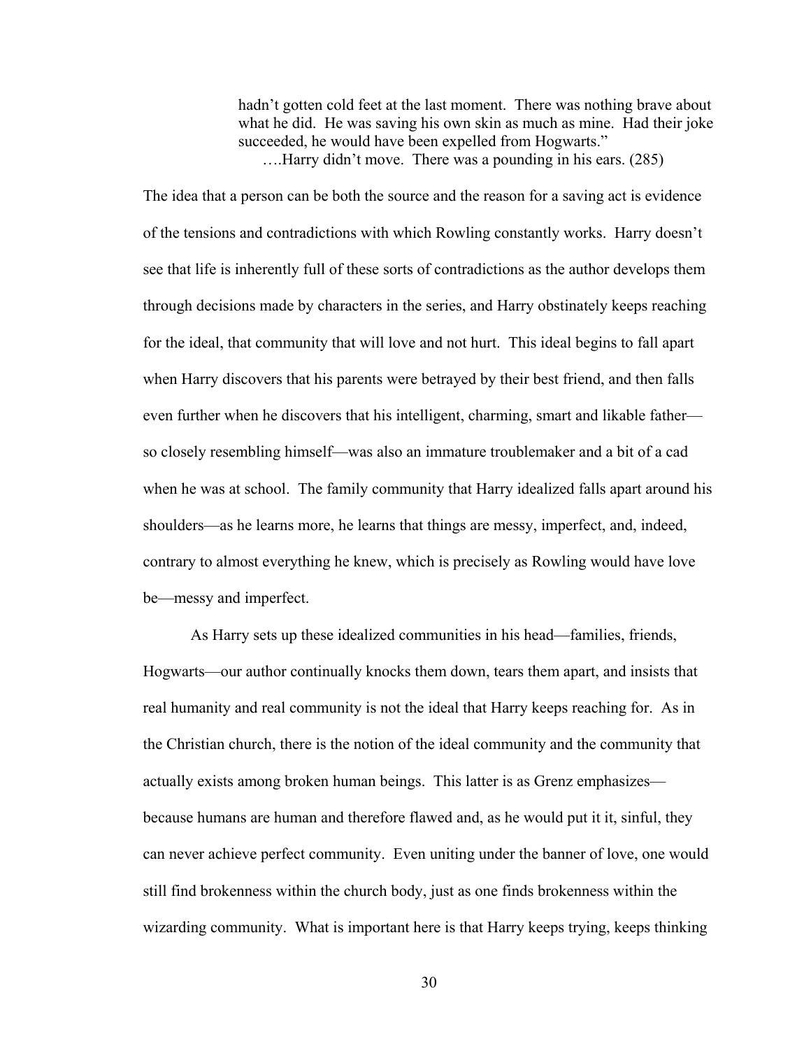> hadn't gotten cold feet at the last moment. There was nothing brave about what he did. He was saving his own skin as much as mine. Had their joke succeeded, he would have been expelled from Hogwarts."
>
> ….Harry didn't move. There was a pounding in his ears. (285)

The idea that a person can be both the source and the reason for a saving act is evidence of the tensions and contradictions with which Rowling constantly works. Harry doesn't see that life is inherently full of these sorts of contradictions as the author develops them through decisions made by characters in the series, and Harry obstinately keeps reaching for the ideal, that community that will love and not hurt. This ideal begins to fall apart when Harry discovers that his parents were betrayed by their best friend, and then falls even further when he discovers that his intelligent, charming, smart and likable father—so closely resembling himself—was also an immature troublemaker and a bit of a cad when he was at school. The family community that Harry idealized falls apart around his shoulders—as he learns more, he learns that things are messy, imperfect, and, indeed, contrary to almost everything he knew, which is precisely as Rowling would have love be—messy and imperfect.

As Harry sets up these idealized communities in his head—families, friends, Hogwarts—our author continually knocks them down, tears them apart, and insists that real humanity and real community is not the ideal that Harry keeps reaching for. As in the Christian church, there is the notion of the ideal community and the community that actually exists among broken human beings. This latter is as Grenz emphasizes—because humans are human and therefore flawed and, as he would put it it, sinful, they can never achieve perfect community. Even uniting under the banner of love, one would still find brokenness within the church body, just as one finds brokenness within the wizarding community. What is important here is that Harry keeps trying, keeps thinking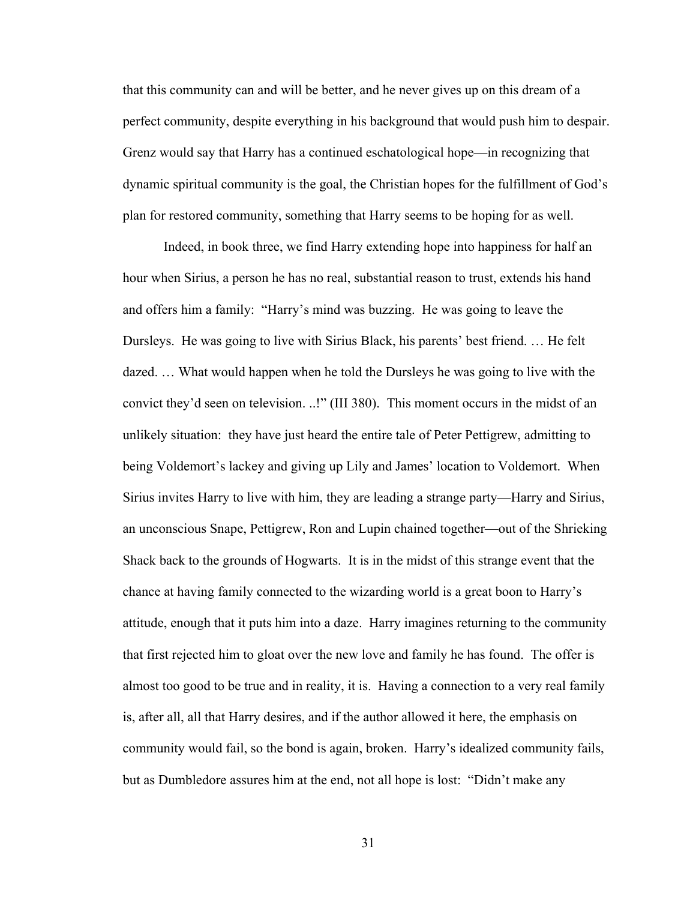that this community can and will be better, and he never gives up on this dream of a perfect community, despite everything in his background that would push him to despair. Grenz would say that Harry has a continued eschatological hope—in recognizing that dynamic spiritual community is the goal, the Christian hopes for the fulfillment of God's plan for restored community, something that Harry seems to be hoping for as well.

Indeed, in book three, we find Harry extending hope into happiness for half an hour when Sirius, a person he has no real, substantial reason to trust, extends his hand and offers him a family: "Harry's mind was buzzing. He was going to leave the Dursleys. He was going to live with Sirius Black, his parents' best friend. … He felt dazed. … What would happen when he told the Dursleys he was going to live with the convict they'd seen on television. ..!" (III 380). This moment occurs in the midst of an unlikely situation: they have just heard the entire tale of Peter Pettigrew, admitting to being Voldemort's lackey and giving up Lily and James' location to Voldemort. When Sirius invites Harry to live with him, they are leading a strange party—Harry and Sirius, an unconscious Snape, Pettigrew, Ron and Lupin chained together—out of the Shrieking Shack back to the grounds of Hogwarts. It is in the midst of this strange event that the chance at having family connected to the wizarding world is a great boon to Harry's attitude, enough that it puts him into a daze. Harry imagines returning to the community that first rejected him to gloat over the new love and family he has found. The offer is almost too good to be true and in reality, it is. Having a connection to a very real family is, after all, all that Harry desires, and if the author allowed it here, the emphasis on community would fail, so the bond is again, broken. Harry's idealized community fails, but as Dumbledore assures him at the end, not all hope is lost: "Didn't make any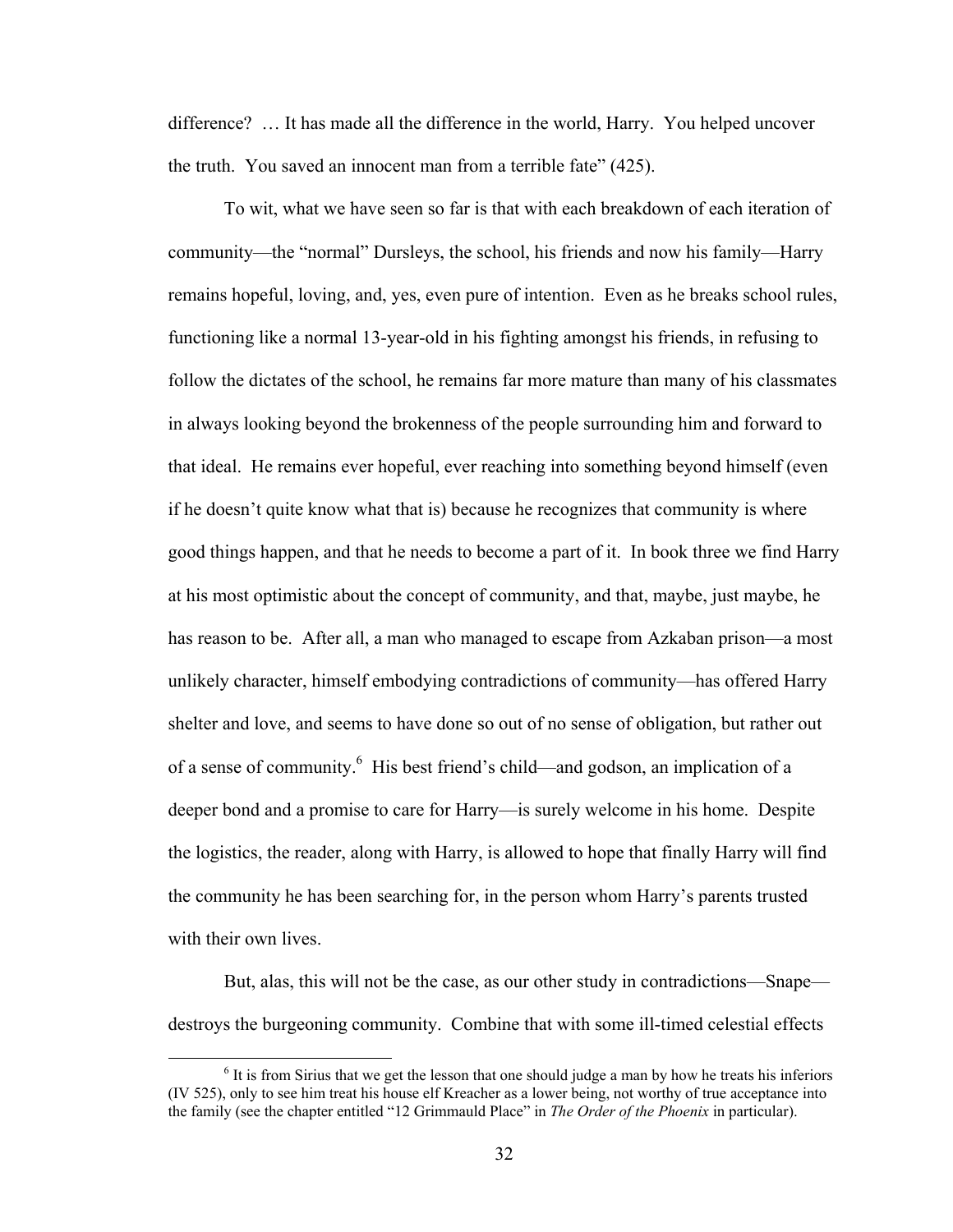difference? … It has made all the difference in the world, Harry. You helped uncover the truth. You saved an innocent man from a terrible fate" (425).

To wit, what we have seen so far is that with each breakdown of each iteration of community—the "normal" Dursleys, the school, his friends and now his family—Harry remains hopeful, loving, and, yes, even pure of intention. Even as he breaks school rules, functioning like a normal 13-year-old in his fighting amongst his friends, in refusing to follow the dictates of the school, he remains far more mature than many of his classmates in always looking beyond the brokenness of the people surrounding him and forward to that ideal. He remains ever hopeful, ever reaching into something beyond himself (even if he doesn't quite know what that is) because he recognizes that community is where good things happen, and that he needs to become a part of it. In book three we find Harry at his most optimistic about the concept of community, and that, maybe, just maybe, he has reason to be. After all, a man who managed to escape from Azkaban prison—a most unlikely character, himself embodying contradictions of community—has offered Harry shelter and love, and seems to have done so out of no sense of obligation, but rather out of a sense of community.[6] His best friend's child—and godson, an implication of a deeper bond and a promise to care for Harry—is surely welcome in his home. Despite the logistics, the reader, along with Harry, is allowed to hope that finally Harry will find the community he has been searching for, in the person whom Harry's parents trusted with their own lives.

But, alas, this will not be the case, as our other study in contradictions—Snape—destroys the burgeoning community. Combine that with some ill-timed celestial effects

[6] It is from Sirius that we get the lesson that one should judge a man by how he treats his inferiors (IV 525), only to see him treat his house elf Kreacher as a lower being, not worthy of true acceptance into the family (see the chapter entitled "12 Grimmauld Place" in *The Order of the Phoenix* in particular).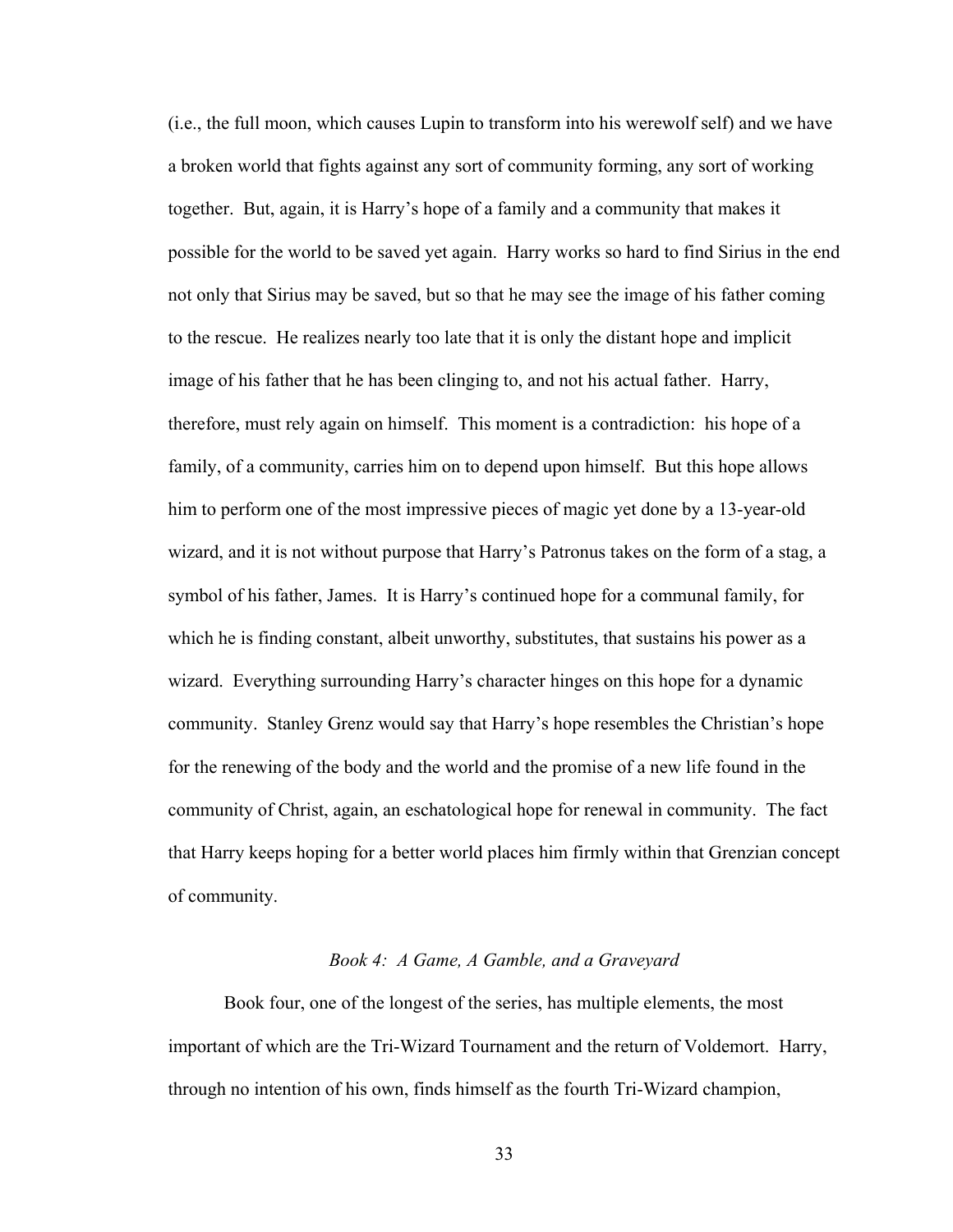(i.e., the full moon, which causes Lupin to transform into his werewolf self) and we have a broken world that fights against any sort of community forming, any sort of working together. But, again, it is Harry's hope of a family and a community that makes it possible for the world to be saved yet again. Harry works so hard to find Sirius in the end not only that Sirius may be saved, but so that he may see the image of his father coming to the rescue. He realizes nearly too late that it is only the distant hope and implicit image of his father that he has been clinging to, and not his actual father. Harry, therefore, must rely again on himself. This moment is a contradiction: his hope of a family, of a community, carries him on to depend upon himself. But this hope allows him to perform one of the most impressive pieces of magic yet done by a 13-year-old wizard, and it is not without purpose that Harry's Patronus takes on the form of a stag, a symbol of his father, James. It is Harry's continued hope for a communal family, for which he is finding constant, albeit unworthy, substitutes, that sustains his power as a wizard. Everything surrounding Harry's character hinges on this hope for a dynamic community. Stanley Grenz would say that Harry's hope resembles the Christian's hope for the renewing of the body and the world and the promise of a new life found in the community of Christ, again, an eschatological hope for renewal in community. The fact that Harry keeps hoping for a better world places him firmly within that Grenzian concept of community.

### *Book 4: A Game, A Gamble, and a Graveyard*

Book four, one of the longest of the series, has multiple elements, the most important of which are the Tri-Wizard Tournament and the return of Voldemort. Harry, through no intention of his own, finds himself as the fourth Tri-Wizard champion,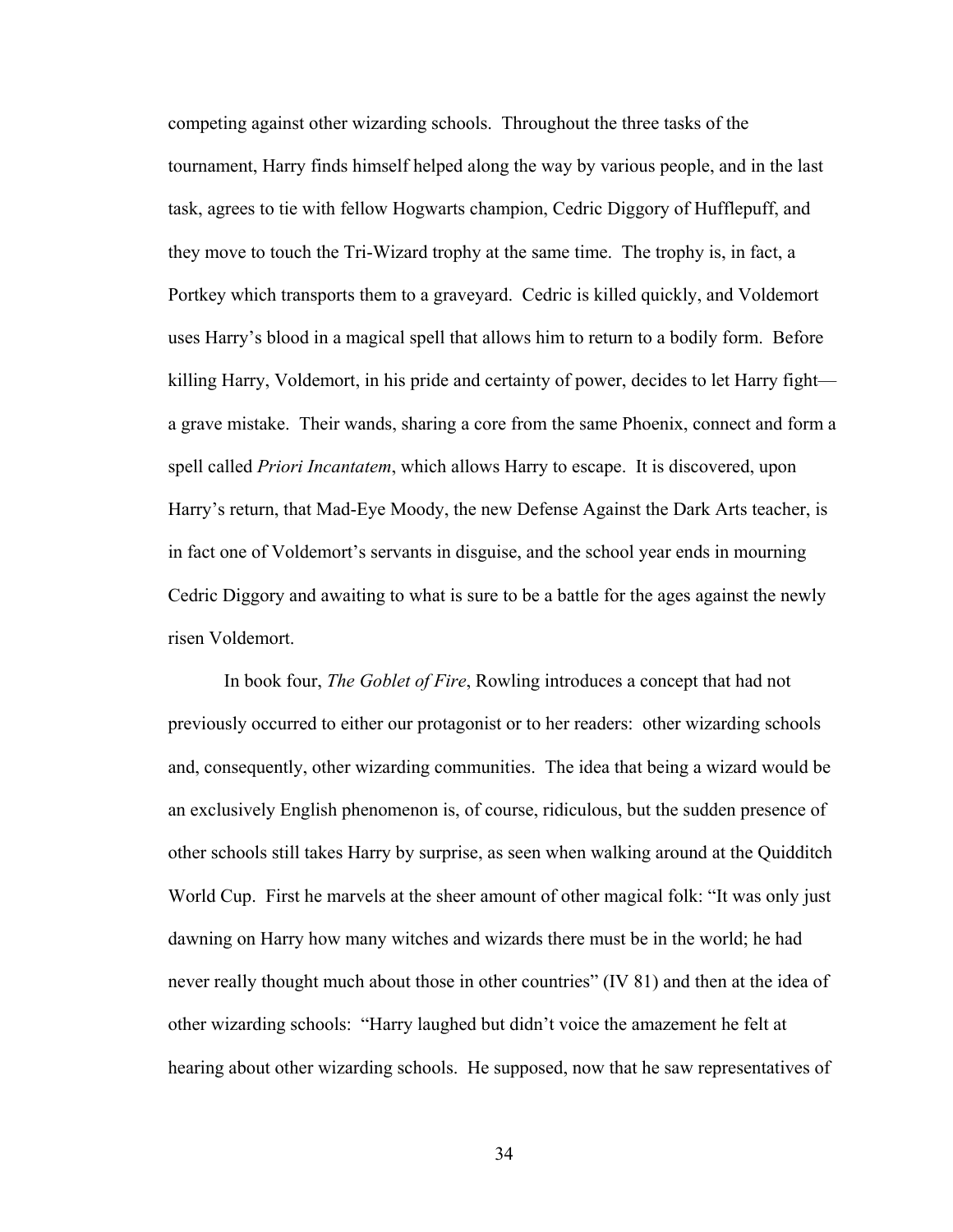competing against other wizarding schools. Throughout the three tasks of the tournament, Harry finds himself helped along the way by various people, and in the last task, agrees to tie with fellow Hogwarts champion, Cedric Diggory of Hufflepuff, and they move to touch the Tri-Wizard trophy at the same time. The trophy is, in fact, a Portkey which transports them to a graveyard. Cedric is killed quickly, and Voldemort uses Harry's blood in a magical spell that allows him to return to a bodily form. Before killing Harry, Voldemort, in his pride and certainty of power, decides to let Harry fight—a grave mistake. Their wands, sharing a core from the same Phoenix, connect and form a spell called *Priori Incantatem*, which allows Harry to escape. It is discovered, upon Harry's return, that Mad-Eye Moody, the new Defense Against the Dark Arts teacher, is in fact one of Voldemort's servants in disguise, and the school year ends in mourning Cedric Diggory and awaiting to what is sure to be a battle for the ages against the newly risen Voldemort.

In book four, *The Goblet of Fire*, Rowling introduces a concept that had not previously occurred to either our protagonist or to her readers: other wizarding schools and, consequently, other wizarding communities. The idea that being a wizard would be an exclusively English phenomenon is, of course, ridiculous, but the sudden presence of other schools still takes Harry by surprise, as seen when walking around at the Quidditch World Cup. First he marvels at the sheer amount of other magical folk: "It was only just dawning on Harry how many witches and wizards there must be in the world; he had never really thought much about those in other countries" (IV 81) and then at the idea of other wizarding schools: "Harry laughed but didn't voice the amazement he felt at hearing about other wizarding schools. He supposed, now that he saw representatives of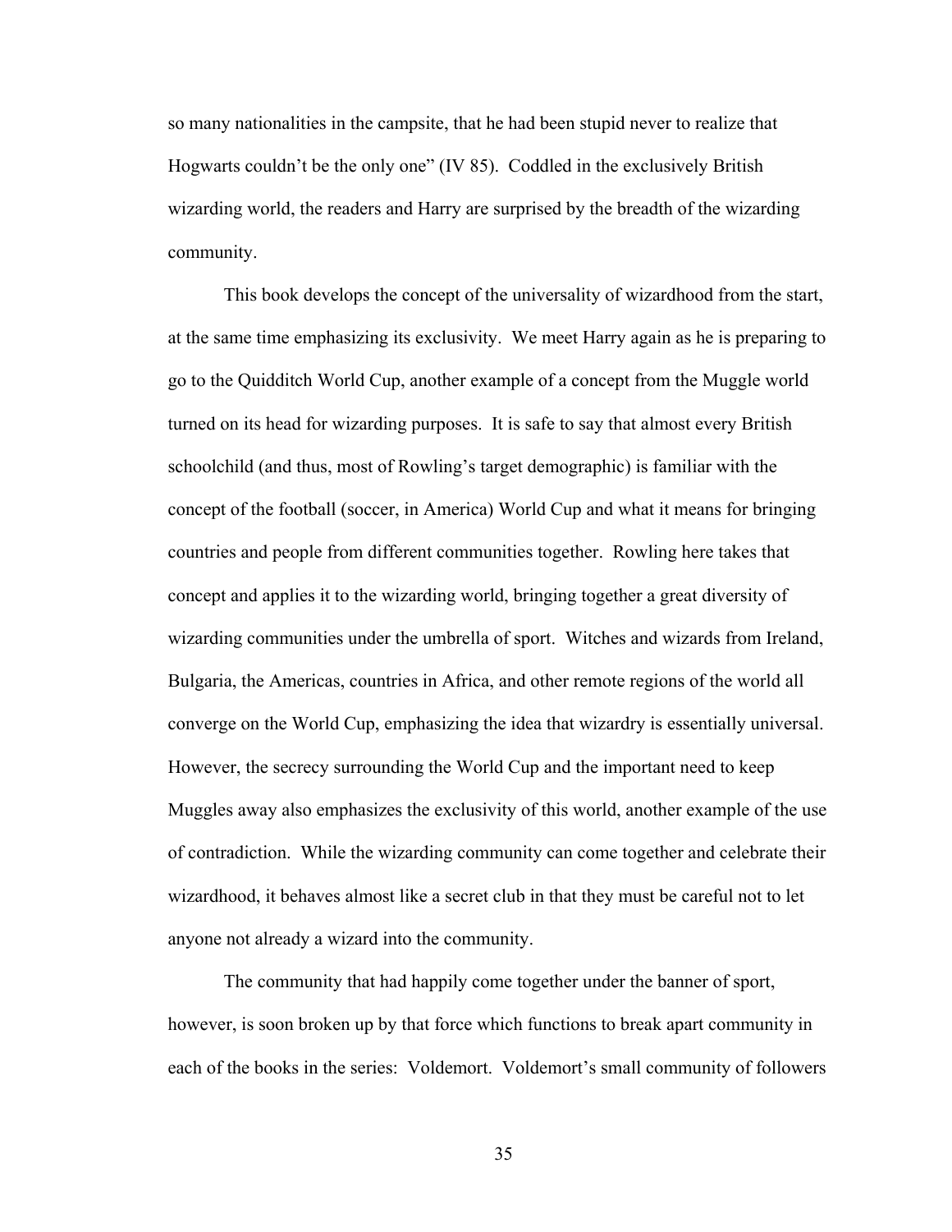so many nationalities in the campsite, that he had been stupid never to realize that Hogwarts couldn't be the only one" (IV 85). Coddled in the exclusively British wizarding world, the readers and Harry are surprised by the breadth of the wizarding community.

This book develops the concept of the universality of wizardhood from the start, at the same time emphasizing its exclusivity. We meet Harry again as he is preparing to go to the Quidditch World Cup, another example of a concept from the Muggle world turned on its head for wizarding purposes. It is safe to say that almost every British schoolchild (and thus, most of Rowling's target demographic) is familiar with the concept of the football (soccer, in America) World Cup and what it means for bringing countries and people from different communities together. Rowling here takes that concept and applies it to the wizarding world, bringing together a great diversity of wizarding communities under the umbrella of sport. Witches and wizards from Ireland, Bulgaria, the Americas, countries in Africa, and other remote regions of the world all converge on the World Cup, emphasizing the idea that wizardry is essentially universal. However, the secrecy surrounding the World Cup and the important need to keep Muggles away also emphasizes the exclusivity of this world, another example of the use of contradiction. While the wizarding community can come together and celebrate their wizardhood, it behaves almost like a secret club in that they must be careful not to let anyone not already a wizard into the community.

The community that had happily come together under the banner of sport, however, is soon broken up by that force which functions to break apart community in each of the books in the series: Voldemort. Voldemort's small community of followers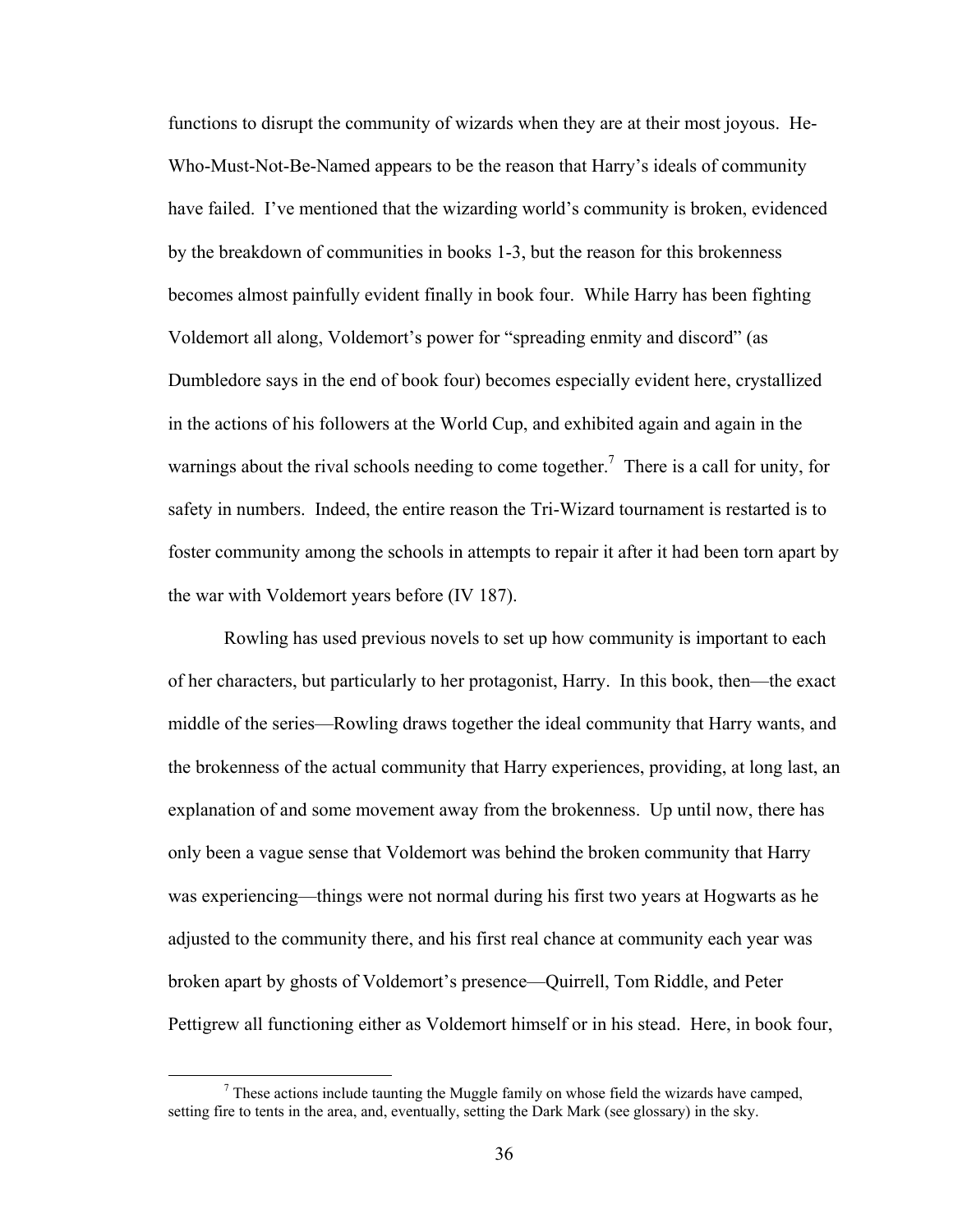functions to disrupt the community of wizards when they are at their most joyous. He-Who-Must-Not-Be-Named appears to be the reason that Harry's ideals of community have failed. I've mentioned that the wizarding world's community is broken, evidenced by the breakdown of communities in books 1-3, but the reason for this brokenness becomes almost painfully evident finally in book four. While Harry has been fighting Voldemort all along, Voldemort's power for "spreading enmity and discord" (as Dumbledore says in the end of book four) becomes especially evident here, crystallized in the actions of his followers at the World Cup, and exhibited again and again in the warnings about the rival schools needing to come together.[7] There is a call for unity, for safety in numbers. Indeed, the entire reason the Tri-Wizard tournament is restarted is to foster community among the schools in attempts to repair it after it had been torn apart by the war with Voldemort years before (IV 187).

Rowling has used previous novels to set up how community is important to each of her characters, but particularly to her protagonist, Harry. In this book, then—the exact middle of the series—Rowling draws together the ideal community that Harry wants, and the brokenness of the actual community that Harry experiences, providing, at long last, an explanation of and some movement away from the brokenness. Up until now, there has only been a vague sense that Voldemort was behind the broken community that Harry was experiencing—things were not normal during his first two years at Hogwarts as he adjusted to the community there, and his first real chance at community each year was broken apart by ghosts of Voldemort's presence—Quirrell, Tom Riddle, and Peter Pettigrew all functioning either as Voldemort himself or in his stead. Here, in book four,

[7] These actions include taunting the Muggle family on whose field the wizards have camped, setting fire to tents in the area, and, eventually, setting the Dark Mark (see glossary) in the sky.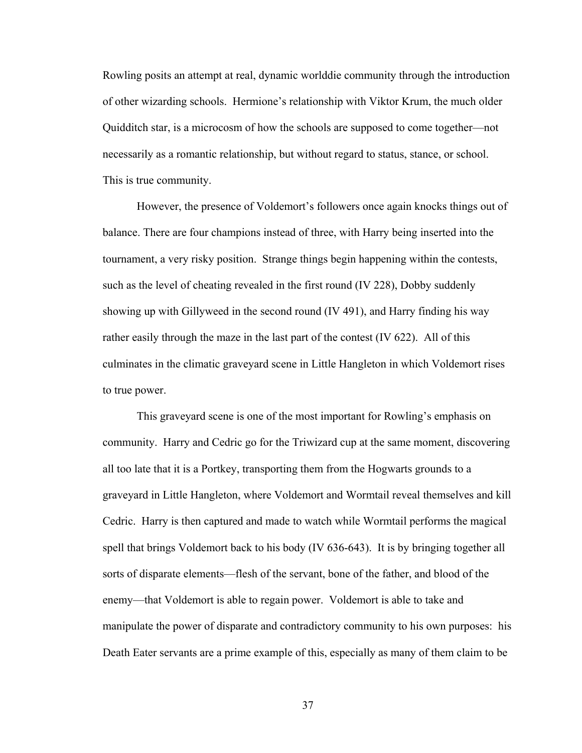Rowling posits an attempt at real, dynamic worlddie community through the introduction of other wizarding schools. Hermione's relationship with Viktor Krum, the much older Quidditch star, is a microcosm of how the schools are supposed to come together—not necessarily as a romantic relationship, but without regard to status, stance, or school. This is true community.

However, the presence of Voldemort's followers once again knocks things out of balance. There are four champions instead of three, with Harry being inserted into the tournament, a very risky position. Strange things begin happening within the contests, such as the level of cheating revealed in the first round (IV 228), Dobby suddenly showing up with Gillyweed in the second round (IV 491), and Harry finding his way rather easily through the maze in the last part of the contest (IV 622). All of this culminates in the climatic graveyard scene in Little Hangleton in which Voldemort rises to true power.

This graveyard scene is one of the most important for Rowling's emphasis on community. Harry and Cedric go for the Triwizard cup at the same moment, discovering all too late that it is a Portkey, transporting them from the Hogwarts grounds to a graveyard in Little Hangleton, where Voldemort and Wormtail reveal themselves and kill Cedric. Harry is then captured and made to watch while Wormtail performs the magical spell that brings Voldemort back to his body (IV 636-643). It is by bringing together all sorts of disparate elements—flesh of the servant, bone of the father, and blood of the enemy—that Voldemort is able to regain power. Voldemort is able to take and manipulate the power of disparate and contradictory community to his own purposes: his Death Eater servants are a prime example of this, especially as many of them claim to be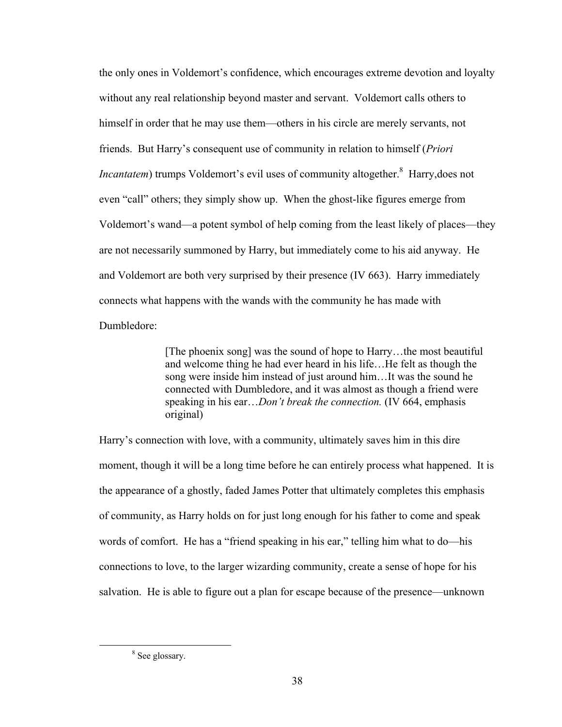the only ones in Voldemort's confidence, which encourages extreme devotion and loyalty without any real relationship beyond master and servant. Voldemort calls others to himself in order that he may use them—others in his circle are merely servants, not friends. But Harry's consequent use of community in relation to himself (*Priori Incantatem*) trumps Voldemort's evil uses of community altogether.[8] Harry,does not even "call" others; they simply show up. When the ghost-like figures emerge from Voldemort's wand—a potent symbol of help coming from the least likely of places—they are not necessarily summoned by Harry, but immediately come to his aid anyway. He and Voldemort are both very surprised by their presence (IV 663). Harry immediately connects what happens with the wands with the community he has made with Dumbledore:

> [The phoenix song] was the sound of hope to Harry…the most beautiful and welcome thing he had ever heard in his life…He felt as though the song were inside him instead of just around him…It was the sound he connected with Dumbledore, and it was almost as though a friend were speaking in his ear…*Don't break the connection.* (IV 664, emphasis original)

Harry's connection with love, with a community, ultimately saves him in this dire moment, though it will be a long time before he can entirely process what happened. It is the appearance of a ghostly, faded James Potter that ultimately completes this emphasis of community, as Harry holds on for just long enough for his father to come and speak words of comfort. He has a "friend speaking in his ear," telling him what to do—his connections to love, to the larger wizarding community, create a sense of hope for his salvation. He is able to figure out a plan for escape because of the presence—unknown

[8] See glossary.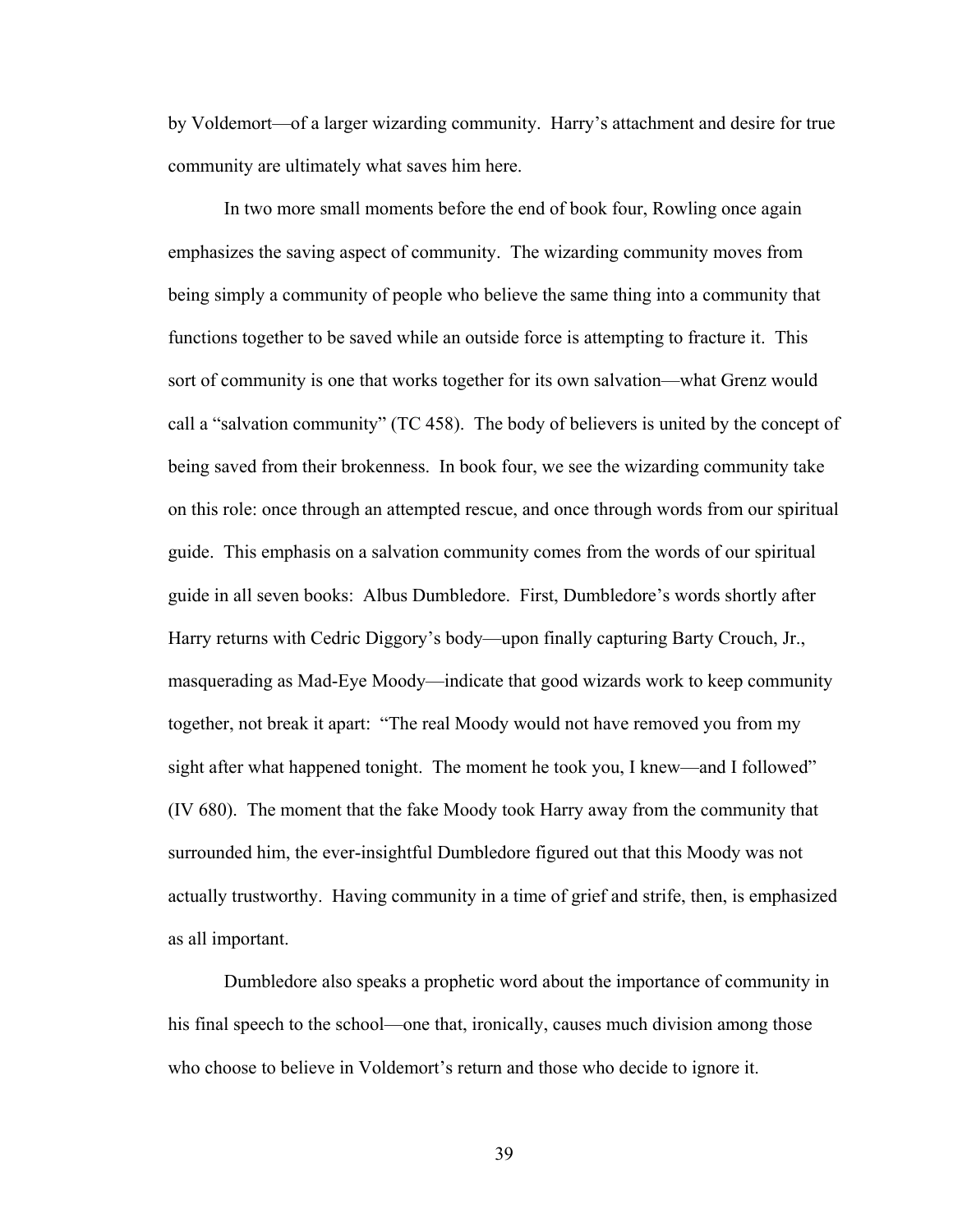by Voldemort—of a larger wizarding community. Harry's attachment and desire for true community are ultimately what saves him here.

In two more small moments before the end of book four, Rowling once again emphasizes the saving aspect of community. The wizarding community moves from being simply a community of people who believe the same thing into a community that functions together to be saved while an outside force is attempting to fracture it. This sort of community is one that works together for its own salvation—what Grenz would call a "salvation community" (TC 458). The body of believers is united by the concept of being saved from their brokenness. In book four, we see the wizarding community take on this role: once through an attempted rescue, and once through words from our spiritual guide. This emphasis on a salvation community comes from the words of our spiritual guide in all seven books: Albus Dumbledore. First, Dumbledore's words shortly after Harry returns with Cedric Diggory's body—upon finally capturing Barty Crouch, Jr., masquerading as Mad-Eye Moody—indicate that good wizards work to keep community together, not break it apart: "The real Moody would not have removed you from my sight after what happened tonight. The moment he took you, I knew—and I followed" (IV 680). The moment that the fake Moody took Harry away from the community that surrounded him, the ever-insightful Dumbledore figured out that this Moody was not actually trustworthy. Having community in a time of grief and strife, then, is emphasized as all important.

Dumbledore also speaks a prophetic word about the importance of community in his final speech to the school—one that, ironically, causes much division among those who choose to believe in Voldemort's return and those who decide to ignore it.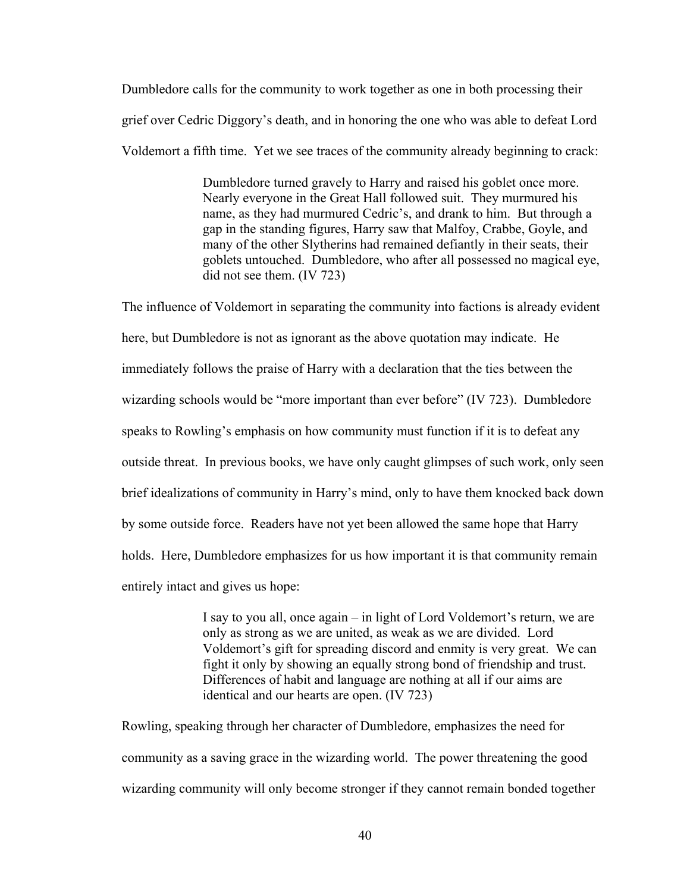Dumbledore calls for the community to work together as one in both processing their grief over Cedric Diggory's death, and in honoring the one who was able to defeat Lord Voldemort a fifth time. Yet we see traces of the community already beginning to crack:

> Dumbledore turned gravely to Harry and raised his goblet once more. Nearly everyone in the Great Hall followed suit. They murmured his name, as they had murmured Cedric's, and drank to him. But through a gap in the standing figures, Harry saw that Malfoy, Crabbe, Goyle, and many of the other Slytherins had remained defiantly in their seats, their goblets untouched. Dumbledore, who after all possessed no magical eye, did not see them. (IV 723)

The influence of Voldemort in separating the community into factions is already evident here, but Dumbledore is not as ignorant as the above quotation may indicate. He immediately follows the praise of Harry with a declaration that the ties between the wizarding schools would be "more important than ever before" (IV 723). Dumbledore speaks to Rowling's emphasis on how community must function if it is to defeat any outside threat. In previous books, we have only caught glimpses of such work, only seen brief idealizations of community in Harry's mind, only to have them knocked back down by some outside force. Readers have not yet been allowed the same hope that Harry holds. Here, Dumbledore emphasizes for us how important it is that community remain entirely intact and gives us hope:

> I say to you all, once again – in light of Lord Voldemort's return, we are only as strong as we are united, as weak as we are divided. Lord Voldemort's gift for spreading discord and enmity is very great. We can fight it only by showing an equally strong bond of friendship and trust. Differences of habit and language are nothing at all if our aims are identical and our hearts are open. (IV 723)

Rowling, speaking through her character of Dumbledore, emphasizes the need for community as a saving grace in the wizarding world. The power threatening the good wizarding community will only become stronger if they cannot remain bonded together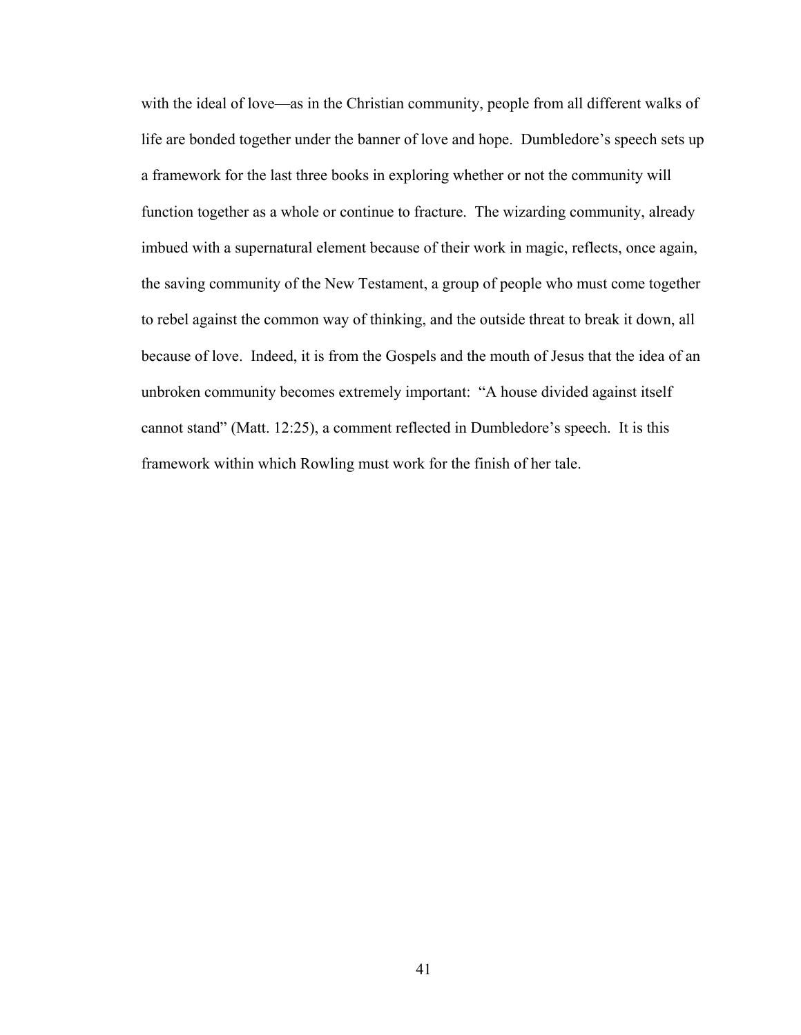with the ideal of love—as in the Christian community, people from all different walks of life are bonded together under the banner of love and hope. Dumbledore's speech sets up a framework for the last three books in exploring whether or not the community will function together as a whole or continue to fracture. The wizarding community, already imbued with a supernatural element because of their work in magic, reflects, once again, the saving community of the New Testament, a group of people who must come together to rebel against the common way of thinking, and the outside threat to break it down, all because of love. Indeed, it is from the Gospels and the mouth of Jesus that the idea of an unbroken community becomes extremely important: "A house divided against itself cannot stand" (Matt. 12:25), a comment reflected in Dumbledore's speech. It is this framework within which Rowling must work for the finish of her tale.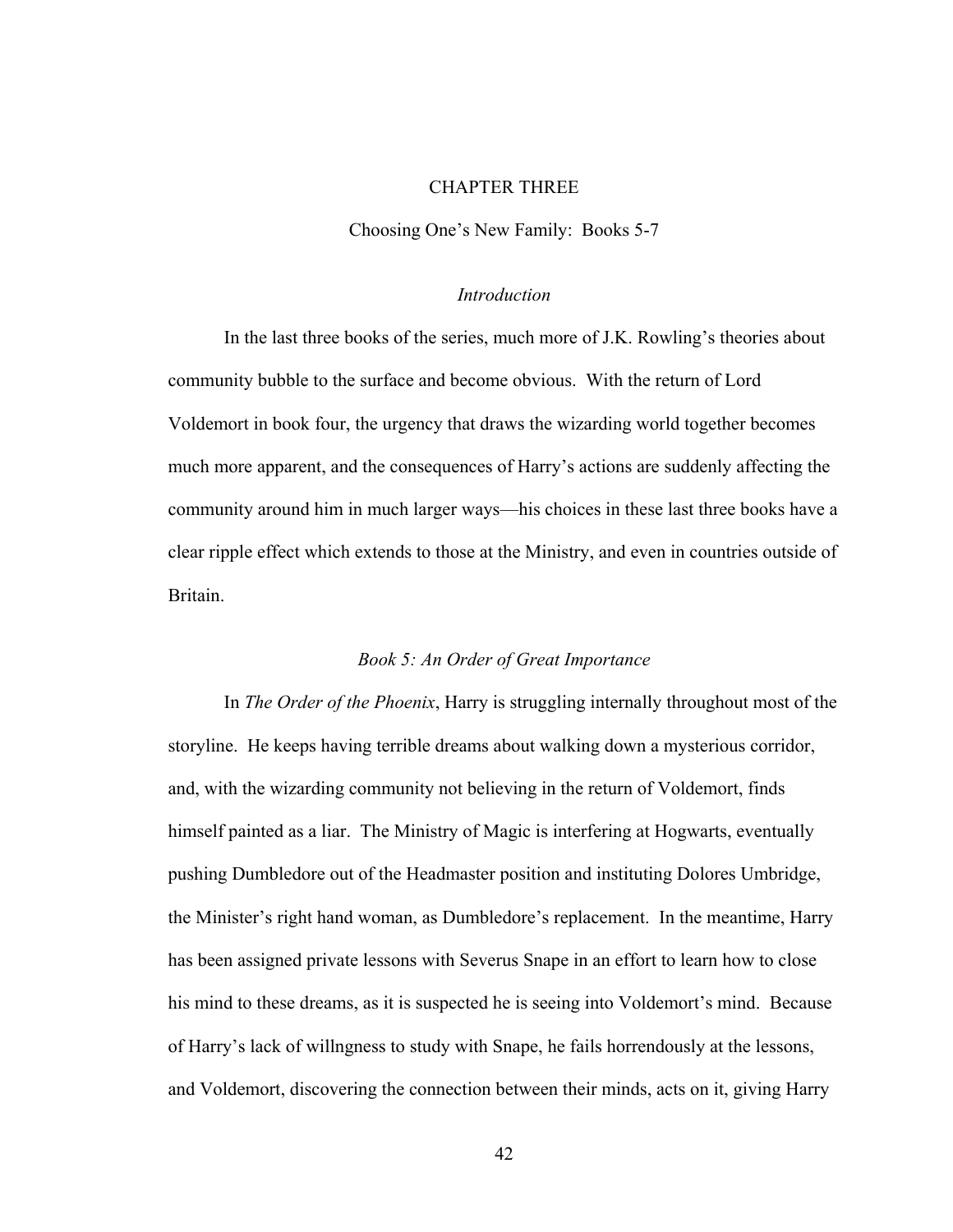# CHAPTER THREE

## Choosing One's New Family: Books 5-7

### *Introduction*

In the last three books of the series, much more of J.K. Rowling's theories about community bubble to the surface and become obvious. With the return of Lord Voldemort in book four, the urgency that draws the wizarding world together becomes much more apparent, and the consequences of Harry's actions are suddenly affecting the community around him in much larger ways—his choices in these last three books have a clear ripple effect which extends to those at the Ministry, and even in countries outside of Britain.

### *Book 5: An Order of Great Importance*

In *The Order of the Phoenix*, Harry is struggling internally throughout most of the storyline. He keeps having terrible dreams about walking down a mysterious corridor, and, with the wizarding community not believing in the return of Voldemort, finds himself painted as a liar. The Ministry of Magic is interfering at Hogwarts, eventually pushing Dumbledore out of the Headmaster position and instituting Dolores Umbridge, the Minister's right hand woman, as Dumbledore's replacement. In the meantime, Harry has been assigned private lessons with Severus Snape in an effort to learn how to close his mind to these dreams, as it is suspected he is seeing into Voldemort's mind. Because of Harry's lack of willngness to study with Snape, he fails horrendously at the lessons, and Voldemort, discovering the connection between their minds, acts on it, giving Harry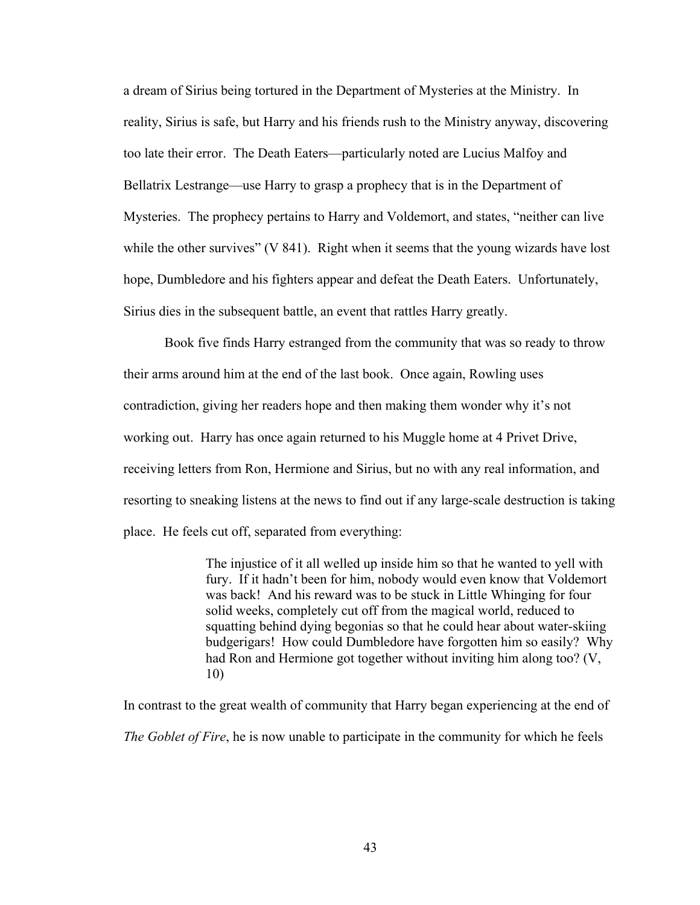a dream of Sirius being tortured in the Department of Mysteries at the Ministry. In reality, Sirius is safe, but Harry and his friends rush to the Ministry anyway, discovering too late their error. The Death Eaters—particularly noted are Lucius Malfoy and Bellatrix Lestrange—use Harry to grasp a prophecy that is in the Department of Mysteries. The prophecy pertains to Harry and Voldemort, and states, "neither can live while the other survives" (V 841). Right when it seems that the young wizards have lost hope, Dumbledore and his fighters appear and defeat the Death Eaters. Unfortunately, Sirius dies in the subsequent battle, an event that rattles Harry greatly.

Book five finds Harry estranged from the community that was so ready to throw their arms around him at the end of the last book. Once again, Rowling uses contradiction, giving her readers hope and then making them wonder why it's not working out. Harry has once again returned to his Muggle home at 4 Privet Drive, receiving letters from Ron, Hermione and Sirius, but no with any real information, and resorting to sneaking listens at the news to find out if any large-scale destruction is taking place. He feels cut off, separated from everything:

> The injustice of it all welled up inside him so that he wanted to yell with fury. If it hadn't been for him, nobody would even know that Voldemort was back! And his reward was to be stuck in Little Whinging for four solid weeks, completely cut off from the magical world, reduced to squatting behind dying begonias so that he could hear about water-skiing budgerigars! How could Dumbledore have forgotten him so easily? Why had Ron and Hermione got together without inviting him along too? (V, 10)

In contrast to the great wealth of community that Harry began experiencing at the end of *The Goblet of Fire*, he is now unable to participate in the community for which he feels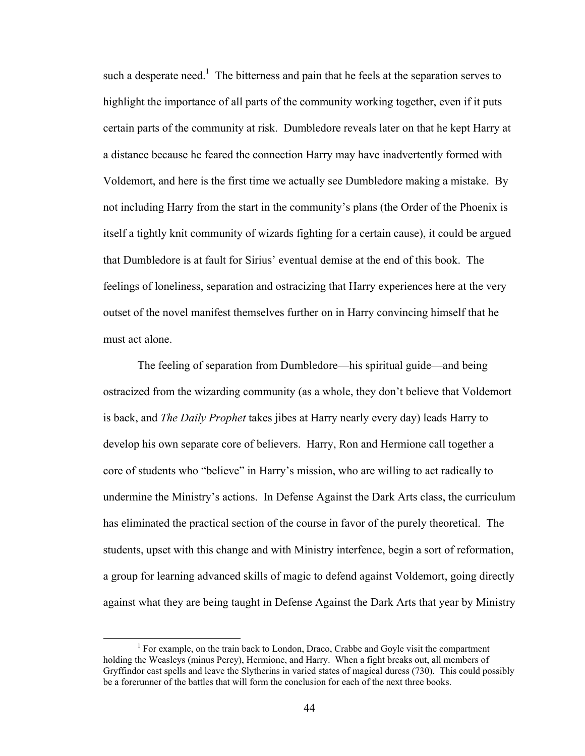such a desperate need.[1] The bitterness and pain that he feels at the separation serves to highlight the importance of all parts of the community working together, even if it puts certain parts of the community at risk. Dumbledore reveals later on that he kept Harry at a distance because he feared the connection Harry may have inadvertently formed with Voldemort, and here is the first time we actually see Dumbledore making a mistake. By not including Harry from the start in the community's plans (the Order of the Phoenix is itself a tightly knit community of wizards fighting for a certain cause), it could be argued that Dumbledore is at fault for Sirius' eventual demise at the end of this book. The feelings of loneliness, separation and ostracizing that Harry experiences here at the very outset of the novel manifest themselves further on in Harry convincing himself that he must act alone.

The feeling of separation from Dumbledore—his spiritual guide—and being ostracized from the wizarding community (as a whole, they don't believe that Voldemort is back, and *The Daily Prophet* takes jibes at Harry nearly every day) leads Harry to develop his own separate core of believers. Harry, Ron and Hermione call together a core of students who "believe" in Harry's mission, who are willing to act radically to undermine the Ministry's actions. In Defense Against the Dark Arts class, the curriculum has eliminated the practical section of the course in favor of the purely theoretical. The students, upset with this change and with Ministry interfence, begin a sort of reformation, a group for learning advanced skills of magic to defend against Voldemort, going directly against what they are being taught in Defense Against the Dark Arts that year by Ministry

---

[1] For example, on the train back to London, Draco, Crabbe and Goyle visit the compartment holding the Weasleys (minus Percy), Hermione, and Harry. When a fight breaks out, all members of Gryffindor cast spells and leave the Slytherins in varied states of magical duress (730). This could possibly be a forerunner of the battles that will form the conclusion for each of the next three books.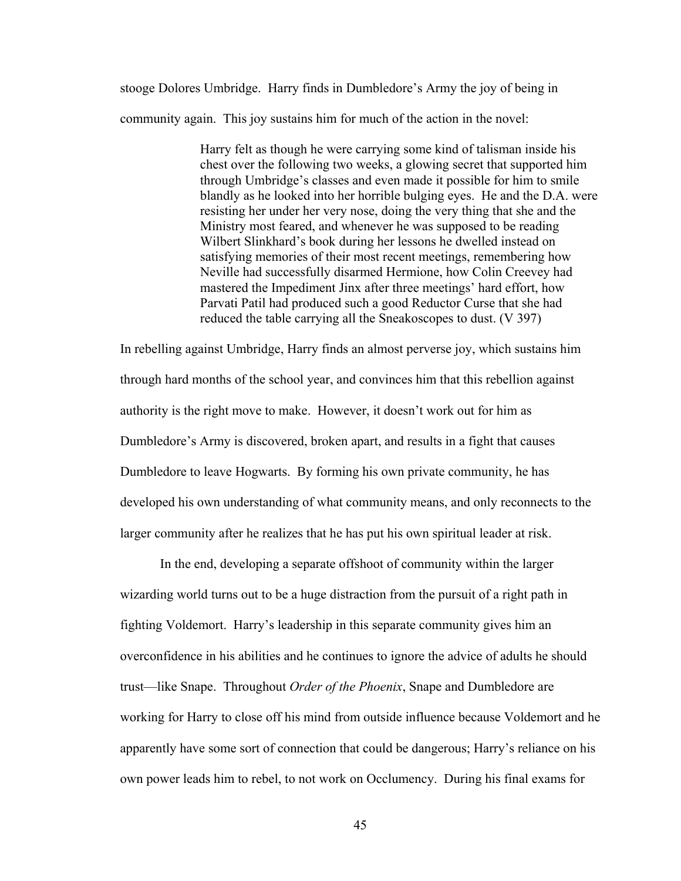stooge Dolores Umbridge. Harry finds in Dumbledore's Army the joy of being in community again. This joy sustains him for much of the action in the novel:

> Harry felt as though he were carrying some kind of talisman inside his chest over the following two weeks, a glowing secret that supported him through Umbridge's classes and even made it possible for him to smile blandly as he looked into her horrible bulging eyes. He and the D.A. were resisting her under her very nose, doing the very thing that she and the Ministry most feared, and whenever he was supposed to be reading Wilbert Slinkhard's book during her lessons he dwelled instead on satisfying memories of their most recent meetings, remembering how Neville had successfully disarmed Hermione, how Colin Creevey had mastered the Impediment Jinx after three meetings' hard effort, how Parvati Patil had produced such a good Reductor Curse that she had reduced the table carrying all the Sneakoscopes to dust. (V 397)

In rebelling against Umbridge, Harry finds an almost perverse joy, which sustains him through hard months of the school year, and convinces him that this rebellion against authority is the right move to make. However, it doesn't work out for him as Dumbledore's Army is discovered, broken apart, and results in a fight that causes Dumbledore to leave Hogwarts. By forming his own private community, he has developed his own understanding of what community means, and only reconnects to the larger community after he realizes that he has put his own spiritual leader at risk.

In the end, developing a separate offshoot of community within the larger wizarding world turns out to be a huge distraction from the pursuit of a right path in fighting Voldemort. Harry's leadership in this separate community gives him an overconfidence in his abilities and he continues to ignore the advice of adults he should trust—like Snape. Throughout *Order of the Phoenix*, Snape and Dumbledore are working for Harry to close off his mind from outside influence because Voldemort and he apparently have some sort of connection that could be dangerous; Harry's reliance on his own power leads him to rebel, to not work on Occlumency. During his final exams for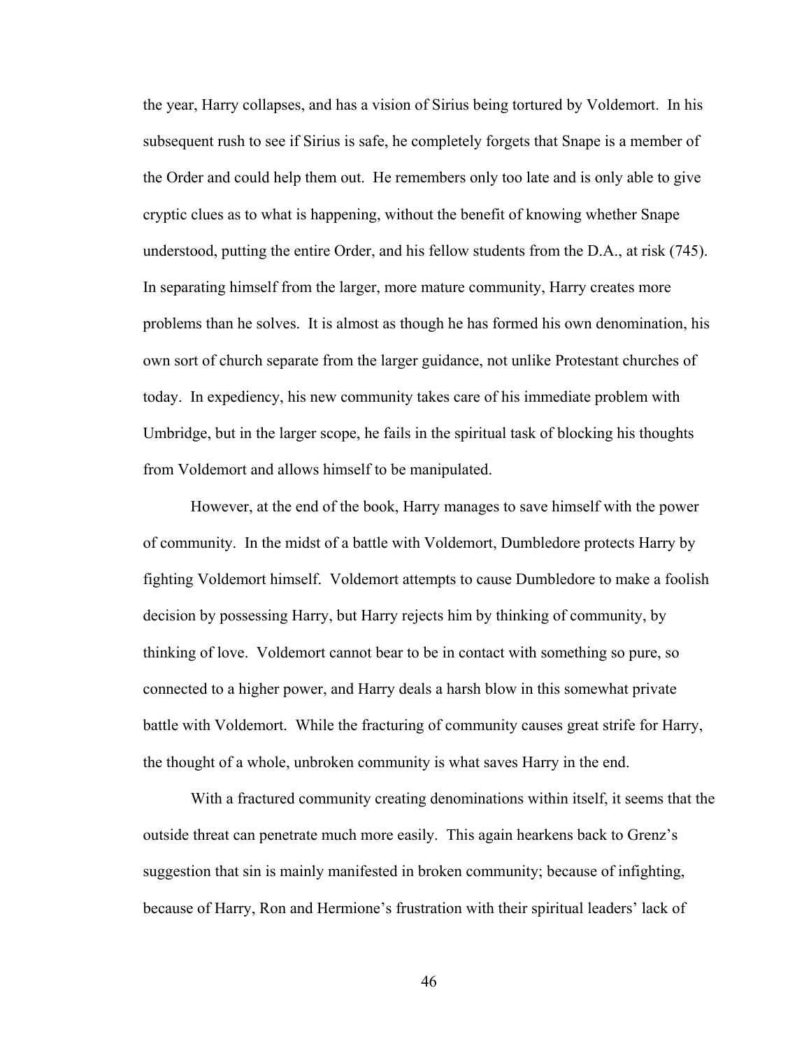the year, Harry collapses, and has a vision of Sirius being tortured by Voldemort. In his subsequent rush to see if Sirius is safe, he completely forgets that Snape is a member of the Order and could help them out. He remembers only too late and is only able to give cryptic clues as to what is happening, without the benefit of knowing whether Snape understood, putting the entire Order, and his fellow students from the D.A., at risk (745). In separating himself from the larger, more mature community, Harry creates more problems than he solves. It is almost as though he has formed his own denomination, his own sort of church separate from the larger guidance, not unlike Protestant churches of today. In expediency, his new community takes care of his immediate problem with Umbridge, but in the larger scope, he fails in the spiritual task of blocking his thoughts from Voldemort and allows himself to be manipulated.

However, at the end of the book, Harry manages to save himself with the power of community. In the midst of a battle with Voldemort, Dumbledore protects Harry by fighting Voldemort himself. Voldemort attempts to cause Dumbledore to make a foolish decision by possessing Harry, but Harry rejects him by thinking of community, by thinking of love. Voldemort cannot bear to be in contact with something so pure, so connected to a higher power, and Harry deals a harsh blow in this somewhat private battle with Voldemort. While the fracturing of community causes great strife for Harry, the thought of a whole, unbroken community is what saves Harry in the end.

With a fractured community creating denominations within itself, it seems that the outside threat can penetrate much more easily. This again hearkens back to Grenz's suggestion that sin is mainly manifested in broken community; because of infighting, because of Harry, Ron and Hermione's frustration with their spiritual leaders' lack of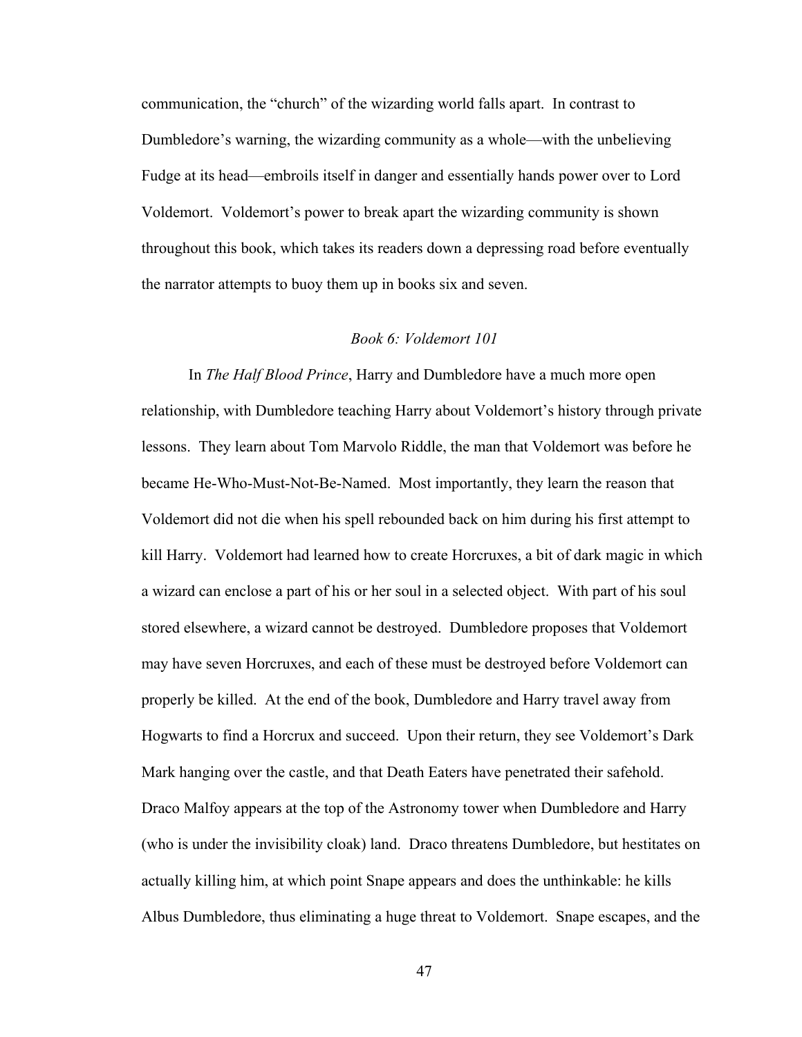communication, the "church" of the wizarding world falls apart. In contrast to Dumbledore's warning, the wizarding community as a whole—with the unbelieving Fudge at its head—embroils itself in danger and essentially hands power over to Lord Voldemort. Voldemort's power to break apart the wizarding community is shown throughout this book, which takes its readers down a depressing road before eventually the narrator attempts to buoy them up in books six and seven.

### *Book 6: Voldemort 101*

In *The Half Blood Prince*, Harry and Dumbledore have a much more open relationship, with Dumbledore teaching Harry about Voldemort's history through private lessons. They learn about Tom Marvolo Riddle, the man that Voldemort was before he became He-Who-Must-Not-Be-Named. Most importantly, they learn the reason that Voldemort did not die when his spell rebounded back on him during his first attempt to kill Harry. Voldemort had learned how to create Horcruxes, a bit of dark magic in which a wizard can enclose a part of his or her soul in a selected object. With part of his soul stored elsewhere, a wizard cannot be destroyed. Dumbledore proposes that Voldemort may have seven Horcruxes, and each of these must be destroyed before Voldemort can properly be killed. At the end of the book, Dumbledore and Harry travel away from Hogwarts to find a Horcrux and succeed. Upon their return, they see Voldemort's Dark Mark hanging over the castle, and that Death Eaters have penetrated their safehold. Draco Malfoy appears at the top of the Astronomy tower when Dumbledore and Harry (who is under the invisibility cloak) land. Draco threatens Dumbledore, but hestitates on actually killing him, at which point Snape appears and does the unthinkable: he kills Albus Dumbledore, thus eliminating a huge threat to Voldemort. Snape escapes, and the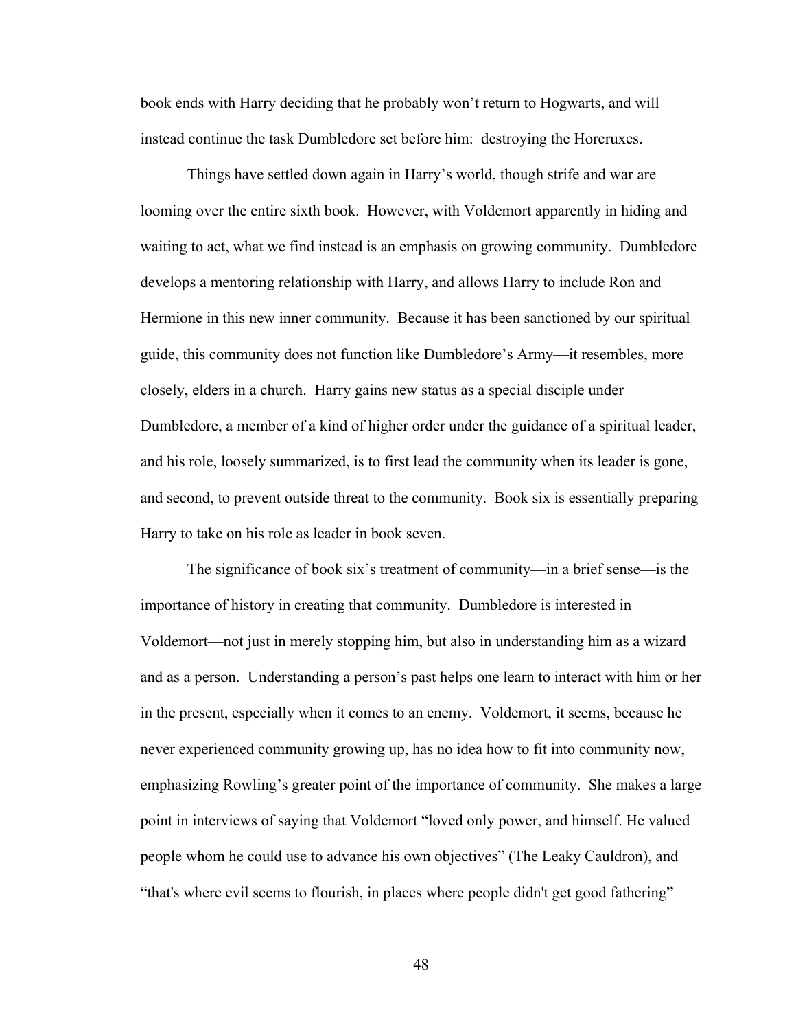book ends with Harry deciding that he probably won't return to Hogwarts, and will instead continue the task Dumbledore set before him: destroying the Horcruxes.

Things have settled down again in Harry's world, though strife and war are looming over the entire sixth book. However, with Voldemort apparently in hiding and waiting to act, what we find instead is an emphasis on growing community. Dumbledore develops a mentoring relationship with Harry, and allows Harry to include Ron and Hermione in this new inner community. Because it has been sanctioned by our spiritual guide, this community does not function like Dumbledore's Army—it resembles, more closely, elders in a church. Harry gains new status as a special disciple under Dumbledore, a member of a kind of higher order under the guidance of a spiritual leader, and his role, loosely summarized, is to first lead the community when its leader is gone, and second, to prevent outside threat to the community. Book six is essentially preparing Harry to take on his role as leader in book seven.

The significance of book six's treatment of community—in a brief sense—is the importance of history in creating that community. Dumbledore is interested in Voldemort—not just in merely stopping him, but also in understanding him as a wizard and as a person. Understanding a person's past helps one learn to interact with him or her in the present, especially when it comes to an enemy. Voldemort, it seems, because he never experienced community growing up, has no idea how to fit into community now, emphasizing Rowling's greater point of the importance of community. She makes a large point in interviews of saying that Voldemort "loved only power, and himself. He valued people whom he could use to advance his own objectives" (The Leaky Cauldron), and "that's where evil seems to flourish, in places where people didn't get good fathering"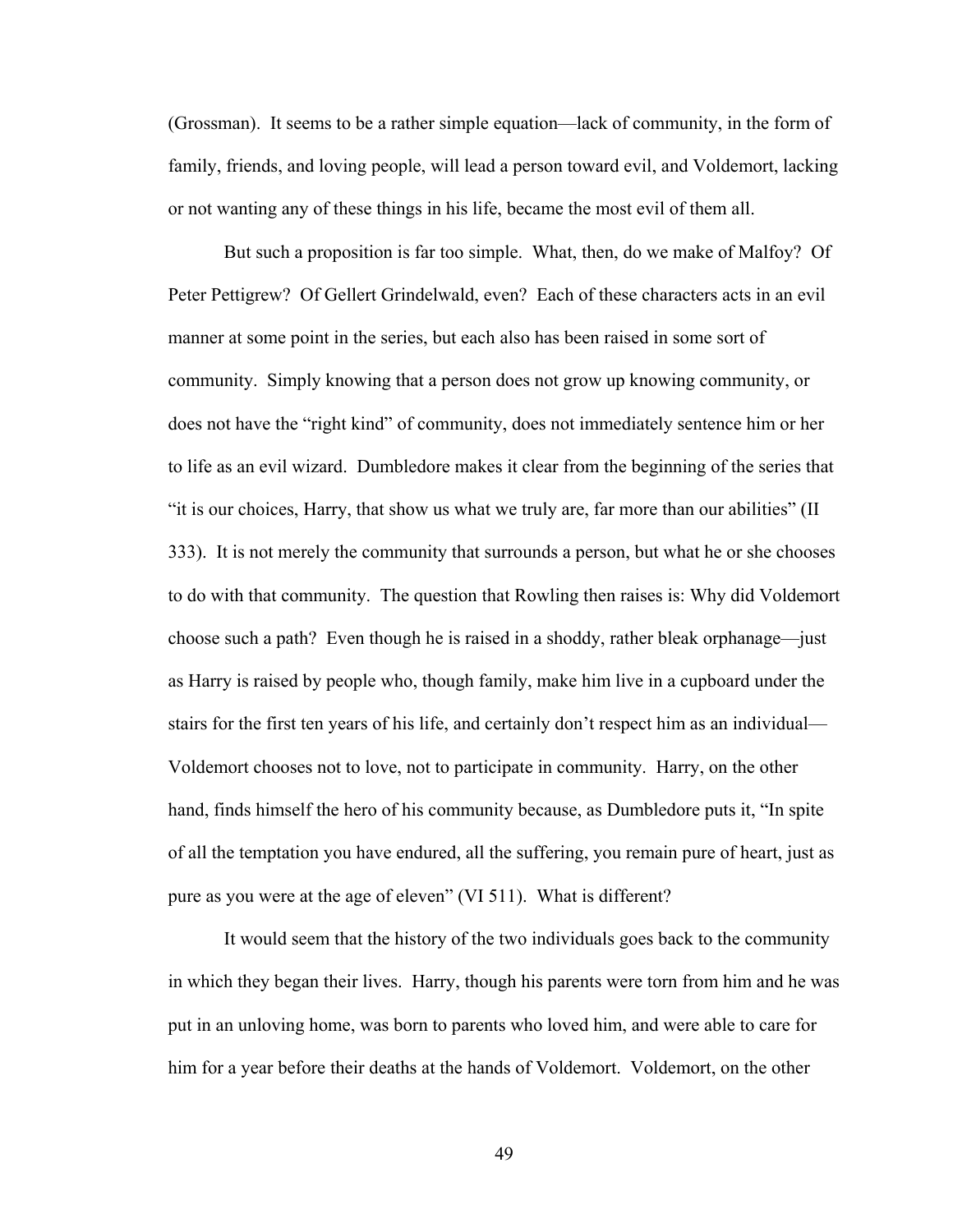(Grossman). It seems to be a rather simple equation—lack of community, in the form of family, friends, and loving people, will lead a person toward evil, and Voldemort, lacking or not wanting any of these things in his life, became the most evil of them all.

But such a proposition is far too simple. What, then, do we make of Malfoy? Of Peter Pettigrew? Of Gellert Grindelwald, even? Each of these characters acts in an evil manner at some point in the series, but each also has been raised in some sort of community. Simply knowing that a person does not grow up knowing community, or does not have the "right kind" of community, does not immediately sentence him or her to life as an evil wizard. Dumbledore makes it clear from the beginning of the series that "it is our choices, Harry, that show us what we truly are, far more than our abilities" (II 333). It is not merely the community that surrounds a person, but what he or she chooses to do with that community. The question that Rowling then raises is: Why did Voldemort choose such a path? Even though he is raised in a shoddy, rather bleak orphanage—just as Harry is raised by people who, though family, make him live in a cupboard under the stairs for the first ten years of his life, and certainly don't respect him as an individual—Voldemort chooses not to love, not to participate in community. Harry, on the other hand, finds himself the hero of his community because, as Dumbledore puts it, "In spite of all the temptation you have endured, all the suffering, you remain pure of heart, just as pure as you were at the age of eleven" (VI 511). What is different?

It would seem that the history of the two individuals goes back to the community in which they began their lives. Harry, though his parents were torn from him and he was put in an unloving home, was born to parents who loved him, and were able to care for him for a year before their deaths at the hands of Voldemort. Voldemort, on the other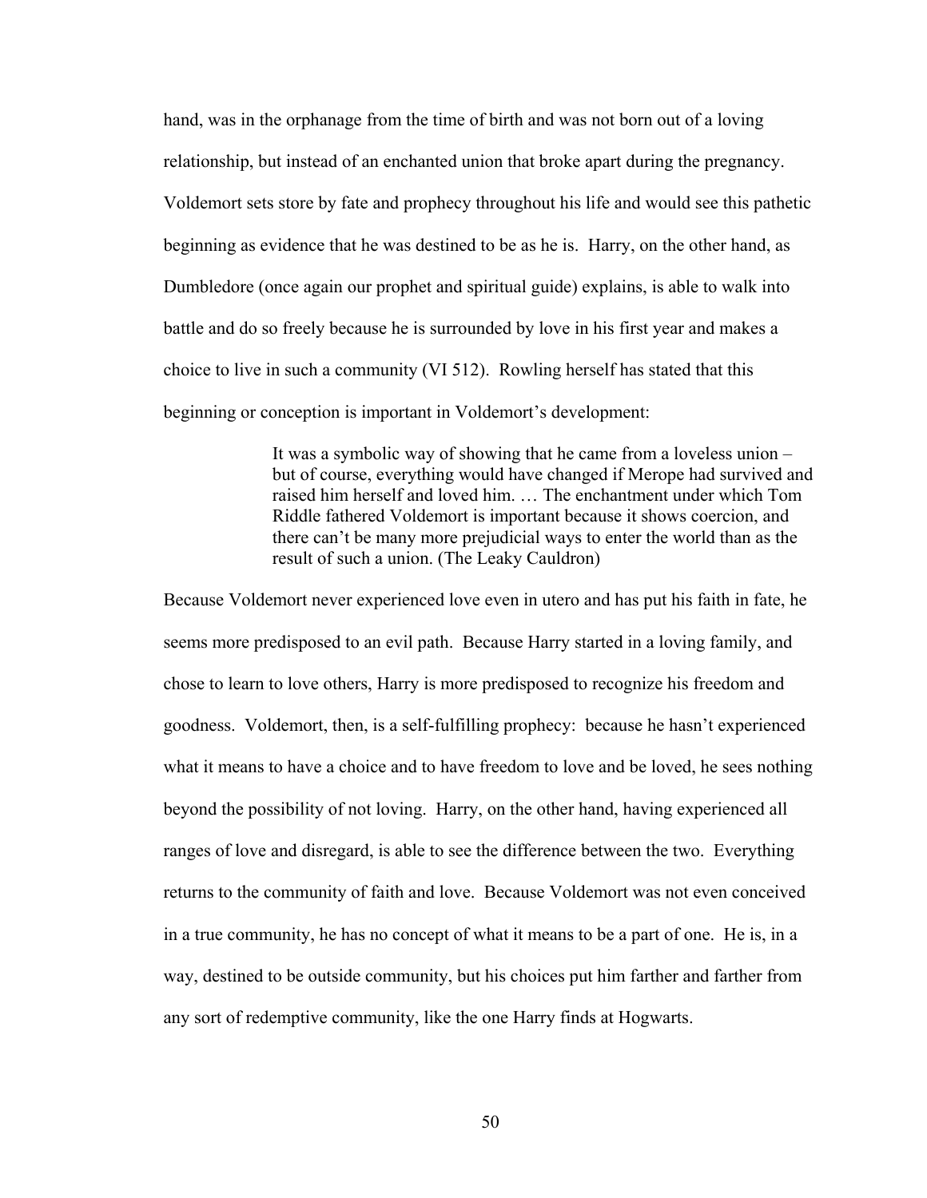hand, was in the orphanage from the time of birth and was not born out of a loving relationship, but instead of an enchanted union that broke apart during the pregnancy. Voldemort sets store by fate and prophecy throughout his life and would see this pathetic beginning as evidence that he was destined to be as he is. Harry, on the other hand, as Dumbledore (once again our prophet and spiritual guide) explains, is able to walk into battle and do so freely because he is surrounded by love in his first year and makes a choice to live in such a community (VI 512). Rowling herself has stated that this beginning or conception is important in Voldemort's development:

> It was a symbolic way of showing that he came from a loveless union – but of course, everything would have changed if Merope had survived and raised him herself and loved him. … The enchantment under which Tom Riddle fathered Voldemort is important because it shows coercion, and there can't be many more prejudicial ways to enter the world than as the result of such a union. (The Leaky Cauldron)

Because Voldemort never experienced love even in utero and has put his faith in fate, he seems more predisposed to an evil path. Because Harry started in a loving family, and chose to learn to love others, Harry is more predisposed to recognize his freedom and goodness. Voldemort, then, is a self-fulfilling prophecy: because he hasn't experienced what it means to have a choice and to have freedom to love and be loved, he sees nothing beyond the possibility of not loving. Harry, on the other hand, having experienced all ranges of love and disregard, is able to see the difference between the two. Everything returns to the community of faith and love. Because Voldemort was not even conceived in a true community, he has no concept of what it means to be a part of one. He is, in a way, destined to be outside community, but his choices put him farther and farther from any sort of redemptive community, like the one Harry finds at Hogwarts.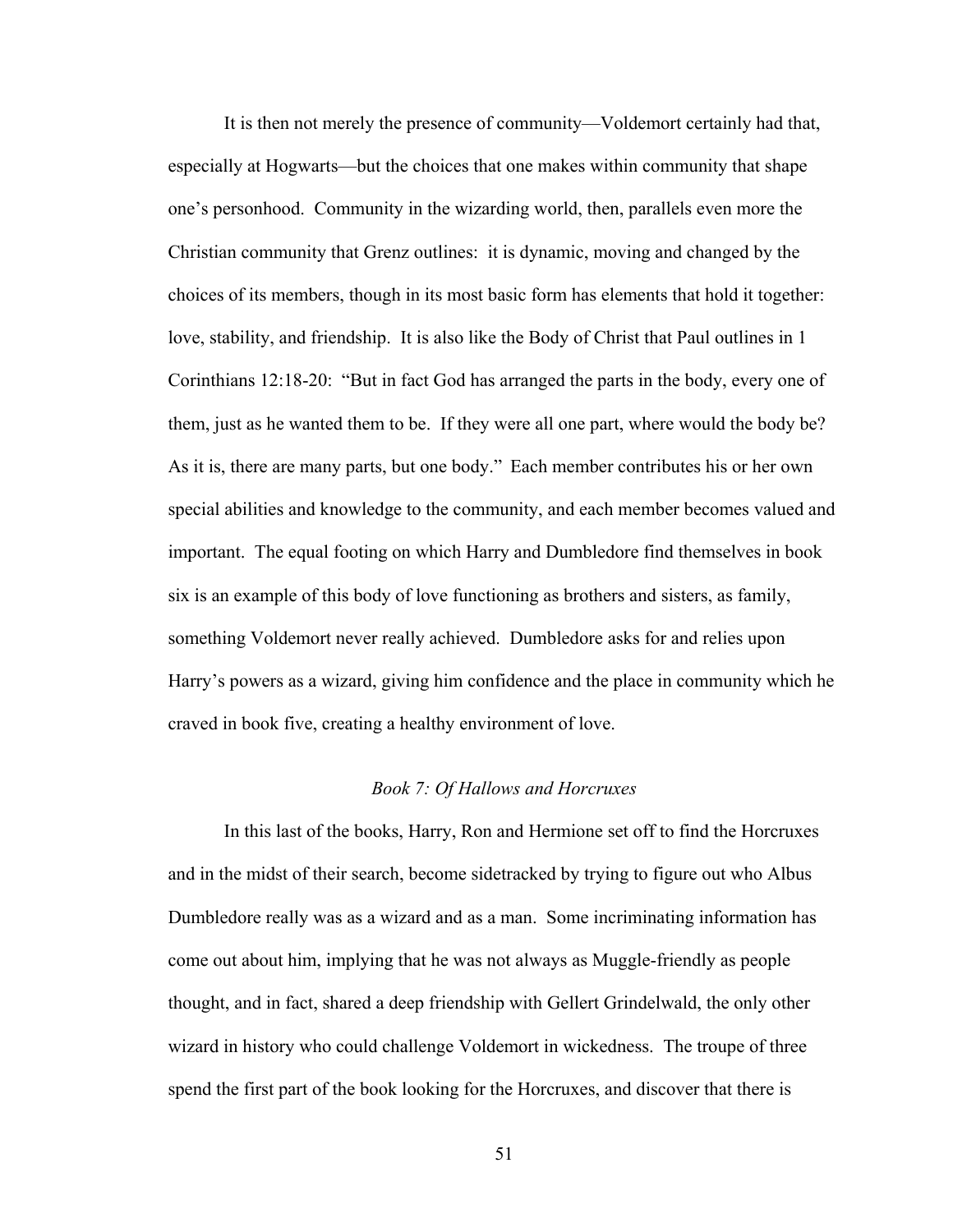It is then not merely the presence of community—Voldemort certainly had that, especially at Hogwarts—but the choices that one makes within community that shape one's personhood. Community in the wizarding world, then, parallels even more the Christian community that Grenz outlines: it is dynamic, moving and changed by the choices of its members, though in its most basic form has elements that hold it together: love, stability, and friendship. It is also like the Body of Christ that Paul outlines in 1 Corinthians 12:18-20: "But in fact God has arranged the parts in the body, every one of them, just as he wanted them to be. If they were all one part, where would the body be? As it is, there are many parts, but one body." Each member contributes his or her own special abilities and knowledge to the community, and each member becomes valued and important. The equal footing on which Harry and Dumbledore find themselves in book six is an example of this body of love functioning as brothers and sisters, as family, something Voldemort never really achieved. Dumbledore asks for and relies upon Harry's powers as a wizard, giving him confidence and the place in community which he craved in book five, creating a healthy environment of love.

### *Book 7: Of Hallows and Horcruxes*

In this last of the books, Harry, Ron and Hermione set off to find the Horcruxes and in the midst of their search, become sidetracked by trying to figure out who Albus Dumbledore really was as a wizard and as a man. Some incriminating information has come out about him, implying that he was not always as Muggle-friendly as people thought, and in fact, shared a deep friendship with Gellert Grindelwald, the only other wizard in history who could challenge Voldemort in wickedness. The troupe of three spend the first part of the book looking for the Horcruxes, and discover that there is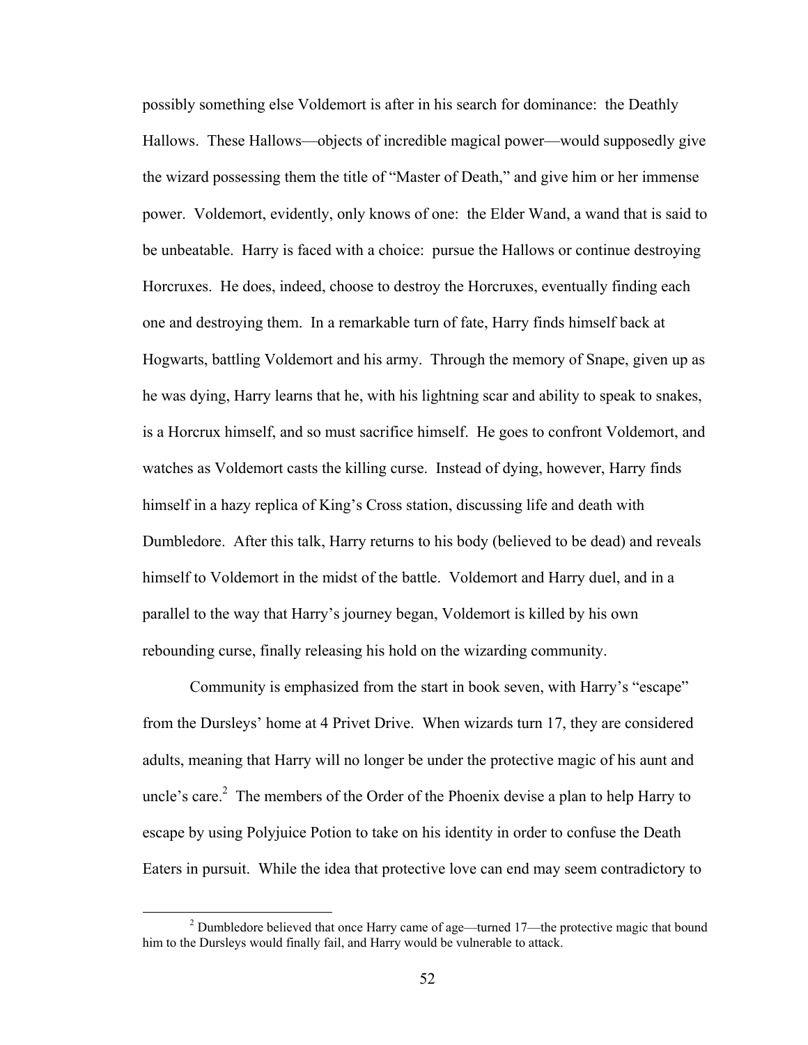possibly something else Voldemort is after in his search for dominance: the Deathly Hallows. These Hallows—objects of incredible magical power—would supposedly give the wizard possessing them the title of "Master of Death," and give him or her immense power. Voldemort, evidently, only knows of one: the Elder Wand, a wand that is said to be unbeatable. Harry is faced with a choice: pursue the Hallows or continue destroying Horcruxes. He does, indeed, choose to destroy the Horcruxes, eventually finding each one and destroying them. In a remarkable turn of fate, Harry finds himself back at Hogwarts, battling Voldemort and his army. Through the memory of Snape, given up as he was dying, Harry learns that he, with his lightning scar and ability to speak to snakes, is a Horcrux himself, and so must sacrifice himself. He goes to confront Voldemort, and watches as Voldemort casts the killing curse. Instead of dying, however, Harry finds himself in a hazy replica of King's Cross station, discussing life and death with Dumbledore. After this talk, Harry returns to his body (believed to be dead) and reveals himself to Voldemort in the midst of the battle. Voldemort and Harry duel, and in a parallel to the way that Harry's journey began, Voldemort is killed by his own rebounding curse, finally releasing his hold on the wizarding community.

Community is emphasized from the start in book seven, with Harry's "escape" from the Dursleys' home at 4 Privet Drive. When wizards turn 17, they are considered adults, meaning that Harry will no longer be under the protective magic of his aunt and uncle's care.[2] The members of the Order of the Phoenix devise a plan to help Harry to escape by using Polyjuice Potion to take on his identity in order to confuse the Death Eaters in pursuit. While the idea that protective love can end may seem contradictory to

[2] Dumbledore believed that once Harry came of age—turned 17—the protective magic that bound him to the Dursleys would finally fail, and Harry would be vulnerable to attack.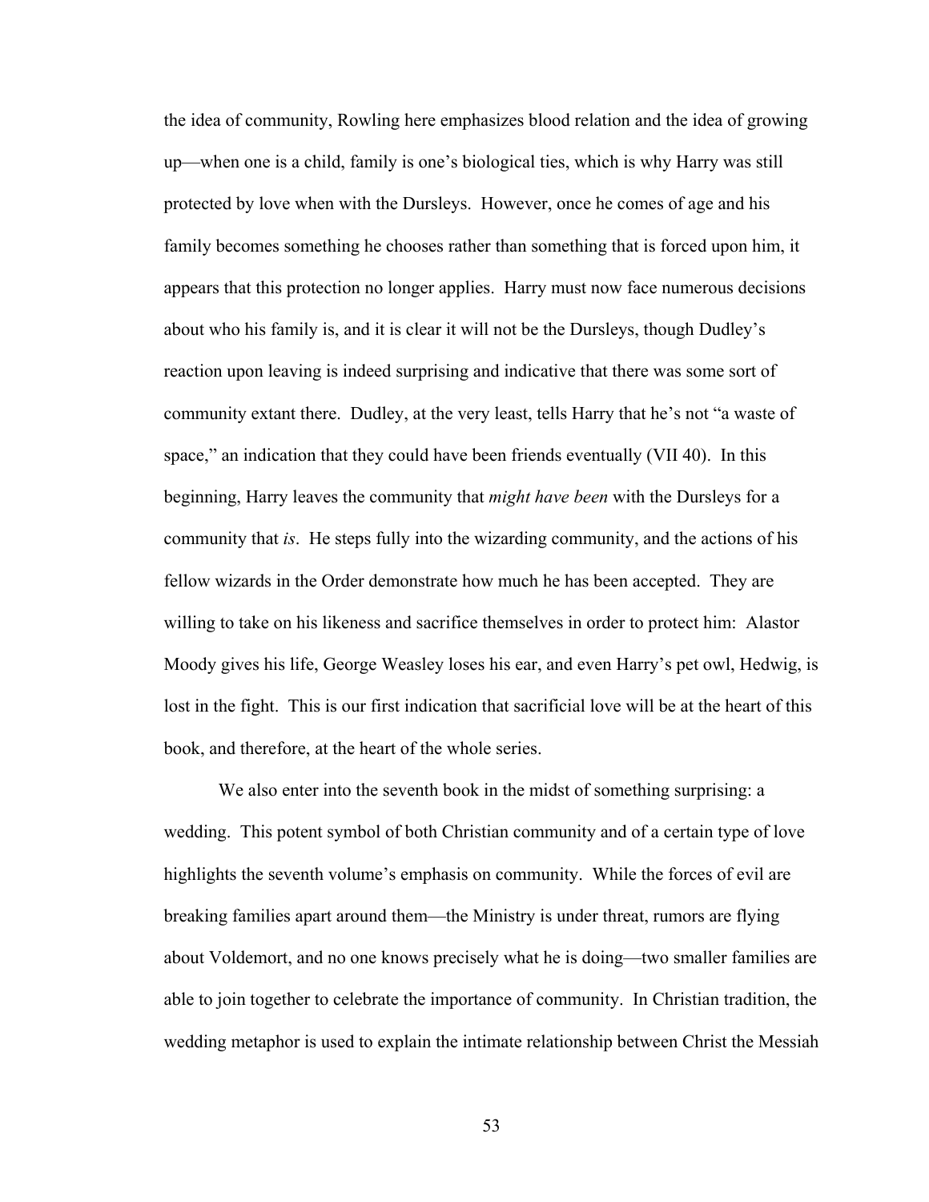the idea of community, Rowling here emphasizes blood relation and the idea of growing up—when one is a child, family is one's biological ties, which is why Harry was still protected by love when with the Dursleys. However, once he comes of age and his family becomes something he chooses rather than something that is forced upon him, it appears that this protection no longer applies. Harry must now face numerous decisions about who his family is, and it is clear it will not be the Dursleys, though Dudley's reaction upon leaving is indeed surprising and indicative that there was some sort of community extant there. Dudley, at the very least, tells Harry that he's not "a waste of space," an indication that they could have been friends eventually (VII 40). In this beginning, Harry leaves the community that *might have been* with the Dursleys for a community that *is*. He steps fully into the wizarding community, and the actions of his fellow wizards in the Order demonstrate how much he has been accepted. They are willing to take on his likeness and sacrifice themselves in order to protect him: Alastor Moody gives his life, George Weasley loses his ear, and even Harry's pet owl, Hedwig, is lost in the fight. This is our first indication that sacrificial love will be at the heart of this book, and therefore, at the heart of the whole series.

We also enter into the seventh book in the midst of something surprising: a wedding. This potent symbol of both Christian community and of a certain type of love highlights the seventh volume's emphasis on community. While the forces of evil are breaking families apart around them—the Ministry is under threat, rumors are flying about Voldemort, and no one knows precisely what he is doing—two smaller families are able to join together to celebrate the importance of community. In Christian tradition, the wedding metaphor is used to explain the intimate relationship between Christ the Messiah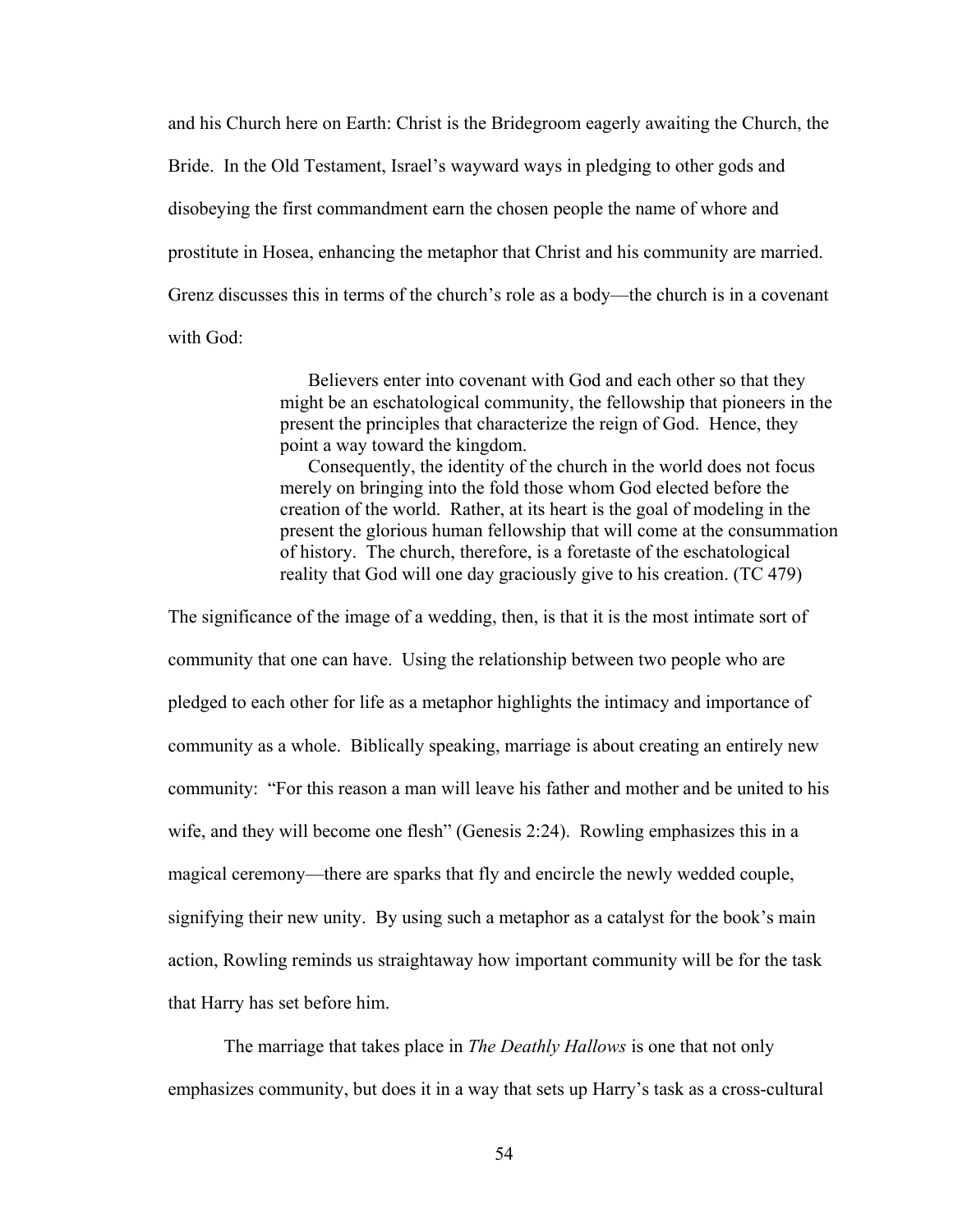and his Church here on Earth: Christ is the Bridegroom eagerly awaiting the Church, the Bride. In the Old Testament, Israel's wayward ways in pledging to other gods and disobeying the first commandment earn the chosen people the name of whore and prostitute in Hosea, enhancing the metaphor that Christ and his community are married. Grenz discusses this in terms of the church's role as a body—the church is in a covenant with God:

> Believers enter into covenant with God and each other so that they might be an eschatological community, the fellowship that pioneers in the present the principles that characterize the reign of God. Hence, they point a way toward the kingdom.
>
> Consequently, the identity of the church in the world does not focus merely on bringing into the fold those whom God elected before the creation of the world. Rather, at its heart is the goal of modeling in the present the glorious human fellowship that will come at the consummation of history. The church, therefore, is a foretaste of the eschatological reality that God will one day graciously give to his creation. (TC 479)

The significance of the image of a wedding, then, is that it is the most intimate sort of community that one can have. Using the relationship between two people who are pledged to each other for life as a metaphor highlights the intimacy and importance of community as a whole. Biblically speaking, marriage is about creating an entirely new community: "For this reason a man will leave his father and mother and be united to his wife, and they will become one flesh" (Genesis 2:24). Rowling emphasizes this in a magical ceremony—there are sparks that fly and encircle the newly wedded couple, signifying their new unity. By using such a metaphor as a catalyst for the book's main action, Rowling reminds us straightaway how important community will be for the task that Harry has set before him.

The marriage that takes place in *The Deathly Hallows* is one that not only emphasizes community, but does it in a way that sets up Harry's task as a cross-cultural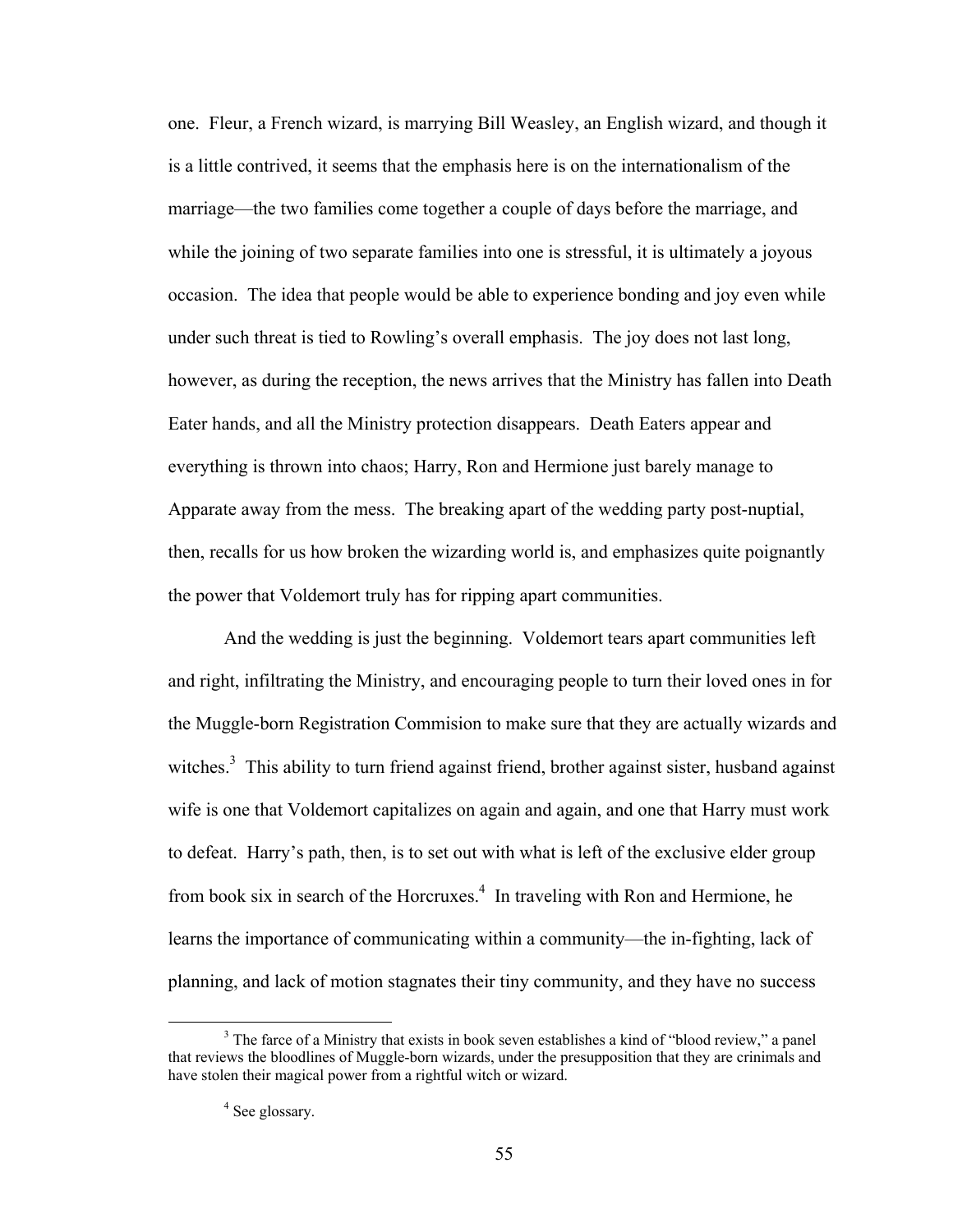one. Fleur, a French wizard, is marrying Bill Weasley, an English wizard, and though it is a little contrived, it seems that the emphasis here is on the internationalism of the marriage—the two families come together a couple of days before the marriage, and while the joining of two separate families into one is stressful, it is ultimately a joyous occasion. The idea that people would be able to experience bonding and joy even while under such threat is tied to Rowling's overall emphasis. The joy does not last long, however, as during the reception, the news arrives that the Ministry has fallen into Death Eater hands, and all the Ministry protection disappears. Death Eaters appear and everything is thrown into chaos; Harry, Ron and Hermione just barely manage to Apparate away from the mess. The breaking apart of the wedding party post-nuptial, then, recalls for us how broken the wizarding world is, and emphasizes quite poignantly the power that Voldemort truly has for ripping apart communities.

And the wedding is just the beginning. Voldemort tears apart communities left and right, infiltrating the Ministry, and encouraging people to turn their loved ones in for the Muggle-born Registration Commision to make sure that they are actually wizards and witches.[3] This ability to turn friend against friend, brother against sister, husband against wife is one that Voldemort capitalizes on again and again, and one that Harry must work to defeat. Harry's path, then, is to set out with what is left of the exclusive elder group from book six in search of the Horcruxes.[4] In traveling with Ron and Hermione, he learns the importance of communicating within a community—the in-fighting, lack of planning, and lack of motion stagnates their tiny community, and they have no success

[3] The farce of a Ministry that exists in book seven establishes a kind of "blood review," a panel that reviews the bloodlines of Muggle-born wizards, under the presupposition that they are crinimals and have stolen their magical power from a rightful witch or wizard.

[4] See glossary.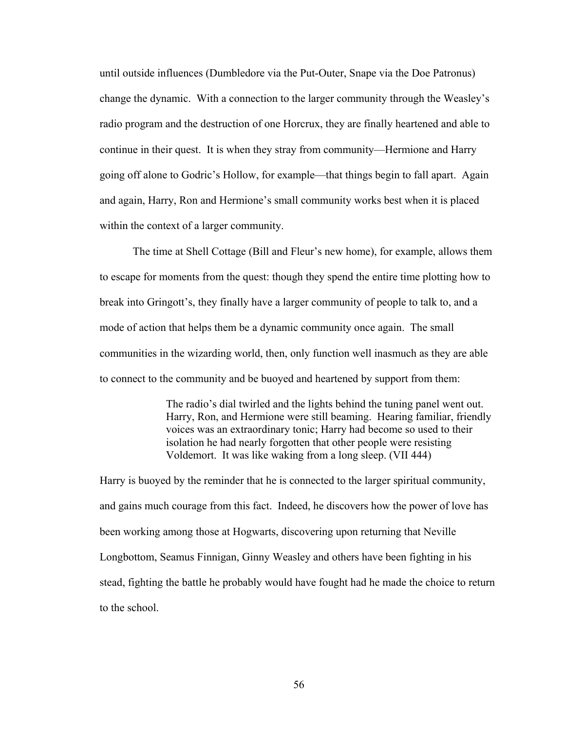until outside influences (Dumbledore via the Put-Outer, Snape via the Doe Patronus) change the dynamic. With a connection to the larger community through the Weasley's radio program and the destruction of one Horcrux, they are finally heartened and able to continue in their quest. It is when they stray from community—Hermione and Harry going off alone to Godric's Hollow, for example—that things begin to fall apart. Again and again, Harry, Ron and Hermione's small community works best when it is placed within the context of a larger community.

The time at Shell Cottage (Bill and Fleur's new home), for example, allows them to escape for moments from the quest: though they spend the entire time plotting how to break into Gringott's, they finally have a larger community of people to talk to, and a mode of action that helps them be a dynamic community once again. The small communities in the wizarding world, then, only function well inasmuch as they are able to connect to the community and be buoyed and heartened by support from them:

> The radio's dial twirled and the lights behind the tuning panel went out. Harry, Ron, and Hermione were still beaming. Hearing familiar, friendly voices was an extraordinary tonic; Harry had become so used to their isolation he had nearly forgotten that other people were resisting Voldemort. It was like waking from a long sleep. (VII 444)

Harry is buoyed by the reminder that he is connected to the larger spiritual community, and gains much courage from this fact. Indeed, he discovers how the power of love has been working among those at Hogwarts, discovering upon returning that Neville Longbottom, Seamus Finnigan, Ginny Weasley and others have been fighting in his stead, fighting the battle he probably would have fought had he made the choice to return to the school.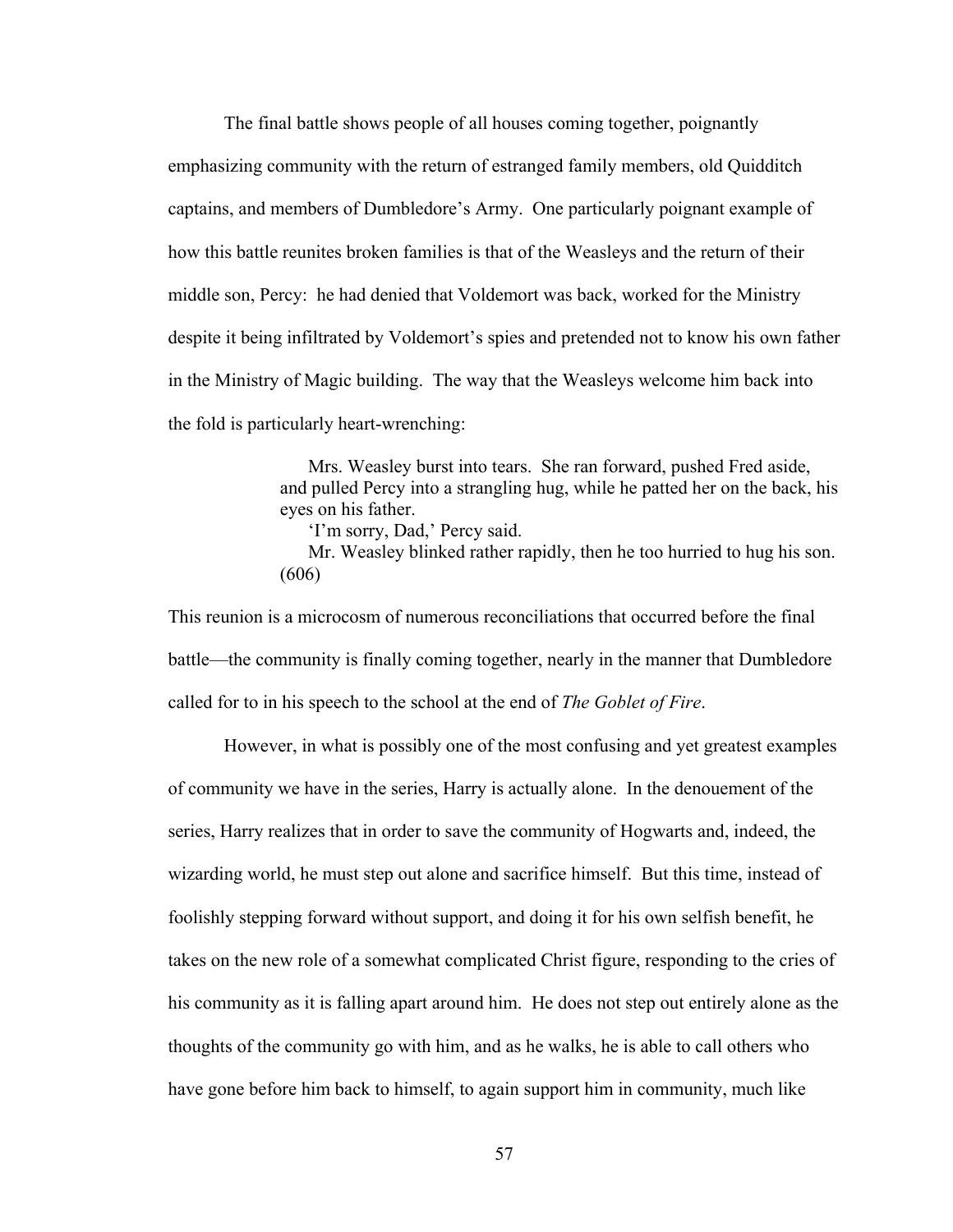The final battle shows people of all houses coming together, poignantly emphasizing community with the return of estranged family members, old Quidditch captains, and members of Dumbledore's Army. One particularly poignant example of how this battle reunites broken families is that of the Weasleys and the return of their middle son, Percy: he had denied that Voldemort was back, worked for the Ministry despite it being infiltrated by Voldemort's spies and pretended not to know his own father in the Ministry of Magic building. The way that the Weasleys welcome him back into the fold is particularly heart-wrenching:

> Mrs. Weasley burst into tears. She ran forward, pushed Fred aside, and pulled Percy into a strangling hug, while he patted her on the back, his eyes on his father.
>
> 'I'm sorry, Dad,' Percy said.
>
> Mr. Weasley blinked rather rapidly, then he too hurried to hug his son. (606)

This reunion is a microcosm of numerous reconciliations that occurred before the final battle—the community is finally coming together, nearly in the manner that Dumbledore called for to in his speech to the school at the end of *The Goblet of Fire*.

However, in what is possibly one of the most confusing and yet greatest examples of community we have in the series, Harry is actually alone. In the denouement of the series, Harry realizes that in order to save the community of Hogwarts and, indeed, the wizarding world, he must step out alone and sacrifice himself. But this time, instead of foolishly stepping forward without support, and doing it for his own selfish benefit, he takes on the new role of a somewhat complicated Christ figure, responding to the cries of his community as it is falling apart around him. He does not step out entirely alone as the thoughts of the community go with him, and as he walks, he is able to call others who have gone before him back to himself, to again support him in community, much like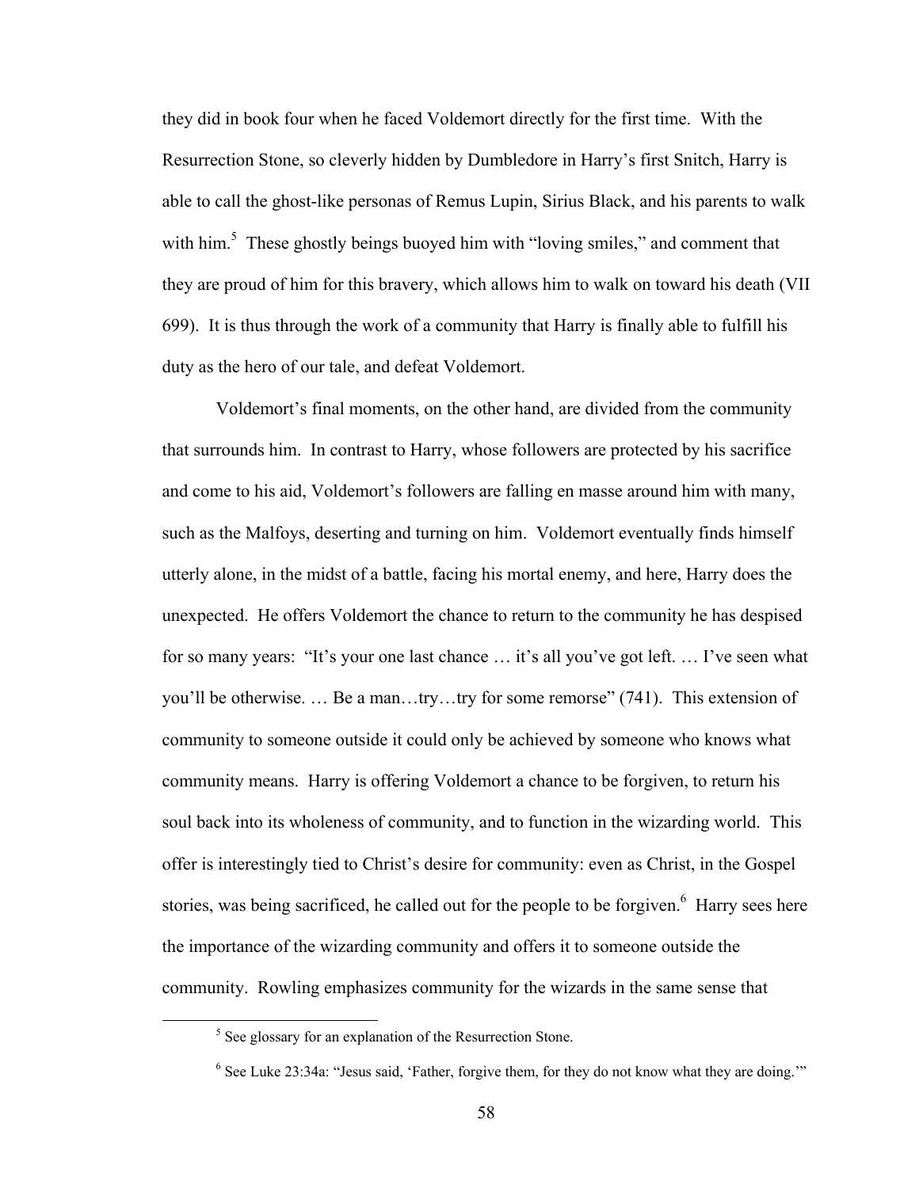they did in book four when he faced Voldemort directly for the first time. With the Resurrection Stone, so cleverly hidden by Dumbledore in Harry's first Snitch, Harry is able to call the ghost-like personas of Remus Lupin, Sirius Black, and his parents to walk with him.[5] These ghostly beings buoyed him with "loving smiles," and comment that they are proud of him for this bravery, which allows him to walk on toward his death (VII 699). It is thus through the work of a community that Harry is finally able to fulfill his duty as the hero of our tale, and defeat Voldemort.

Voldemort's final moments, on the other hand, are divided from the community that surrounds him. In contrast to Harry, whose followers are protected by his sacrifice and come to his aid, Voldemort's followers are falling en masse around him with many, such as the Malfoys, deserting and turning on him. Voldemort eventually finds himself utterly alone, in the midst of a battle, facing his mortal enemy, and here, Harry does the unexpected. He offers Voldemort the chance to return to the community he has despised for so many years: "It's your one last chance … it's all you've got left. … I've seen what you'll be otherwise. … Be a man…try…try for some remorse" (741). This extension of community to someone outside it could only be achieved by someone who knows what community means. Harry is offering Voldemort a chance to be forgiven, to return his soul back into its wholeness of community, and to function in the wizarding world. This offer is interestingly tied to Christ's desire for community: even as Christ, in the Gospel stories, was being sacrificed, he called out for the people to be forgiven.[6] Harry sees here the importance of the wizarding community and offers it to someone outside the community. Rowling emphasizes community for the wizards in the same sense that

[5] See glossary for an explanation of the Resurrection Stone.

[6] See Luke 23:34a: "Jesus said, 'Father, forgive them, for they do not know what they are doing.'"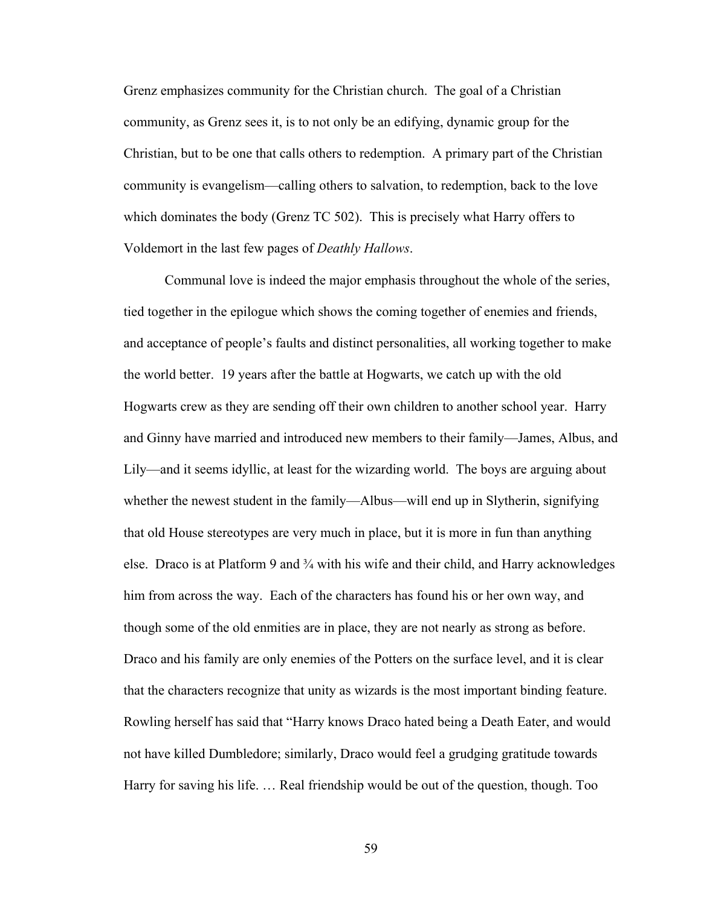Grenz emphasizes community for the Christian church. The goal of a Christian community, as Grenz sees it, is to not only be an edifying, dynamic group for the Christian, but to be one that calls others to redemption. A primary part of the Christian community is evangelism—calling others to salvation, to redemption, back to the love which dominates the body (Grenz TC 502). This is precisely what Harry offers to Voldemort in the last few pages of *Deathly Hallows*.

Communal love is indeed the major emphasis throughout the whole of the series, tied together in the epilogue which shows the coming together of enemies and friends, and acceptance of people's faults and distinct personalities, all working together to make the world better. 19 years after the battle at Hogwarts, we catch up with the old Hogwarts crew as they are sending off their own children to another school year. Harry and Ginny have married and introduced new members to their family—James, Albus, and Lily—and it seems idyllic, at least for the wizarding world. The boys are arguing about whether the newest student in the family—Albus—will end up in Slytherin, signifying that old House stereotypes are very much in place, but it is more in fun than anything else. Draco is at Platform 9 and ¾ with his wife and their child, and Harry acknowledges him from across the way. Each of the characters has found his or her own way, and though some of the old enmities are in place, they are not nearly as strong as before. Draco and his family are only enemies of the Potters on the surface level, and it is clear that the characters recognize that unity as wizards is the most important binding feature. Rowling herself has said that "Harry knows Draco hated being a Death Eater, and would not have killed Dumbledore; similarly, Draco would feel a grudging gratitude towards Harry for saving his life. … Real friendship would be out of the question, though. Too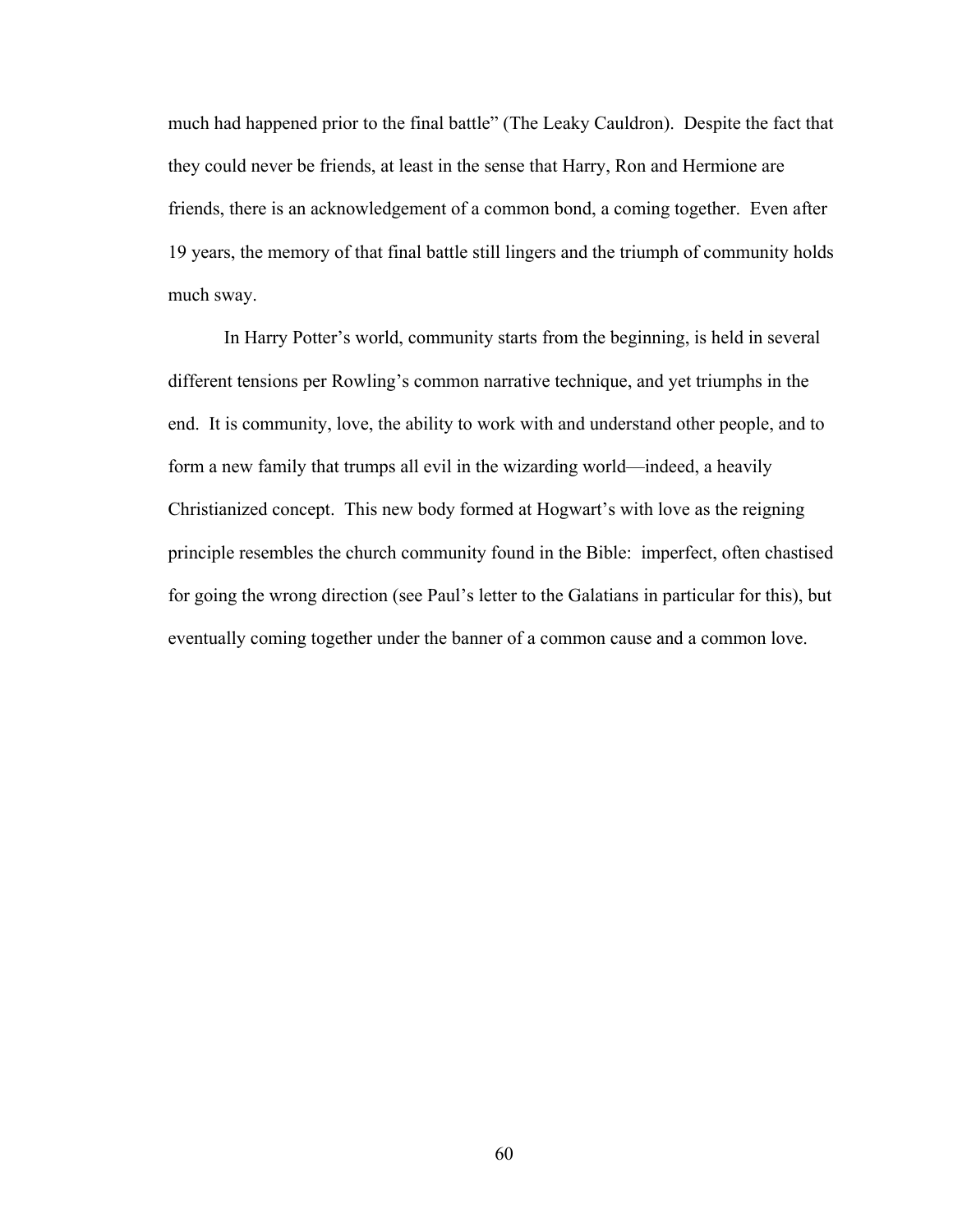much had happened prior to the final battle" (The Leaky Cauldron). Despite the fact that they could never be friends, at least in the sense that Harry, Ron and Hermione are friends, there is an acknowledgement of a common bond, a coming together. Even after 19 years, the memory of that final battle still lingers and the triumph of community holds much sway.

In Harry Potter's world, community starts from the beginning, is held in several different tensions per Rowling's common narrative technique, and yet triumphs in the end. It is community, love, the ability to work with and understand other people, and to form a new family that trumps all evil in the wizarding world—indeed, a heavily Christianized concept. This new body formed at Hogwart's with love as the reigning principle resembles the church community found in the Bible: imperfect, often chastised for going the wrong direction (see Paul's letter to the Galatians in particular for this), but eventually coming together under the banner of a common cause and a common love.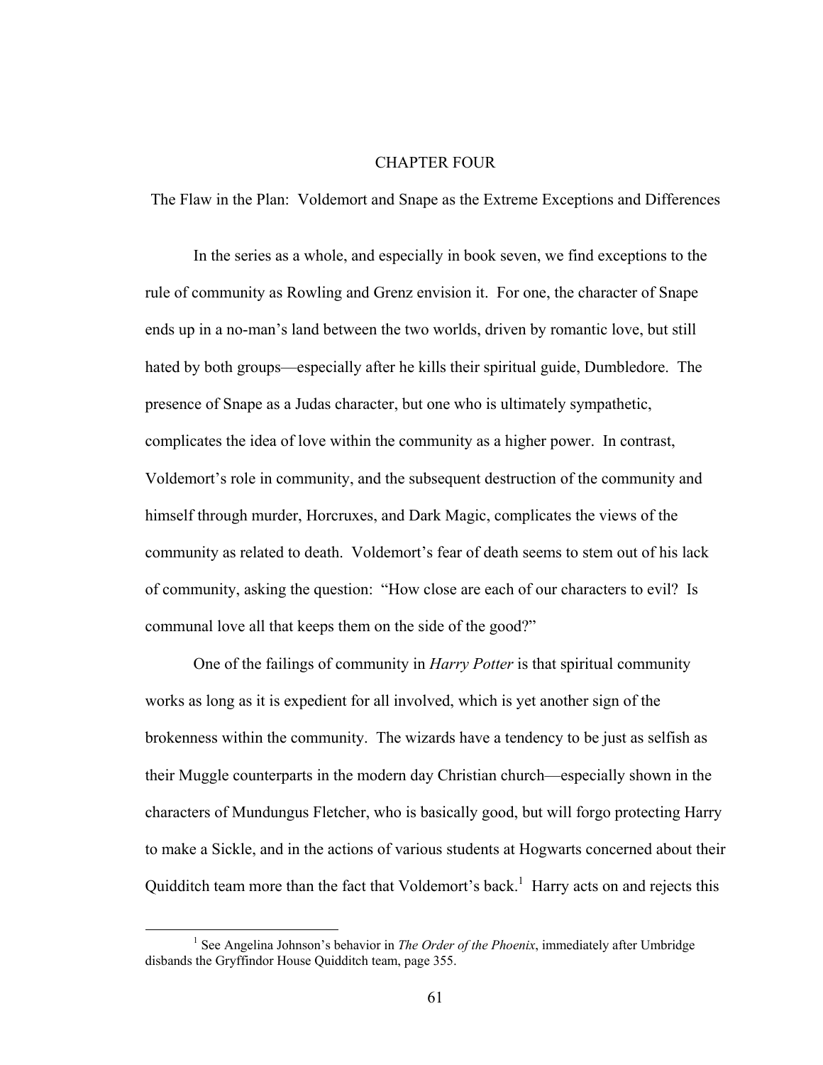# CHAPTER FOUR

## The Flaw in the Plan: Voldemort and Snape as the Extreme Exceptions and Differences

In the series as a whole, and especially in book seven, we find exceptions to the rule of community as Rowling and Grenz envision it. For one, the character of Snape ends up in a no-man's land between the two worlds, driven by romantic love, but still hated by both groups—especially after he kills their spiritual guide, Dumbledore. The presence of Snape as a Judas character, but one who is ultimately sympathetic, complicates the idea of love within the community as a higher power. In contrast, Voldemort's role in community, and the subsequent destruction of the community and himself through murder, Horcruxes, and Dark Magic, complicates the views of the community as related to death. Voldemort's fear of death seems to stem out of his lack of community, asking the question: "How close are each of our characters to evil? Is communal love all that keeps them on the side of the good?"

One of the failings of community in *Harry Potter* is that spiritual community works as long as it is expedient for all involved, which is yet another sign of the brokenness within the community. The wizards have a tendency to be just as selfish as their Muggle counterparts in the modern day Christian church—especially shown in the characters of Mundungus Fletcher, who is basically good, but will forgo protecting Harry to make a Sickle, and in the actions of various students at Hogwarts concerned about their Quidditch team more than the fact that Voldemort's back.[1] Harry acts on and rejects this

---

[1] See Angelina Johnson's behavior in *The Order of the Phoenix*, immediately after Umbridge disbands the Gryffindor House Quidditch team, page 355.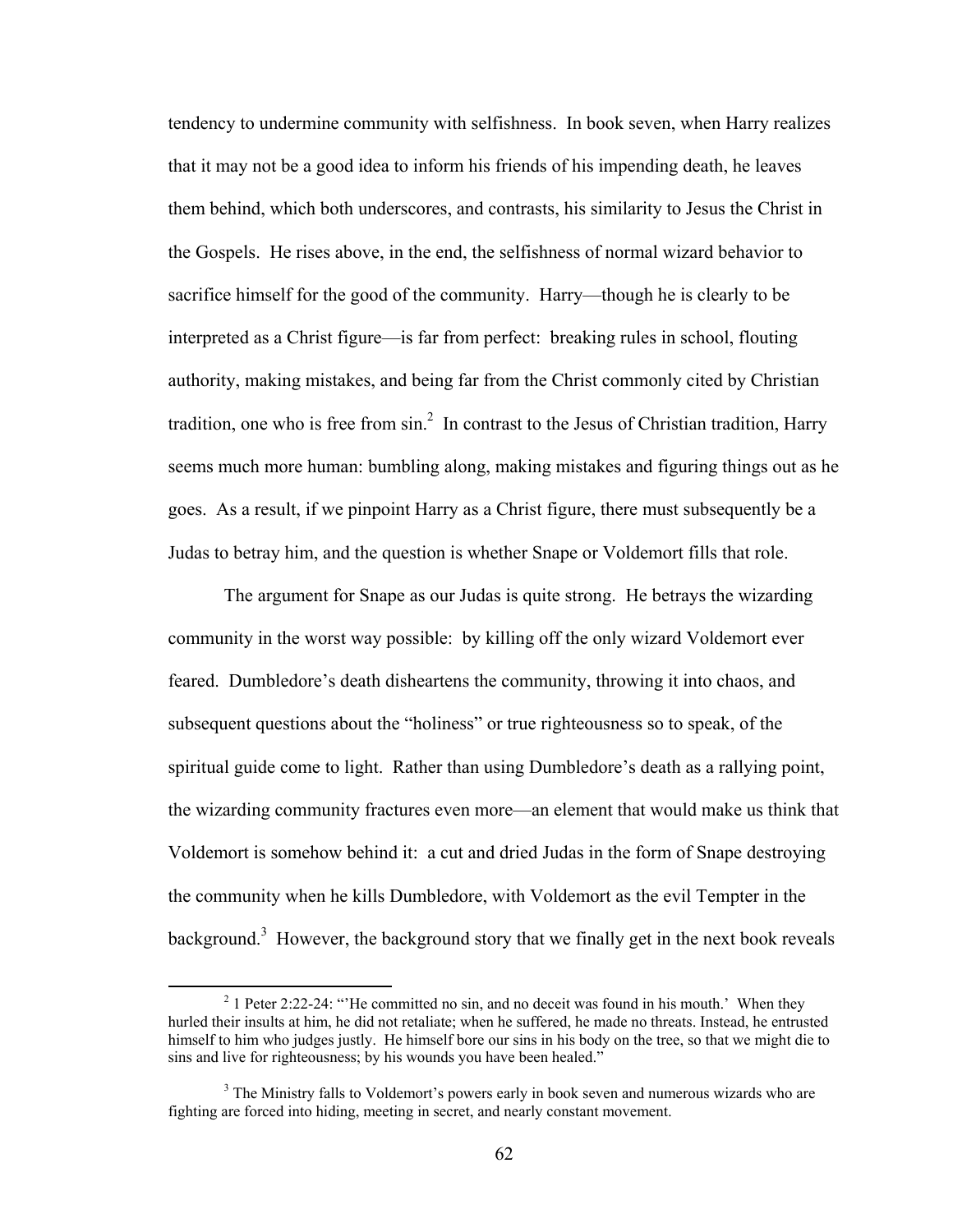tendency to undermine community with selfishness. In book seven, when Harry realizes that it may not be a good idea to inform his friends of his impending death, he leaves them behind, which both underscores, and contrasts, his similarity to Jesus the Christ in the Gospels. He rises above, in the end, the selfishness of normal wizard behavior to sacrifice himself for the good of the community. Harry—though he is clearly to be interpreted as a Christ figure—is far from perfect: breaking rules in school, flouting authority, making mistakes, and being far from the Christ commonly cited by Christian tradition, one who is free from sin.[2] In contrast to the Jesus of Christian tradition, Harry seems much more human: bumbling along, making mistakes and figuring things out as he goes. As a result, if we pinpoint Harry as a Christ figure, there must subsequently be a Judas to betray him, and the question is whether Snape or Voldemort fills that role.

The argument for Snape as our Judas is quite strong. He betrays the wizarding community in the worst way possible: by killing off the only wizard Voldemort ever feared. Dumbledore's death disheartens the community, throwing it into chaos, and subsequent questions about the "holiness" or true righteousness so to speak, of the spiritual guide come to light. Rather than using Dumbledore's death as a rallying point, the wizarding community fractures even more—an element that would make us think that Voldemort is somehow behind it: a cut and dried Judas in the form of Snape destroying the community when he kills Dumbledore, with Voldemort as the evil Tempter in the background.[3] However, the background story that we finally get in the next book reveals

---

[2] 1 Peter 2:22-24: "'He committed no sin, and no deceit was found in his mouth.' When they hurled their insults at him, he did not retaliate; when he suffered, he made no threats. Instead, he entrusted himself to him who judges justly. He himself bore our sins in his body on the tree, so that we might die to sins and live for righteousness; by his wounds you have been healed."

[3] The Ministry falls to Voldemort's powers early in book seven and numerous wizards who are fighting are forced into hiding, meeting in secret, and nearly constant movement.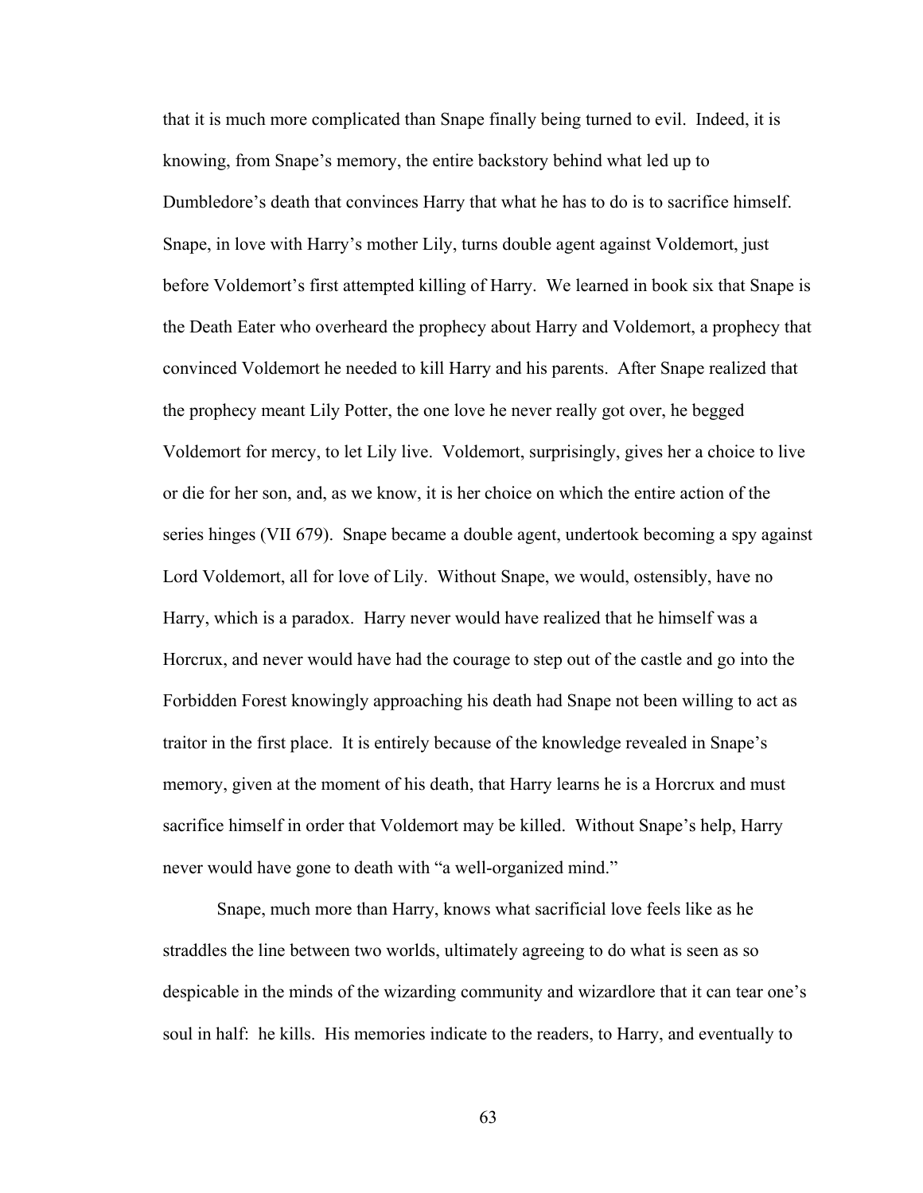that it is much more complicated than Snape finally being turned to evil. Indeed, it is knowing, from Snape's memory, the entire backstory behind what led up to Dumbledore's death that convinces Harry that what he has to do is to sacrifice himself. Snape, in love with Harry's mother Lily, turns double agent against Voldemort, just before Voldemort's first attempted killing of Harry. We learned in book six that Snape is the Death Eater who overheard the prophecy about Harry and Voldemort, a prophecy that convinced Voldemort he needed to kill Harry and his parents. After Snape realized that the prophecy meant Lily Potter, the one love he never really got over, he begged Voldemort for mercy, to let Lily live. Voldemort, surprisingly, gives her a choice to live or die for her son, and, as we know, it is her choice on which the entire action of the series hinges (VII 679). Snape became a double agent, undertook becoming a spy against Lord Voldemort, all for love of Lily. Without Snape, we would, ostensibly, have no Harry, which is a paradox. Harry never would have realized that he himself was a Horcrux, and never would have had the courage to step out of the castle and go into the Forbidden Forest knowingly approaching his death had Snape not been willing to act as traitor in the first place. It is entirely because of the knowledge revealed in Snape's memory, given at the moment of his death, that Harry learns he is a Horcrux and must sacrifice himself in order that Voldemort may be killed. Without Snape's help, Harry never would have gone to death with "a well-organized mind."

Snape, much more than Harry, knows what sacrificial love feels like as he straddles the line between two worlds, ultimately agreeing to do what is seen as so despicable in the minds of the wizarding community and wizardlore that it can tear one's soul in half: he kills. His memories indicate to the readers, to Harry, and eventually to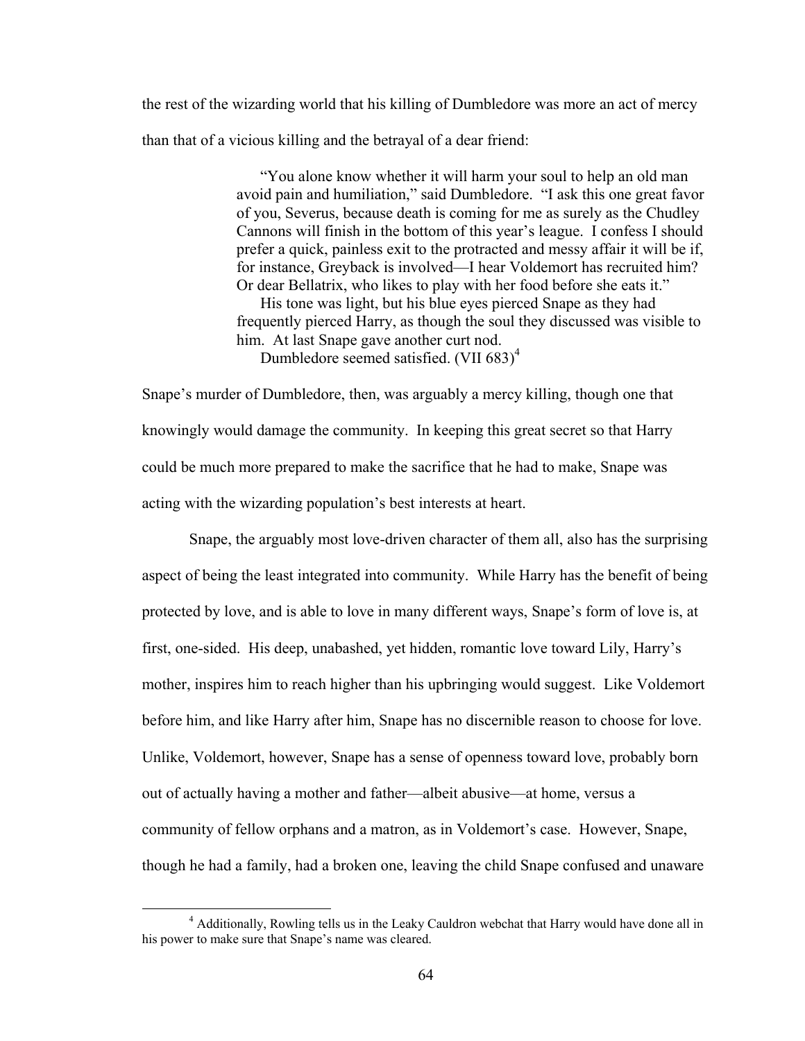the rest of the wizarding world that his killing of Dumbledore was more an act of mercy than that of a vicious killing and the betrayal of a dear friend:

> "You alone know whether it will harm your soul to help an old man avoid pain and humiliation," said Dumbledore. "I ask this one great favor of you, Severus, because death is coming for me as surely as the Chudley Cannons will finish in the bottom of this year's league. I confess I should prefer a quick, painless exit to the protracted and messy affair it will be if, for instance, Greyback is involved—I hear Voldemort has recruited him? Or dear Bellatrix, who likes to play with her food before she eats it."
>
> His tone was light, but his blue eyes pierced Snape as they had frequently pierced Harry, as though the soul they discussed was visible to him. At last Snape gave another curt nod.
>
> Dumbledore seemed satisfied. (VII 683)[4]

Snape's murder of Dumbledore, then, was arguably a mercy killing, though one that knowingly would damage the community. In keeping this great secret so that Harry could be much more prepared to make the sacrifice that he had to make, Snape was acting with the wizarding population's best interests at heart.

Snape, the arguably most love-driven character of them all, also has the surprising aspect of being the least integrated into community. While Harry has the benefit of being protected by love, and is able to love in many different ways, Snape's form of love is, at first, one-sided. His deep, unabashed, yet hidden, romantic love toward Lily, Harry's mother, inspires him to reach higher than his upbringing would suggest. Like Voldemort before him, and like Harry after him, Snape has no discernible reason to choose for love. Unlike, Voldemort, however, Snape has a sense of openness toward love, probably born out of actually having a mother and father—albeit abusive—at home, versus a community of fellow orphans and a matron, as in Voldemort's case. However, Snape, though he had a family, had a broken one, leaving the child Snape confused and unaware

---

[4] Additionally, Rowling tells us in the Leaky Cauldron webchat that Harry would have done all in his power to make sure that Snape's name was cleared.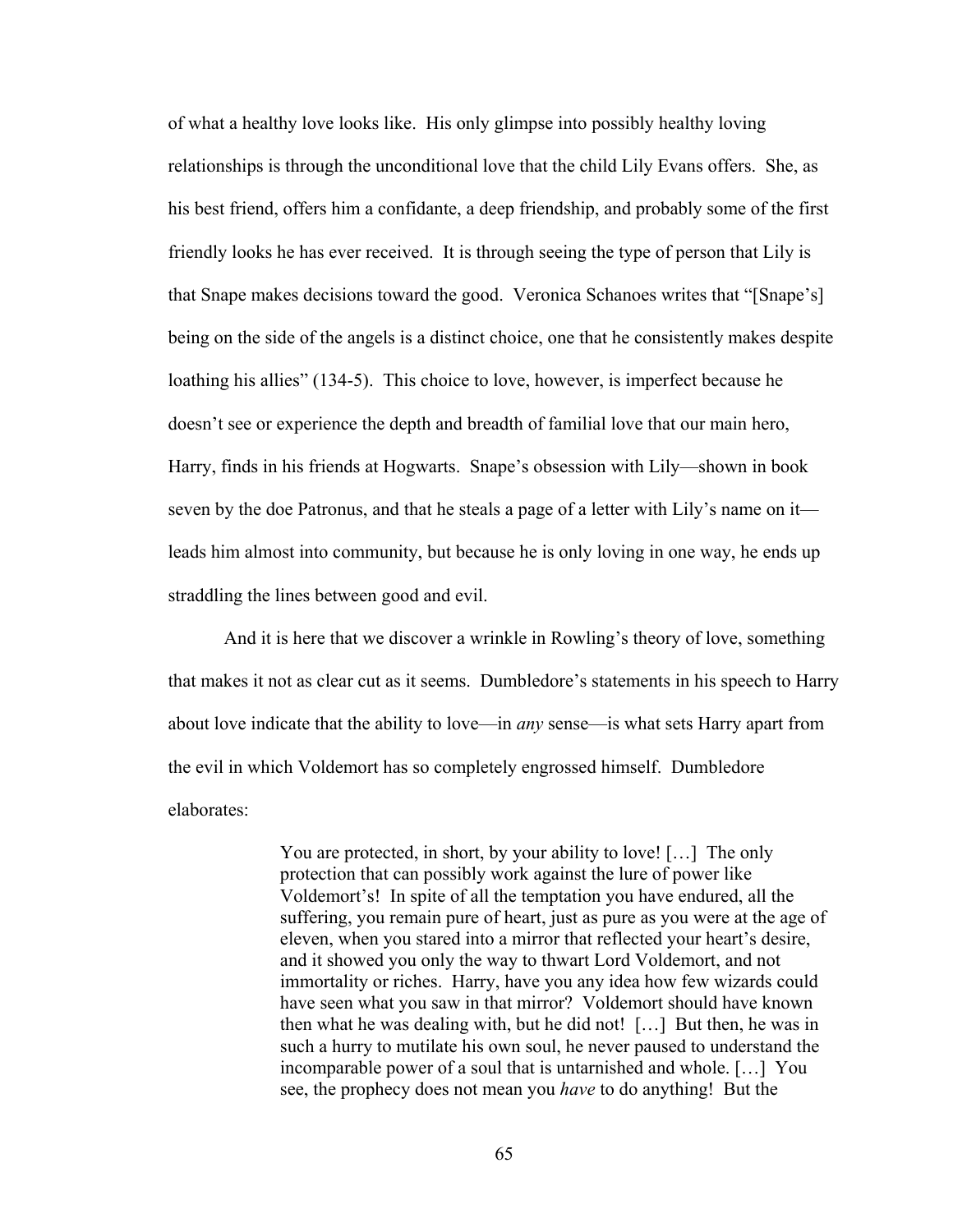of what a healthy love looks like. His only glimpse into possibly healthy loving relationships is through the unconditional love that the child Lily Evans offers. She, as his best friend, offers him a confidante, a deep friendship, and probably some of the first friendly looks he has ever received. It is through seeing the type of person that Lily is that Snape makes decisions toward the good. Veronica Schanoes writes that "[Snape's] being on the side of the angels is a distinct choice, one that he consistently makes despite loathing his allies" (134-5). This choice to love, however, is imperfect because he doesn't see or experience the depth and breadth of familial love that our main hero, Harry, finds in his friends at Hogwarts. Snape's obsession with Lily—shown in book seven by the doe Patronus, and that he steals a page of a letter with Lily's name on it—leads him almost into community, but because he is only loving in one way, he ends up straddling the lines between good and evil.

And it is here that we discover a wrinkle in Rowling's theory of love, something that makes it not as clear cut as it seems. Dumbledore's statements in his speech to Harry about love indicate that the ability to love—in *any* sense—is what sets Harry apart from the evil in which Voldemort has so completely engrossed himself. Dumbledore elaborates:

> You are protected, in short, by your ability to love! […] The only protection that can possibly work against the lure of power like Voldemort's! In spite of all the temptation you have endured, all the suffering, you remain pure of heart, just as pure as you were at the age of eleven, when you stared into a mirror that reflected your heart's desire, and it showed you only the way to thwart Lord Voldemort, and not immortality or riches. Harry, have you any idea how few wizards could have seen what you saw in that mirror? Voldemort should have known then what he was dealing with, but he did not! […] But then, he was in such a hurry to mutilate his own soul, he never paused to understand the incomparable power of a soul that is untarnished and whole. […] You see, the prophecy does not mean you *have* to do anything! But the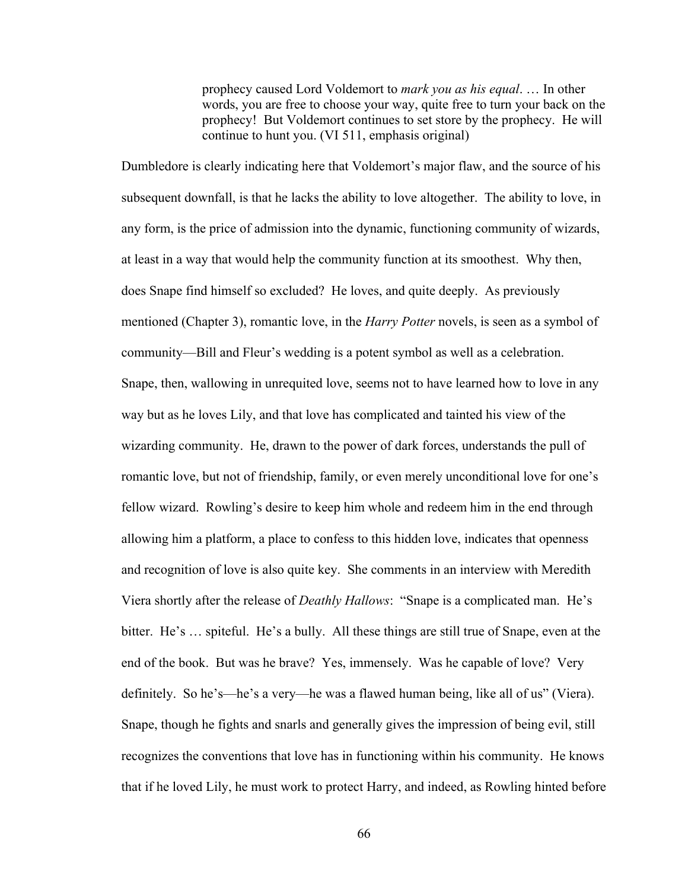> prophecy caused Lord Voldemort to *mark you as his equal*. … In other words, you are free to choose your way, quite free to turn your back on the prophecy! But Voldemort continues to set store by the prophecy. He will continue to hunt you. (VI 511, emphasis original)

Dumbledore is clearly indicating here that Voldemort's major flaw, and the source of his subsequent downfall, is that he lacks the ability to love altogether. The ability to love, in any form, is the price of admission into the dynamic, functioning community of wizards, at least in a way that would help the community function at its smoothest. Why then, does Snape find himself so excluded? He loves, and quite deeply. As previously mentioned (Chapter 3), romantic love, in the *Harry Potter* novels, is seen as a symbol of community—Bill and Fleur's wedding is a potent symbol as well as a celebration. Snape, then, wallowing in unrequited love, seems not to have learned how to love in any way but as he loves Lily, and that love has complicated and tainted his view of the wizarding community. He, drawn to the power of dark forces, understands the pull of romantic love, but not of friendship, family, or even merely unconditional love for one's fellow wizard. Rowling's desire to keep him whole and redeem him in the end through allowing him a platform, a place to confess to this hidden love, indicates that openness and recognition of love is also quite key. She comments in an interview with Meredith Viera shortly after the release of *Deathly Hallows*: "Snape is a complicated man. He's bitter. He's … spiteful. He's a bully. All these things are still true of Snape, even at the end of the book. But was he brave? Yes, immensely. Was he capable of love? Very definitely. So he's—he's a very—he was a flawed human being, like all of us" (Viera). Snape, though he fights and snarls and generally gives the impression of being evil, still recognizes the conventions that love has in functioning within his community. He knows that if he loved Lily, he must work to protect Harry, and indeed, as Rowling hinted before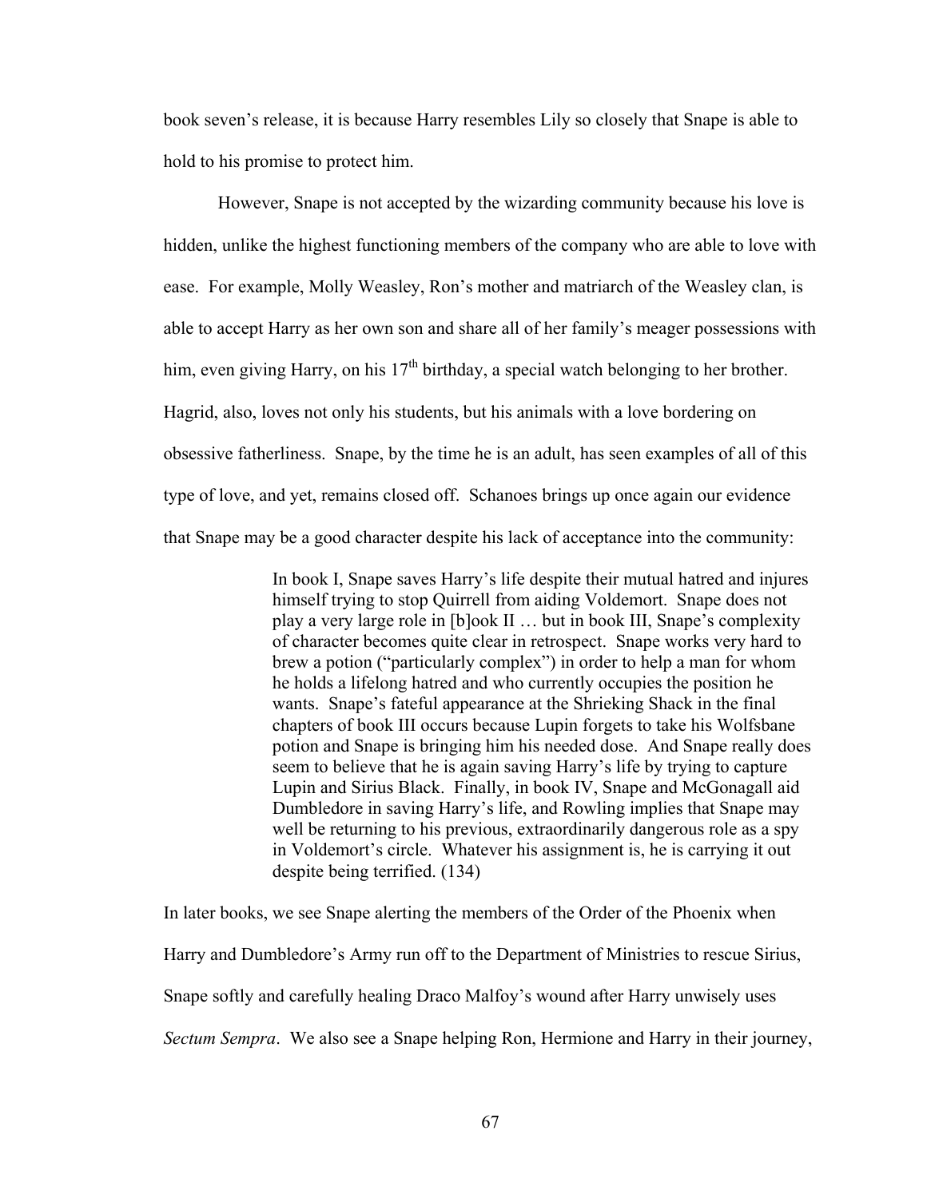book seven's release, it is because Harry resembles Lily so closely that Snape is able to hold to his promise to protect him.

However, Snape is not accepted by the wizarding community because his love is hidden, unlike the highest functioning members of the company who are able to love with ease. For example, Molly Weasley, Ron's mother and matriarch of the Weasley clan, is able to accept Harry as her own son and share all of her family's meager possessions with him, even giving Harry, on his 17th birthday, a special watch belonging to her brother. Hagrid, also, loves not only his students, but his animals with a love bordering on obsessive fatherliness. Snape, by the time he is an adult, has seen examples of all of this type of love, and yet, remains closed off. Schanoes brings up once again our evidence that Snape may be a good character despite his lack of acceptance into the community:

> In book I, Snape saves Harry's life despite their mutual hatred and injures himself trying to stop Quirrell from aiding Voldemort. Snape does not play a very large role in [b]ook II … but in book III, Snape's complexity of character becomes quite clear in retrospect. Snape works very hard to brew a potion ("particularly complex") in order to help a man for whom he holds a lifelong hatred and who currently occupies the position he wants. Snape's fateful appearance at the Shrieking Shack in the final chapters of book III occurs because Lupin forgets to take his Wolfsbane potion and Snape is bringing him his needed dose. And Snape really does seem to believe that he is again saving Harry's life by trying to capture Lupin and Sirius Black. Finally, in book IV, Snape and McGonagall aid Dumbledore in saving Harry's life, and Rowling implies that Snape may well be returning to his previous, extraordinarily dangerous role as a spy in Voldemort's circle. Whatever his assignment is, he is carrying it out despite being terrified. (134)

In later books, we see Snape alerting the members of the Order of the Phoenix when Harry and Dumbledore's Army run off to the Department of Ministries to rescue Sirius, Snape softly and carefully healing Draco Malfoy's wound after Harry unwisely uses *Sectum Sempra*. We also see a Snape helping Ron, Hermione and Harry in their journey,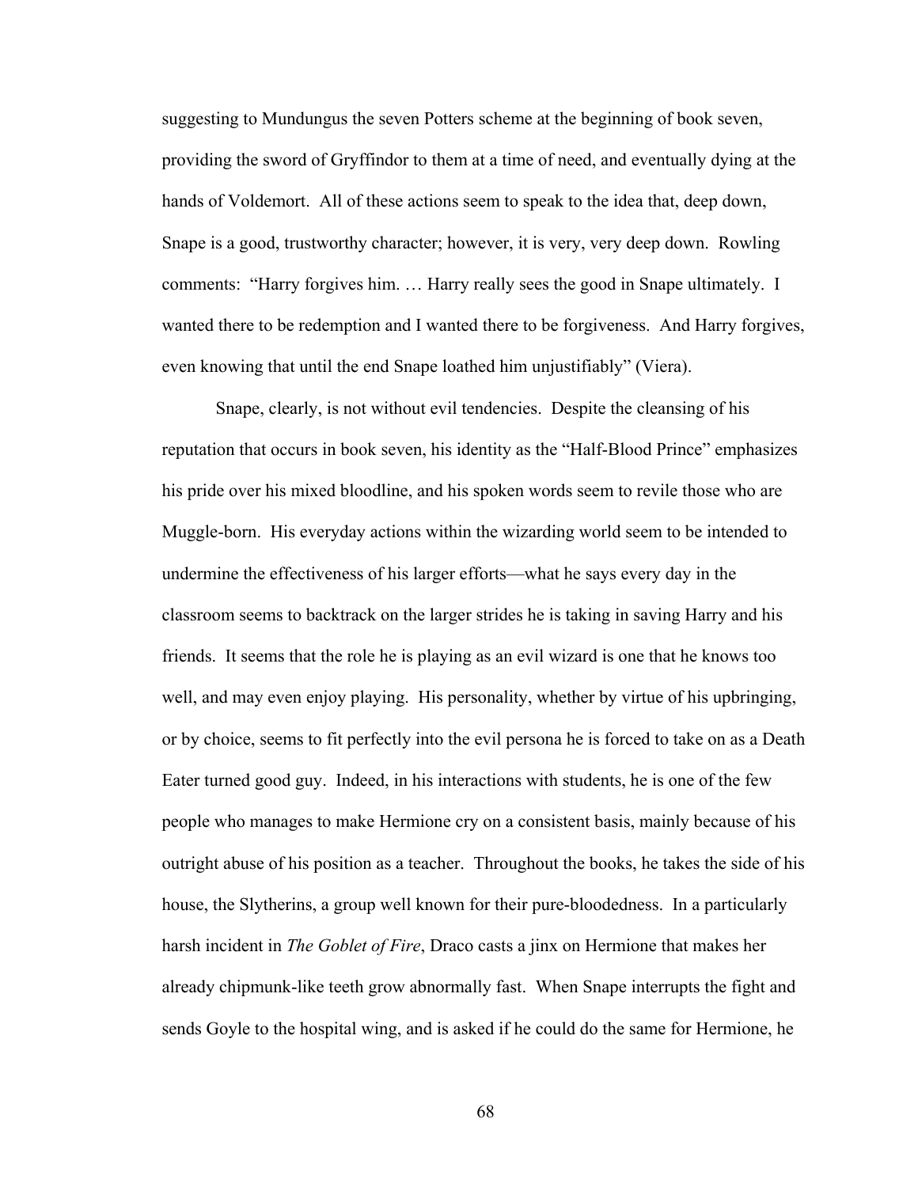suggesting to Mundungus the seven Potters scheme at the beginning of book seven, providing the sword of Gryffindor to them at a time of need, and eventually dying at the hands of Voldemort. All of these actions seem to speak to the idea that, deep down, Snape is a good, trustworthy character; however, it is very, very deep down. Rowling comments: "Harry forgives him. … Harry really sees the good in Snape ultimately. I wanted there to be redemption and I wanted there to be forgiveness. And Harry forgives, even knowing that until the end Snape loathed him unjustifiably" (Viera).

Snape, clearly, is not without evil tendencies. Despite the cleansing of his reputation that occurs in book seven, his identity as the "Half-Blood Prince" emphasizes his pride over his mixed bloodline, and his spoken words seem to revile those who are Muggle-born. His everyday actions within the wizarding world seem to be intended to undermine the effectiveness of his larger efforts—what he says every day in the classroom seems to backtrack on the larger strides he is taking in saving Harry and his friends. It seems that the role he is playing as an evil wizard is one that he knows too well, and may even enjoy playing. His personality, whether by virtue of his upbringing, or by choice, seems to fit perfectly into the evil persona he is forced to take on as a Death Eater turned good guy. Indeed, in his interactions with students, he is one of the few people who manages to make Hermione cry on a consistent basis, mainly because of his outright abuse of his position as a teacher. Throughout the books, he takes the side of his house, the Slytherins, a group well known for their pure-bloodedness. In a particularly harsh incident in *The Goblet of Fire*, Draco casts a jinx on Hermione that makes her already chipmunk-like teeth grow abnormally fast. When Snape interrupts the fight and sends Goyle to the hospital wing, and is asked if he could do the same for Hermione, he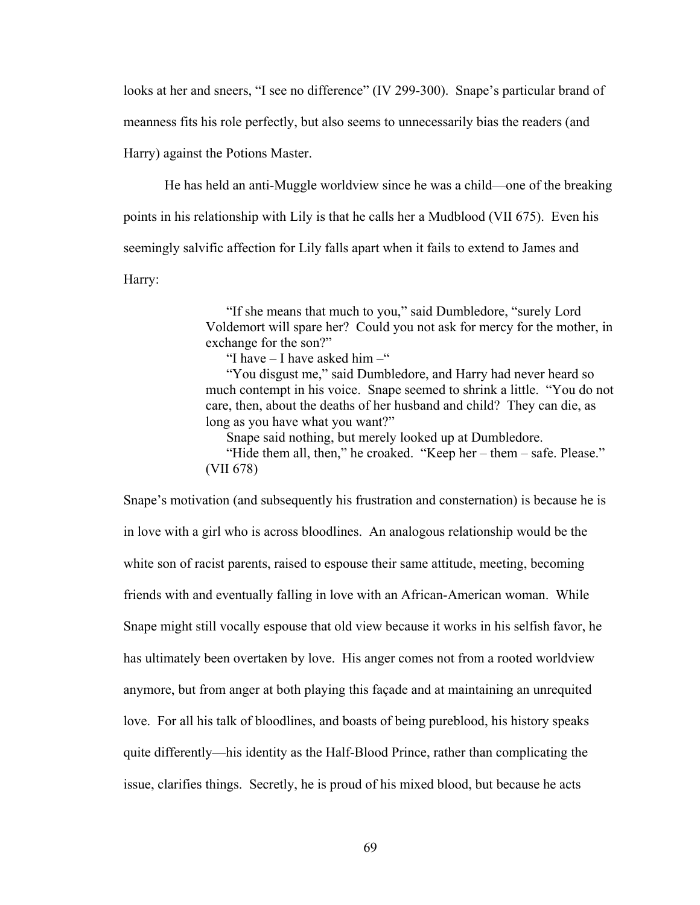looks at her and sneers, "I see no difference" (IV 299-300). Snape's particular brand of meanness fits his role perfectly, but also seems to unnecessarily bias the readers (and Harry) against the Potions Master.

He has held an anti-Muggle worldview since he was a child—one of the breaking points in his relationship with Lily is that he calls her a Mudblood (VII 675). Even his seemingly salvific affection for Lily falls apart when it fails to extend to James and Harry:

> "If she means that much to you," said Dumbledore, "surely Lord Voldemort will spare her? Could you not ask for mercy for the mother, in exchange for the son?"
>
> "I have – I have asked him –"
>
> "You disgust me," said Dumbledore, and Harry had never heard so much contempt in his voice. Snape seemed to shrink a little. "You do not care, then, about the deaths of her husband and child? They can die, as long as you have what you want?"
>
> Snape said nothing, but merely looked up at Dumbledore.
>
> "Hide them all, then," he croaked. "Keep her – them – safe. Please." (VII 678)

Snape's motivation (and subsequently his frustration and consternation) is because he is in love with a girl who is across bloodlines. An analogous relationship would be the white son of racist parents, raised to espouse their same attitude, meeting, becoming friends with and eventually falling in love with an African-American woman. While Snape might still vocally espouse that old view because it works in his selfish favor, he has ultimately been overtaken by love. His anger comes not from a rooted worldview anymore, but from anger at both playing this façade and at maintaining an unrequited love. For all his talk of bloodlines, and boasts of being pureblood, his history speaks quite differently—his identity as the Half-Blood Prince, rather than complicating the issue, clarifies things. Secretly, he is proud of his mixed blood, but because he acts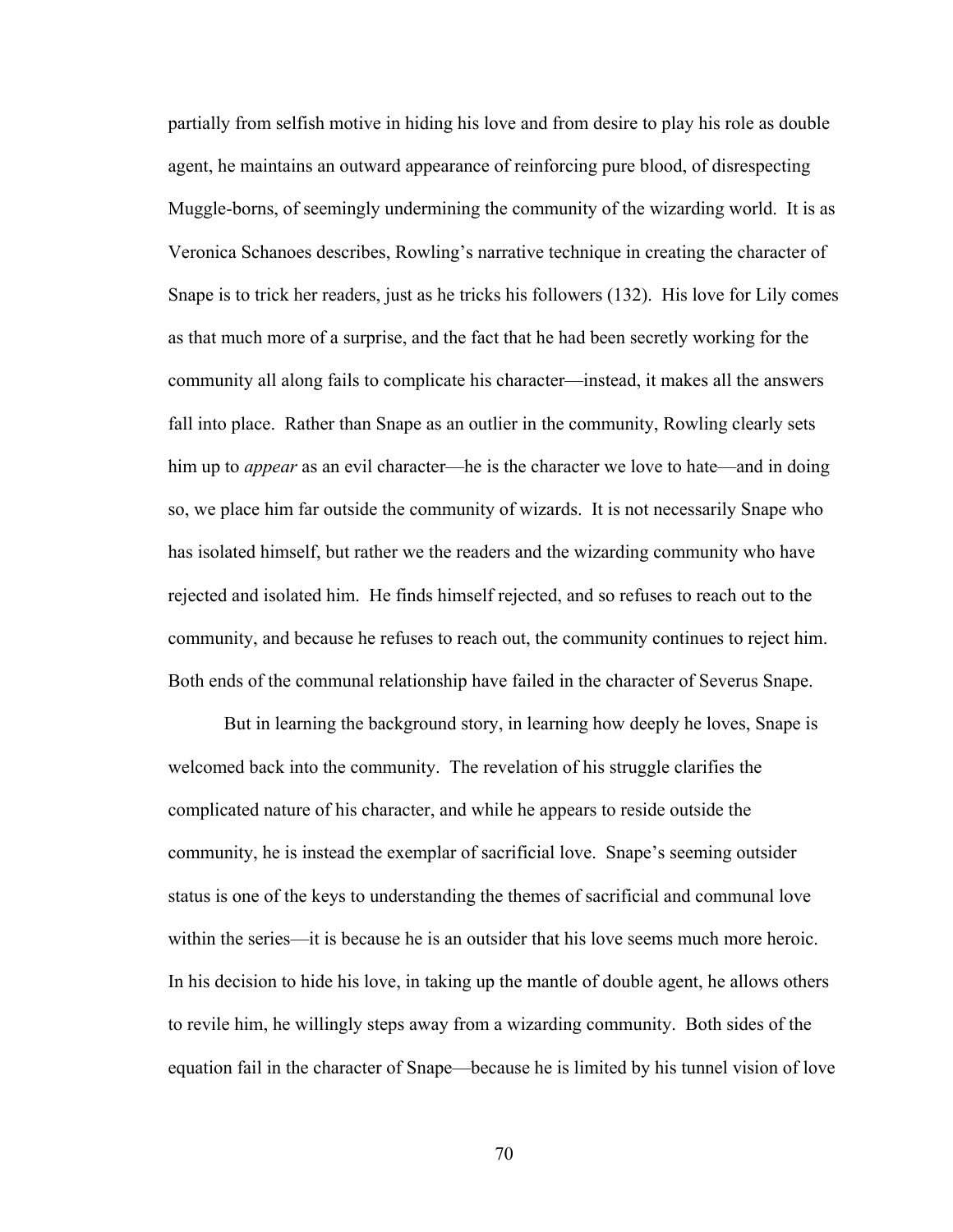partially from selfish motive in hiding his love and from desire to play his role as double agent, he maintains an outward appearance of reinforcing pure blood, of disrespecting Muggle-borns, of seemingly undermining the community of the wizarding world. It is as Veronica Schanoes describes, Rowling's narrative technique in creating the character of Snape is to trick her readers, just as he tricks his followers (132). His love for Lily comes as that much more of a surprise, and the fact that he had been secretly working for the community all along fails to complicate his character—instead, it makes all the answers fall into place. Rather than Snape as an outlier in the community, Rowling clearly sets him up to *appear* as an evil character—he is the character we love to hate—and in doing so, we place him far outside the community of wizards. It is not necessarily Snape who has isolated himself, but rather we the readers and the wizarding community who have rejected and isolated him. He finds himself rejected, and so refuses to reach out to the community, and because he refuses to reach out, the community continues to reject him. Both ends of the communal relationship have failed in the character of Severus Snape.

But in learning the background story, in learning how deeply he loves, Snape is welcomed back into the community. The revelation of his struggle clarifies the complicated nature of his character, and while he appears to reside outside the community, he is instead the exemplar of sacrificial love. Snape's seeming outsider status is one of the keys to understanding the themes of sacrificial and communal love within the series—it is because he is an outsider that his love seems much more heroic. In his decision to hide his love, in taking up the mantle of double agent, he allows others to revile him, he willingly steps away from a wizarding community. Both sides of the equation fail in the character of Snape—because he is limited by his tunnel vision of love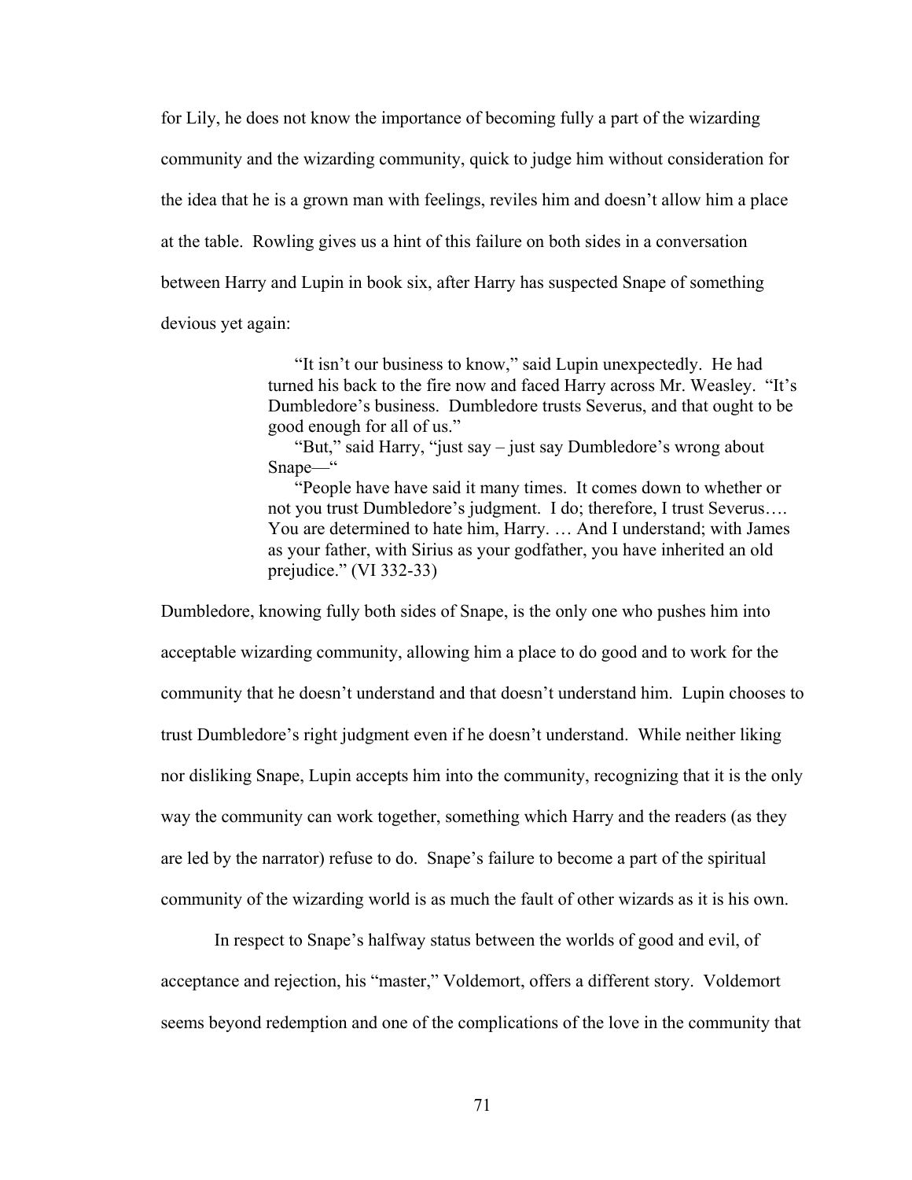for Lily, he does not know the importance of becoming fully a part of the wizarding community and the wizarding community, quick to judge him without consideration for the idea that he is a grown man with feelings, reviles him and doesn't allow him a place at the table. Rowling gives us a hint of this failure on both sides in a conversation between Harry and Lupin in book six, after Harry has suspected Snape of something devious yet again:

> "It isn't our business to know," said Lupin unexpectedly. He had turned his back to the fire now and faced Harry across Mr. Weasley. "It's Dumbledore's business. Dumbledore trusts Severus, and that ought to be good enough for all of us."
>
> "But," said Harry, "just say – just say Dumbledore's wrong about Snape—"
>
> "People have have said it many times. It comes down to whether or not you trust Dumbledore's judgment. I do; therefore, I trust Severus…. You are determined to hate him, Harry. … And I understand; with James as your father, with Sirius as your godfather, you have inherited an old prejudice." (VI 332-33)

Dumbledore, knowing fully both sides of Snape, is the only one who pushes him into acceptable wizarding community, allowing him a place to do good and to work for the community that he doesn't understand and that doesn't understand him. Lupin chooses to trust Dumbledore's right judgment even if he doesn't understand. While neither liking nor disliking Snape, Lupin accepts him into the community, recognizing that it is the only way the community can work together, something which Harry and the readers (as they are led by the narrator) refuse to do. Snape's failure to become a part of the spiritual community of the wizarding world is as much the fault of other wizards as it is his own.

In respect to Snape's halfway status between the worlds of good and evil, of acceptance and rejection, his "master," Voldemort, offers a different story. Voldemort seems beyond redemption and one of the complications of the love in the community that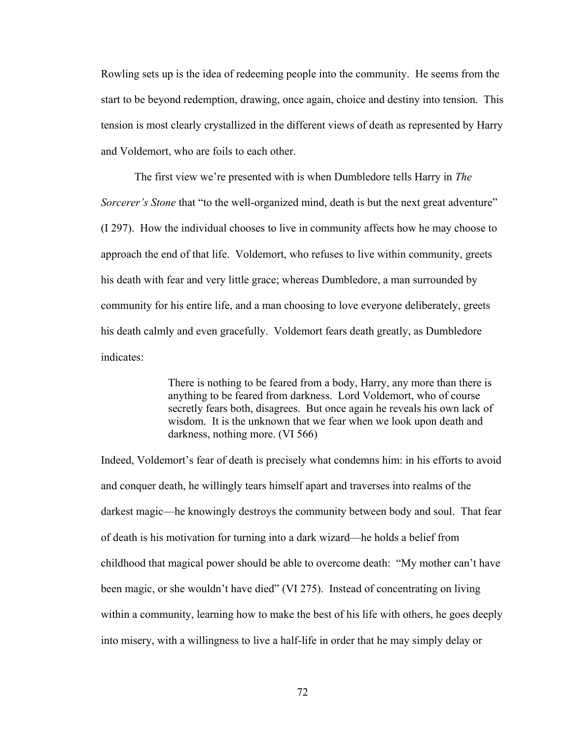Rowling sets up is the idea of redeeming people into the community. He seems from the start to be beyond redemption, drawing, once again, choice and destiny into tension. This tension is most clearly crystallized in the different views of death as represented by Harry and Voldemort, who are foils to each other.

The first view we're presented with is when Dumbledore tells Harry in *The Sorcerer's Stone* that "to the well-organized mind, death is but the next great adventure" (I 297). How the individual chooses to live in community affects how he may choose to approach the end of that life. Voldemort, who refuses to live within community, greets his death with fear and very little grace; whereas Dumbledore, a man surrounded by community for his entire life, and a man choosing to love everyone deliberately, greets his death calmly and even gracefully. Voldemort fears death greatly, as Dumbledore indicates:

> There is nothing to be feared from a body, Harry, any more than there is anything to be feared from darkness. Lord Voldemort, who of course secretly fears both, disagrees. But once again he reveals his own lack of wisdom. It is the unknown that we fear when we look upon death and darkness, nothing more. (VI 566)

Indeed, Voldemort's fear of death is precisely what condemns him: in his efforts to avoid and conquer death, he willingly tears himself apart and traverses into realms of the darkest magic—he knowingly destroys the community between body and soul. That fear of death is his motivation for turning into a dark wizard—he holds a belief from childhood that magical power should be able to overcome death: "My mother can't have been magic, or she wouldn't have died" (VI 275). Instead of concentrating on living within a community, learning how to make the best of his life with others, he goes deeply into misery, with a willingness to live a half-life in order that he may simply delay or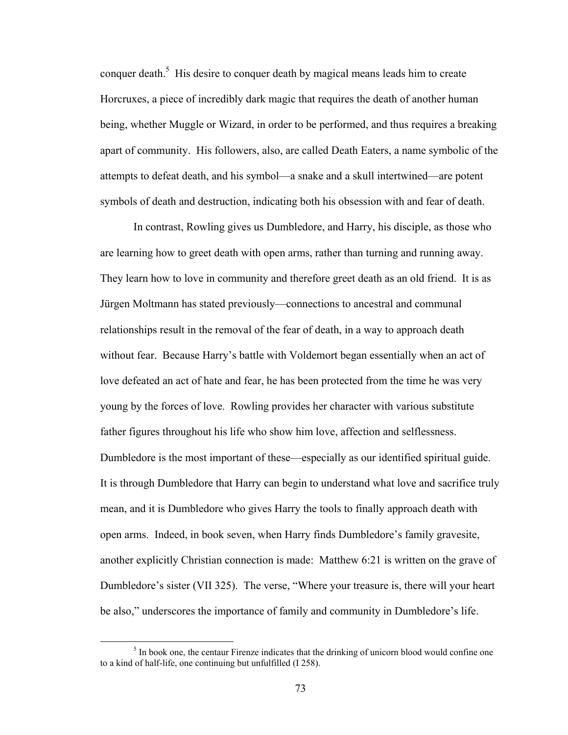conquer death.[5] His desire to conquer death by magical means leads him to create Horcruxes, a piece of incredibly dark magic that requires the death of another human being, whether Muggle or Wizard, in order to be performed, and thus requires a breaking apart of community. His followers, also, are called Death Eaters, a name symbolic of the attempts to defeat death, and his symbol—a snake and a skull intertwined—are potent symbols of death and destruction, indicating both his obsession with and fear of death.

In contrast, Rowling gives us Dumbledore, and Harry, his disciple, as those who are learning how to greet death with open arms, rather than turning and running away. They learn how to love in community and therefore greet death as an old friend. It is as Jürgen Moltmann has stated previously—connections to ancestral and communal relationships result in the removal of the fear of death, in a way to approach death without fear. Because Harry's battle with Voldemort began essentially when an act of love defeated an act of hate and fear, he has been protected from the time he was very young by the forces of love. Rowling provides her character with various substitute father figures throughout his life who show him love, affection and selflessness. Dumbledore is the most important of these—especially as our identified spiritual guide. It is through Dumbledore that Harry can begin to understand what love and sacrifice truly mean, and it is Dumbledore who gives Harry the tools to finally approach death with open arms. Indeed, in book seven, when Harry finds Dumbledore's family gravesite, another explicitly Christian connection is made: Matthew 6:21 is written on the grave of Dumbledore's sister (VII 325). The verse, "Where your treasure is, there will your heart be also," underscores the importance of family and community in Dumbledore's life.

[5] In book one, the centaur Firenze indicates that the drinking of unicorn blood would confine one to a kind of half-life, one continuing but unfulfilled (I 258).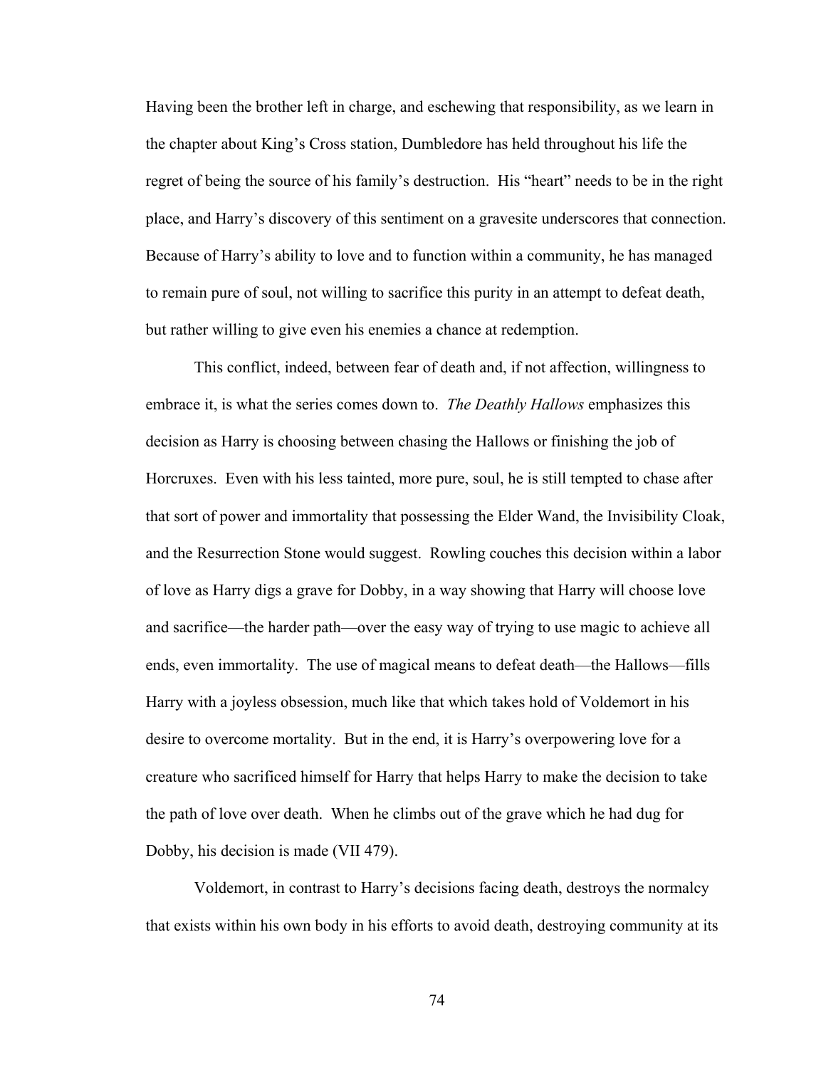Having been the brother left in charge, and eschewing that responsibility, as we learn in the chapter about King's Cross station, Dumbledore has held throughout his life the regret of being the source of his family's destruction. His "heart" needs to be in the right place, and Harry's discovery of this sentiment on a gravesite underscores that connection. Because of Harry's ability to love and to function within a community, he has managed to remain pure of soul, not willing to sacrifice this purity in an attempt to defeat death, but rather willing to give even his enemies a chance at redemption.

This conflict, indeed, between fear of death and, if not affection, willingness to embrace it, is what the series comes down to. *The Deathly Hallows* emphasizes this decision as Harry is choosing between chasing the Hallows or finishing the job of Horcruxes. Even with his less tainted, more pure, soul, he is still tempted to chase after that sort of power and immortality that possessing the Elder Wand, the Invisibility Cloak, and the Resurrection Stone would suggest. Rowling couches this decision within a labor of love as Harry digs a grave for Dobby, in a way showing that Harry will choose love and sacrifice—the harder path—over the easy way of trying to use magic to achieve all ends, even immortality. The use of magical means to defeat death—the Hallows—fills Harry with a joyless obsession, much like that which takes hold of Voldemort in his desire to overcome mortality. But in the end, it is Harry's overpowering love for a creature who sacrificed himself for Harry that helps Harry to make the decision to take the path of love over death. When he climbs out of the grave which he had dug for Dobby, his decision is made (VII 479).

Voldemort, in contrast to Harry's decisions facing death, destroys the normalcy that exists within his own body in his efforts to avoid death, destroying community at its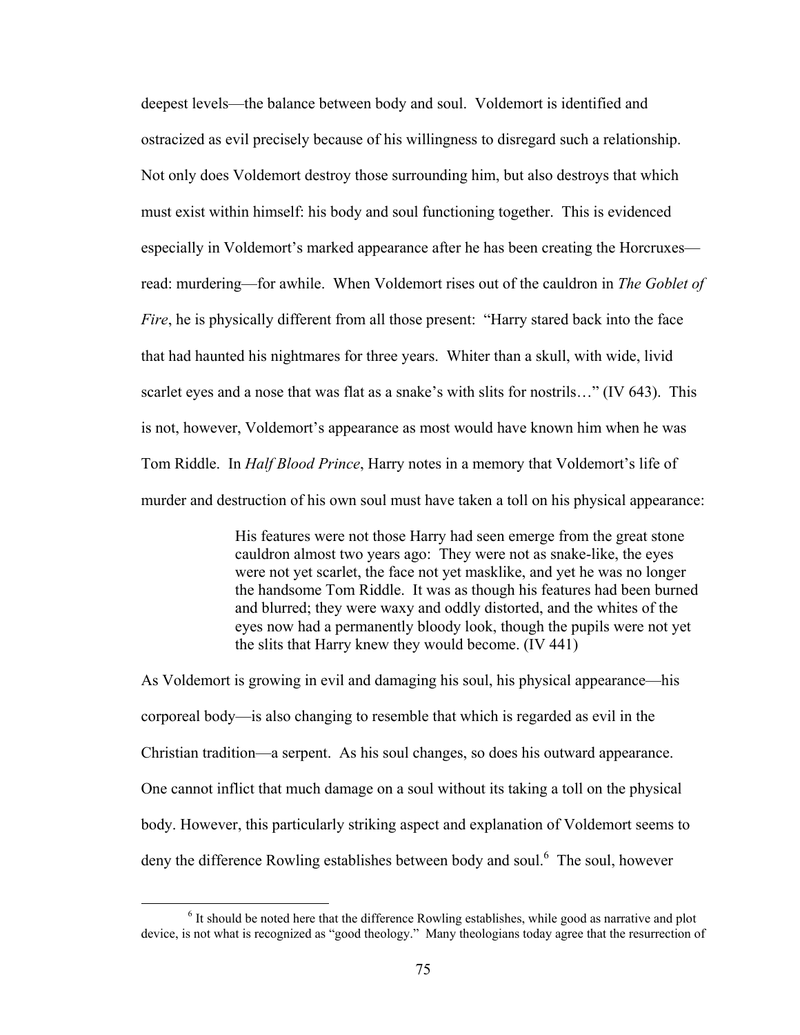deepest levels—the balance between body and soul. Voldemort is identified and ostracized as evil precisely because of his willingness to disregard such a relationship. Not only does Voldemort destroy those surrounding him, but also destroys that which must exist within himself: his body and soul functioning together. This is evidenced especially in Voldemort's marked appearance after he has been creating the Horcruxes—read: murdering—for awhile. When Voldemort rises out of the cauldron in *The Goblet of Fire*, he is physically different from all those present: "Harry stared back into the face that had haunted his nightmares for three years. Whiter than a skull, with wide, livid scarlet eyes and a nose that was flat as a snake's with slits for nostrils…" (IV 643). This is not, however, Voldemort's appearance as most would have known him when he was Tom Riddle. In *Half Blood Prince*, Harry notes in a memory that Voldemort's life of murder and destruction of his own soul must have taken a toll on his physical appearance:

> His features were not those Harry had seen emerge from the great stone cauldron almost two years ago: They were not as snake-like, the eyes were not yet scarlet, the face not yet masklike, and yet he was no longer the handsome Tom Riddle. It was as though his features had been burned and blurred; they were waxy and oddly distorted, and the whites of the eyes now had a permanently bloody look, though the pupils were not yet the slits that Harry knew they would become. (IV 441)

As Voldemort is growing in evil and damaging his soul, his physical appearance—his corporeal body—is also changing to resemble that which is regarded as evil in the Christian tradition—a serpent. As his soul changes, so does his outward appearance. One cannot inflict that much damage on a soul without its taking a toll on the physical body. However, this particularly striking aspect and explanation of Voldemort seems to deny the difference Rowling establishes between body and soul.[6] The soul, however

[6] It should be noted here that the difference Rowling establishes, while good as narrative and plot device, is not what is recognized as "good theology." Many theologians today agree that the resurrection of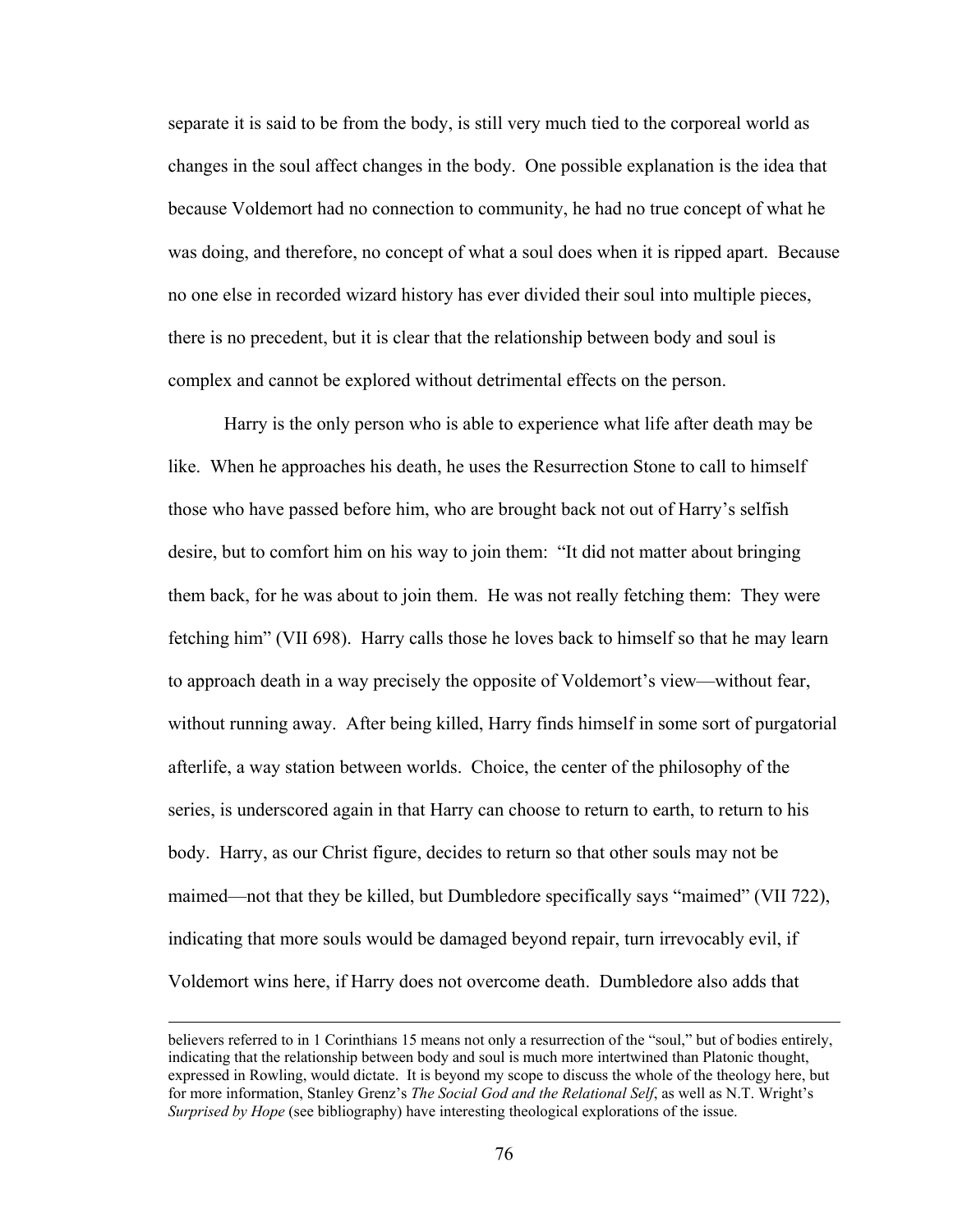separate it is said to be from the body, is still very much tied to the corporeal world as changes in the soul affect changes in the body. One possible explanation is the idea that because Voldemort had no connection to community, he had no true concept of what he was doing, and therefore, no concept of what a soul does when it is ripped apart. Because no one else in recorded wizard history has ever divided their soul into multiple pieces, there is no precedent, but it is clear that the relationship between body and soul is complex and cannot be explored without detrimental effects on the person.

Harry is the only person who is able to experience what life after death may be like. When he approaches his death, he uses the Resurrection Stone to call to himself those who have passed before him, who are brought back not out of Harry's selfish desire, but to comfort him on his way to join them: "It did not matter about bringing them back, for he was about to join them. He was not really fetching them: They were fetching him" (VII 698). Harry calls those he loves back to himself so that he may learn to approach death in a way precisely the opposite of Voldemort's view—without fear, without running away. After being killed, Harry finds himself in some sort of purgatorial afterlife, a way station between worlds. Choice, the center of the philosophy of the series, is underscored again in that Harry can choose to return to earth, to return to his body. Harry, as our Christ figure, decides to return so that other souls may not be maimed—not that they be killed, but Dumbledore specifically says "maimed" (VII 722), indicating that more souls would be damaged beyond repair, turn irrevocably evil, if Voldemort wins here, if Harry does not overcome death. Dumbledore also adds that

---

believers referred to in 1 Corinthians 15 means not only a resurrection of the "soul," but of bodies entirely, indicating that the relationship between body and soul is much more intertwined than Platonic thought, expressed in Rowling, would dictate. It is beyond my scope to discuss the whole of the theology here, but for more information, Stanley Grenz's *The Social God and the Relational Self*, as well as N.T. Wright's *Surprised by Hope* (see bibliography) have interesting theological explorations of the issue.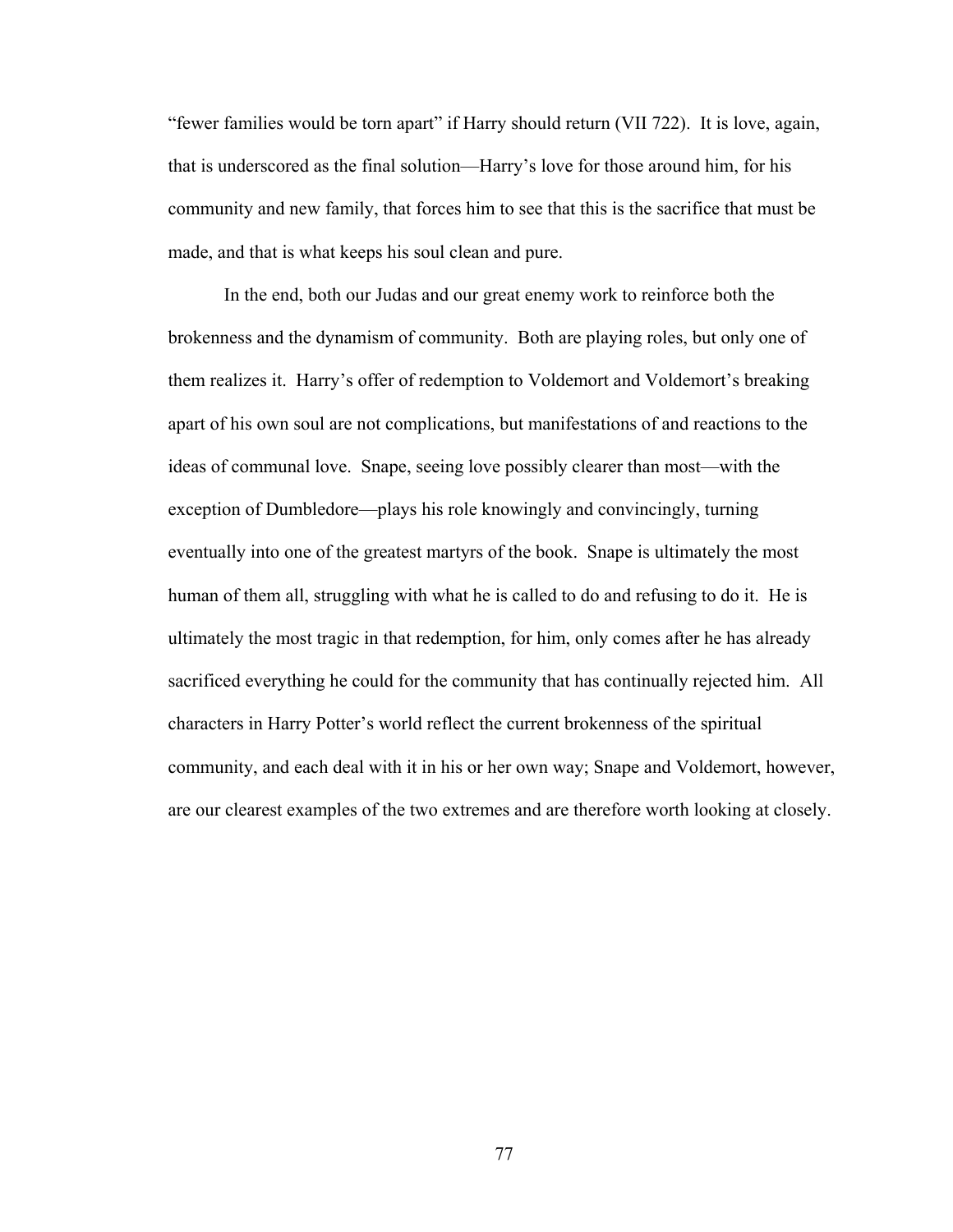“fewer families would be torn apart” if Harry should return (VII 722). It is love, again, that is underscored as the final solution—Harry’s love for those around him, for his community and new family, that forces him to see that this is the sacrifice that must be made, and that is what keeps his soul clean and pure.

In the end, both our Judas and our great enemy work to reinforce both the brokenness and the dynamism of community. Both are playing roles, but only one of them realizes it. Harry’s offer of redemption to Voldemort and Voldemort’s breaking apart of his own soul are not complications, but manifestations of and reactions to the ideas of communal love. Snape, seeing love possibly clearer than most—with the exception of Dumbledore—plays his role knowingly and convincingly, turning eventually into one of the greatest martyrs of the book. Snape is ultimately the most human of them all, struggling with what he is called to do and refusing to do it. He is ultimately the most tragic in that redemption, for him, only comes after he has already sacrificed everything he could for the community that has continually rejected him. All characters in Harry Potter’s world reflect the current brokenness of the spiritual community, and each deal with it in his or her own way; Snape and Voldemort, however, are our clearest examples of the two extremes and are therefore worth looking at closely.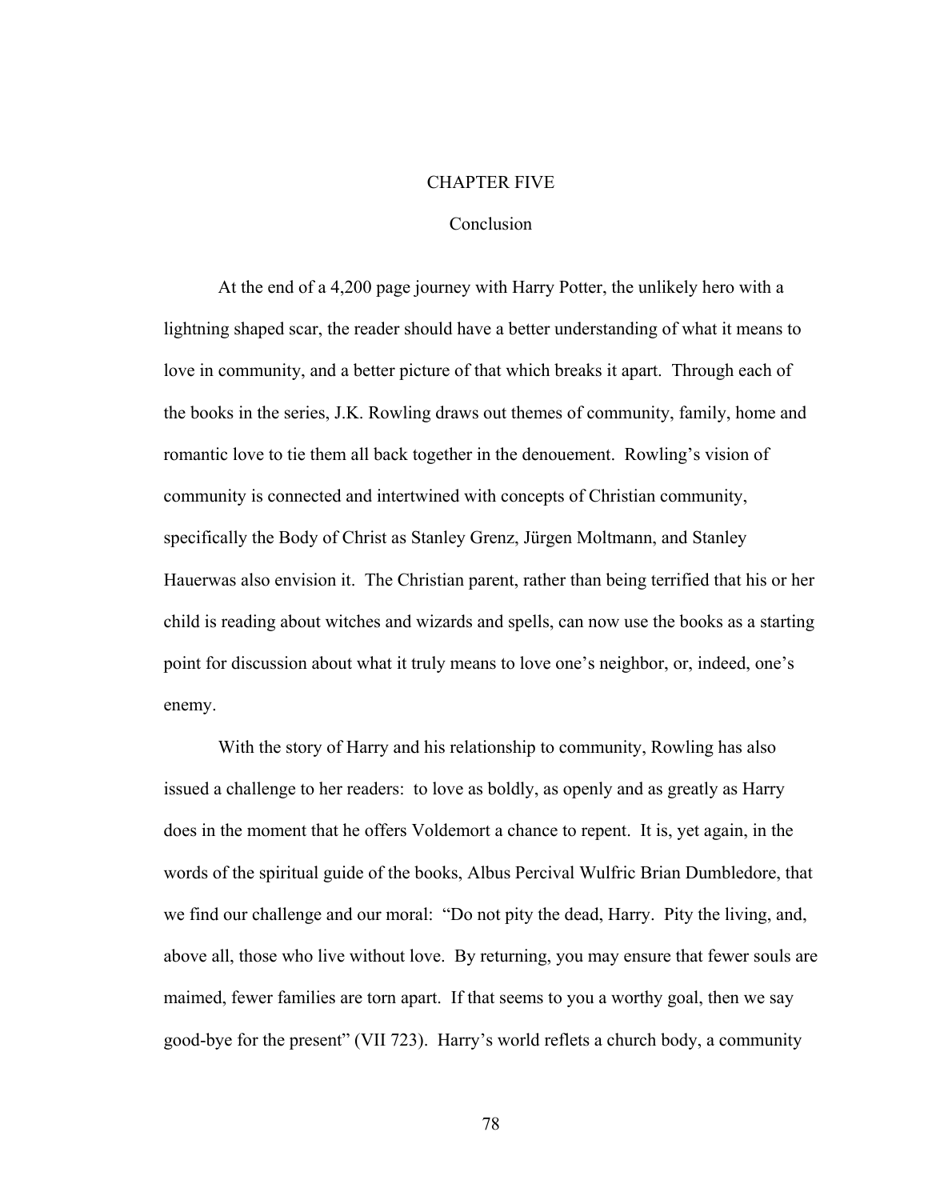# CHAPTER FIVE

## Conclusion

At the end of a 4,200 page journey with Harry Potter, the unlikely hero with a lightning shaped scar, the reader should have a better understanding of what it means to love in community, and a better picture of that which breaks it apart. Through each of the books in the series, J.K. Rowling draws out themes of community, family, home and romantic love to tie them all back together in the denouement. Rowling's vision of community is connected and intertwined with concepts of Christian community, specifically the Body of Christ as Stanley Grenz, Jürgen Moltmann, and Stanley Hauerwas also envision it. The Christian parent, rather than being terrified that his or her child is reading about witches and wizards and spells, can now use the books as a starting point for discussion about what it truly means to love one's neighbor, or, indeed, one's enemy.

With the story of Harry and his relationship to community, Rowling has also issued a challenge to her readers: to love as boldly, as openly and as greatly as Harry does in the moment that he offers Voldemort a chance to repent. It is, yet again, in the words of the spiritual guide of the books, Albus Percival Wulfric Brian Dumbledore, that we find our challenge and our moral: "Do not pity the dead, Harry. Pity the living, and, above all, those who live without love. By returning, you may ensure that fewer souls are maimed, fewer families are torn apart. If that seems to you a worthy goal, then we say good-bye for the present" (VII 723). Harry's world reflets a church body, a community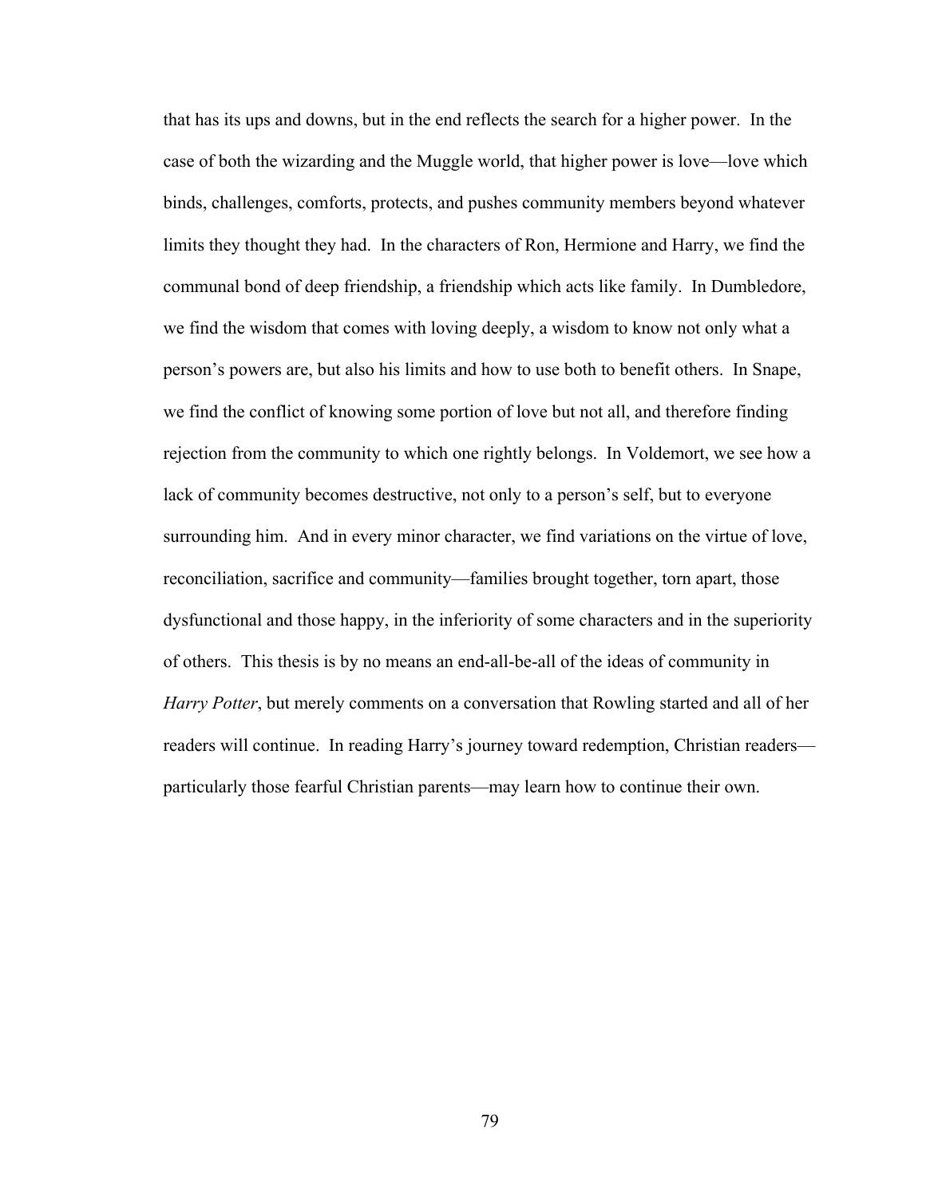that has its ups and downs, but in the end reflects the search for a higher power. In the case of both the wizarding and the Muggle world, that higher power is love—love which binds, challenges, comforts, protects, and pushes community members beyond whatever limits they thought they had. In the characters of Ron, Hermione and Harry, we find the communal bond of deep friendship, a friendship which acts like family. In Dumbledore, we find the wisdom that comes with loving deeply, a wisdom to know not only what a person's powers are, but also his limits and how to use both to benefit others. In Snape, we find the conflict of knowing some portion of love but not all, and therefore finding rejection from the community to which one rightly belongs. In Voldemort, we see how a lack of community becomes destructive, not only to a person's self, but to everyone surrounding him. And in every minor character, we find variations on the virtue of love, reconciliation, sacrifice and community—families brought together, torn apart, those dysfunctional and those happy, in the inferiority of some characters and in the superiority of others. This thesis is by no means an end-all-be-all of the ideas of community in *Harry Potter*, but merely comments on a conversation that Rowling started and all of her readers will continue. In reading Harry's journey toward redemption, Christian readers—particularly those fearful Christian parents—may learn how to continue their own.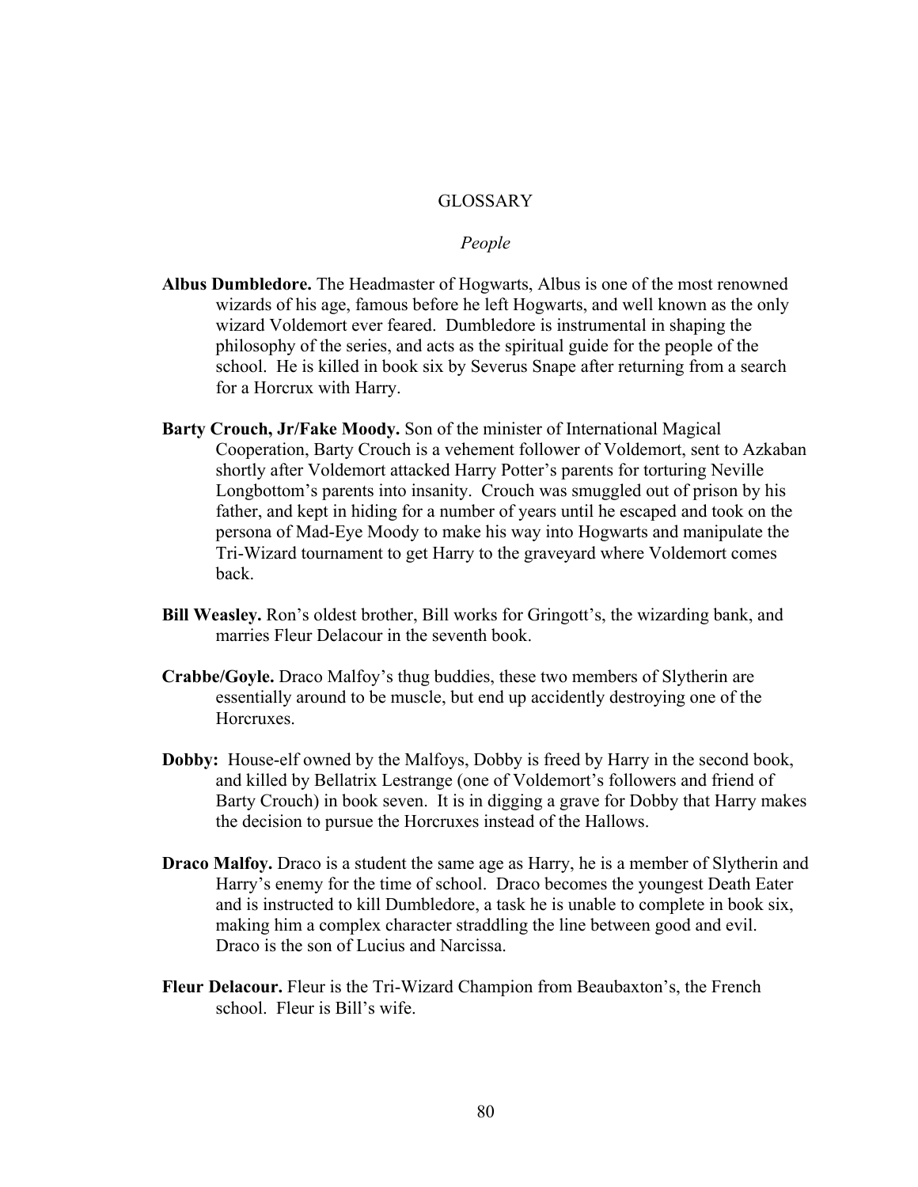# GLOSSARY

## *People*

**Albus Dumbledore.** The Headmaster of Hogwarts, Albus is one of the most renowned wizards of his age, famous before he left Hogwarts, and well known as the only wizard Voldemort ever feared. Dumbledore is instrumental in shaping the philosophy of the series, and acts as the spiritual guide for the people of the school. He is killed in book six by Severus Snape after returning from a search for a Horcrux with Harry.

**Barty Crouch, Jr/Fake Moody.** Son of the minister of International Magical Cooperation, Barty Crouch is a vehement follower of Voldemort, sent to Azkaban shortly after Voldemort attacked Harry Potter's parents for torturing Neville Longbottom's parents into insanity. Crouch was smuggled out of prison by his father, and kept in hiding for a number of years until he escaped and took on the persona of Mad-Eye Moody to make his way into Hogwarts and manipulate the Tri-Wizard tournament to get Harry to the graveyard where Voldemort comes back.

**Bill Weasley.** Ron's oldest brother, Bill works for Gringott's, the wizarding bank, and marries Fleur Delacour in the seventh book.

**Crabbe/Goyle.** Draco Malfoy's thug buddies, these two members of Slytherin are essentially around to be muscle, but end up accidently destroying one of the Horcruxes.

**Dobby:** House-elf owned by the Malfoys, Dobby is freed by Harry in the second book, and killed by Bellatrix Lestrange (one of Voldemort's followers and friend of Barty Crouch) in book seven. It is in digging a grave for Dobby that Harry makes the decision to pursue the Horcruxes instead of the Hallows.

**Draco Malfoy.** Draco is a student the same age as Harry, he is a member of Slytherin and Harry's enemy for the time of school. Draco becomes the youngest Death Eater and is instructed to kill Dumbledore, a task he is unable to complete in book six, making him a complex character straddling the line between good and evil. Draco is the son of Lucius and Narcissa.

**Fleur Delacour.** Fleur is the Tri-Wizard Champion from Beaubaxton's, the French school. Fleur is Bill's wife.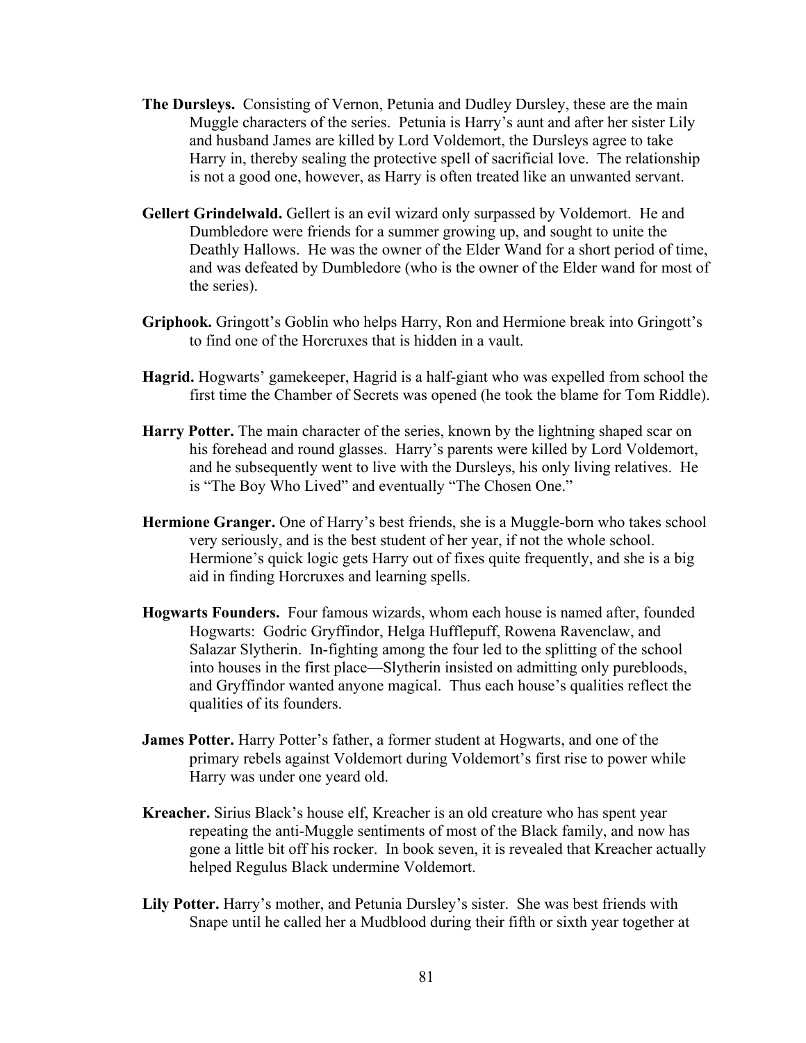**The Dursleys.** Consisting of Vernon, Petunia and Dudley Dursley, these are the main Muggle characters of the series. Petunia is Harry's aunt and after her sister Lily and husband James are killed by Lord Voldemort, the Dursleys agree to take Harry in, thereby sealing the protective spell of sacrificial love. The relationship is not a good one, however, as Harry is often treated like an unwanted servant.

**Gellert Grindelwald.** Gellert is an evil wizard only surpassed by Voldemort. He and Dumbledore were friends for a summer growing up, and sought to unite the Deathly Hallows. He was the owner of the Elder Wand for a short period of time, and was defeated by Dumbledore (who is the owner of the Elder wand for most of the series).

**Griphook.** Gringott's Goblin who helps Harry, Ron and Hermione break into Gringott's to find one of the Horcruxes that is hidden in a vault.

**Hagrid.** Hogwarts' gamekeeper, Hagrid is a half-giant who was expelled from school the first time the Chamber of Secrets was opened (he took the blame for Tom Riddle).

**Harry Potter.** The main character of the series, known by the lightning shaped scar on his forehead and round glasses. Harry's parents were killed by Lord Voldemort, and he subsequently went to live with the Dursleys, his only living relatives. He is "The Boy Who Lived" and eventually "The Chosen One."

**Hermione Granger.** One of Harry's best friends, she is a Muggle-born who takes school very seriously, and is the best student of her year, if not the whole school. Hermione's quick logic gets Harry out of fixes quite frequently, and she is a big aid in finding Horcruxes and learning spells.

**Hogwarts Founders.** Four famous wizards, whom each house is named after, founded Hogwarts: Godric Gryffindor, Helga Hufflepuff, Rowena Ravenclaw, and Salazar Slytherin. In-fighting among the four led to the splitting of the school into houses in the first place—Slytherin insisted on admitting only purebloods, and Gryffindor wanted anyone magical. Thus each house's qualities reflect the qualities of its founders.

**James Potter.** Harry Potter's father, a former student at Hogwarts, and one of the primary rebels against Voldemort during Voldemort's first rise to power while Harry was under one yeard old.

**Kreacher.** Sirius Black's house elf, Kreacher is an old creature who has spent year repeating the anti-Muggle sentiments of most of the Black family, and now has gone a little bit off his rocker. In book seven, it is revealed that Kreacher actually helped Regulus Black undermine Voldemort.

**Lily Potter.** Harry's mother, and Petunia Dursley's sister. She was best friends with Snape until he called her a Mudblood during their fifth or sixth year together at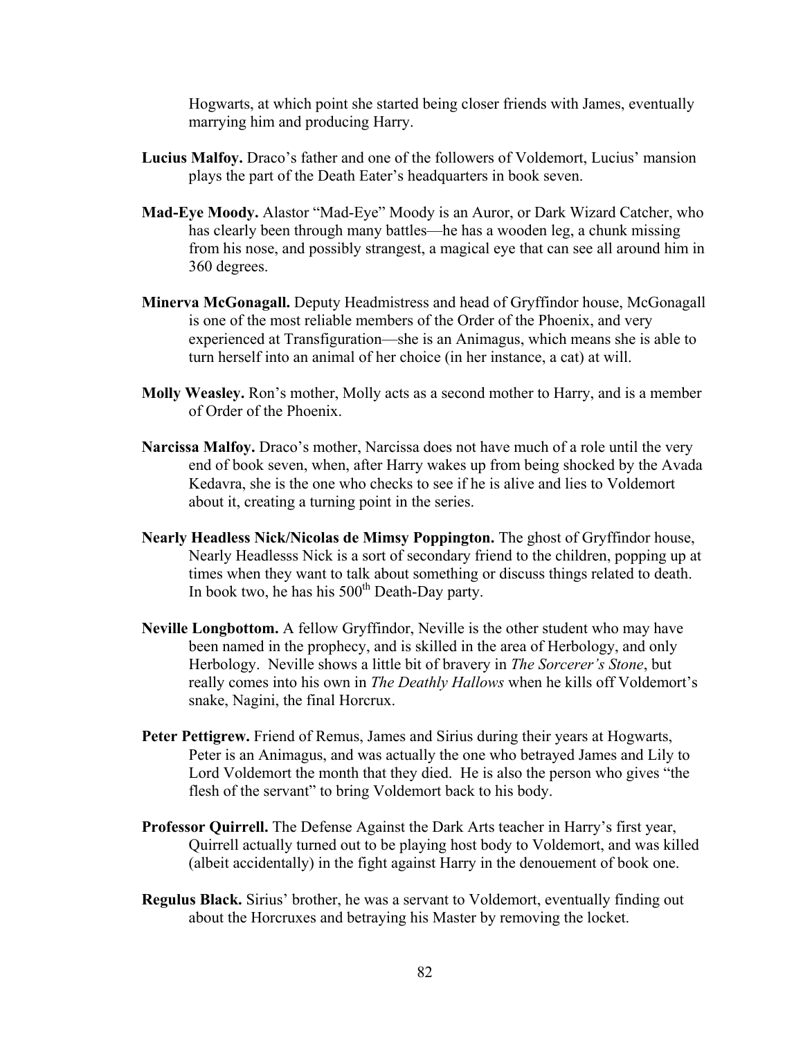Hogwarts, at which point she started being closer friends with James, eventually marrying him and producing Harry.

**Lucius Malfoy.** Draco's father and one of the followers of Voldemort, Lucius' mansion plays the part of the Death Eater's headquarters in book seven.

**Mad-Eye Moody.** Alastor "Mad-Eye" Moody is an Auror, or Dark Wizard Catcher, who has clearly been through many battles—he has a wooden leg, a chunk missing from his nose, and possibly strangest, a magical eye that can see all around him in 360 degrees.

**Minerva McGonagall.** Deputy Headmistress and head of Gryffindor house, McGonagall is one of the most reliable members of the Order of the Phoenix, and very experienced at Transfiguration—she is an Animagus, which means she is able to turn herself into an animal of her choice (in her instance, a cat) at will.

**Molly Weasley.** Ron's mother, Molly acts as a second mother to Harry, and is a member of Order of the Phoenix.

**Narcissa Malfoy.** Draco's mother, Narcissa does not have much of a role until the very end of book seven, when, after Harry wakes up from being shocked by the Avada Kedavra, she is the one who checks to see if he is alive and lies to Voldemort about it, creating a turning point in the series.

**Nearly Headless Nick/Nicolas de Mimsy Poppington.** The ghost of Gryffindor house, Nearly Headlesss Nick is a sort of secondary friend to the children, popping up at times when they want to talk about something or discuss things related to death. In book two, he has his 500th Death-Day party.

**Neville Longbottom.** A fellow Gryffindor, Neville is the other student who may have been named in the prophecy, and is skilled in the area of Herbology, and only Herbology. Neville shows a little bit of bravery in *The Sorcerer's Stone*, but really comes into his own in *The Deathly Hallows* when he kills off Voldemort's snake, Nagini, the final Horcrux.

**Peter Pettigrew.** Friend of Remus, James and Sirius during their years at Hogwarts, Peter is an Animagus, and was actually the one who betrayed James and Lily to Lord Voldemort the month that they died. He is also the person who gives "the flesh of the servant" to bring Voldemort back to his body.

**Professor Quirrell.** The Defense Against the Dark Arts teacher in Harry's first year, Quirrell actually turned out to be playing host body to Voldemort, and was killed (albeit accidentally) in the fight against Harry in the denouement of book one.

**Regulus Black.** Sirius' brother, he was a servant to Voldemort, eventually finding out about the Horcruxes and betraying his Master by removing the locket.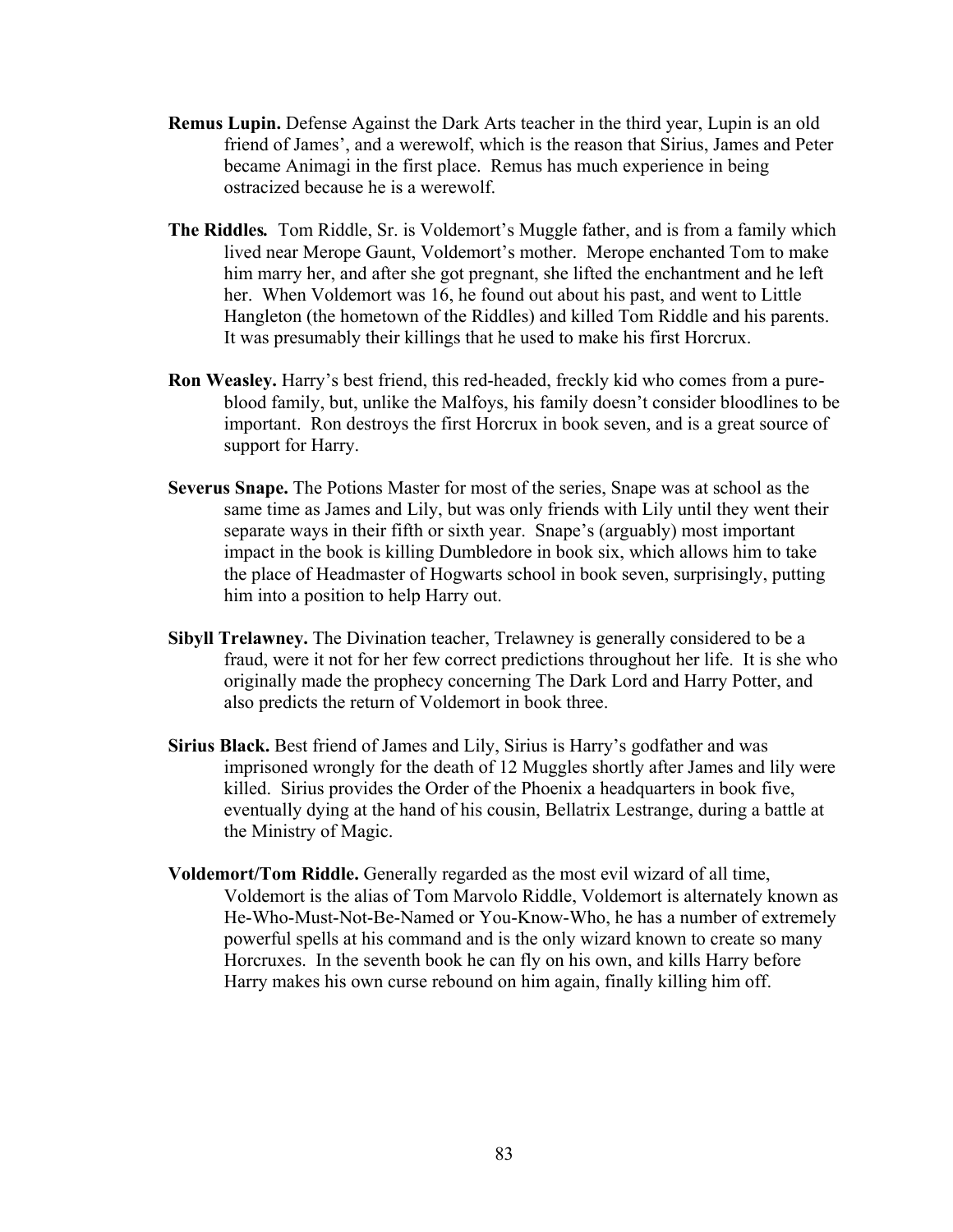**Remus Lupin.** Defense Against the Dark Arts teacher in the third year, Lupin is an old friend of James', and a werewolf, which is the reason that Sirius, James and Peter became Animagi in the first place. Remus has much experience in being ostracized because he is a werewolf.

**The Riddles.** Tom Riddle, Sr. is Voldemort's Muggle father, and is from a family which lived near Merope Gaunt, Voldemort's mother. Merope enchanted Tom to make him marry her, and after she got pregnant, she lifted the enchantment and he left her. When Voldemort was 16, he found out about his past, and went to Little Hangleton (the hometown of the Riddles) and killed Tom Riddle and his parents. It was presumably their killings that he used to make his first Horcrux.

**Ron Weasley.** Harry's best friend, this red-headed, freckly kid who comes from a pure-blood family, but, unlike the Malfoys, his family doesn't consider bloodlines to be important. Ron destroys the first Horcrux in book seven, and is a great source of support for Harry.

**Severus Snape.** The Potions Master for most of the series, Snape was at school as the same time as James and Lily, but was only friends with Lily until they went their separate ways in their fifth or sixth year. Snape's (arguably) most important impact in the book is killing Dumbledore in book six, which allows him to take the place of Headmaster of Hogwarts school in book seven, surprisingly, putting him into a position to help Harry out.

**Sibyll Trelawney.** The Divination teacher, Trelawney is generally considered to be a fraud, were it not for her few correct predictions throughout her life. It is she who originally made the prophecy concerning The Dark Lord and Harry Potter, and also predicts the return of Voldemort in book three.

**Sirius Black.** Best friend of James and Lily, Sirius is Harry's godfather and was imprisoned wrongly for the death of 12 Muggles shortly after James and lily were killed. Sirius provides the Order of the Phoenix a headquarters in book five, eventually dying at the hand of his cousin, Bellatrix Lestrange, during a battle at the Ministry of Magic.

**Voldemort/Tom Riddle.** Generally regarded as the most evil wizard of all time, Voldemort is the alias of Tom Marvolo Riddle, Voldemort is alternately known as He-Who-Must-Not-Be-Named or You-Know-Who, he has a number of extremely powerful spells at his command and is the only wizard known to create so many Horcruxes. In the seventh book he can fly on his own, and kills Harry before Harry makes his own curse rebound on him again, finally killing him off.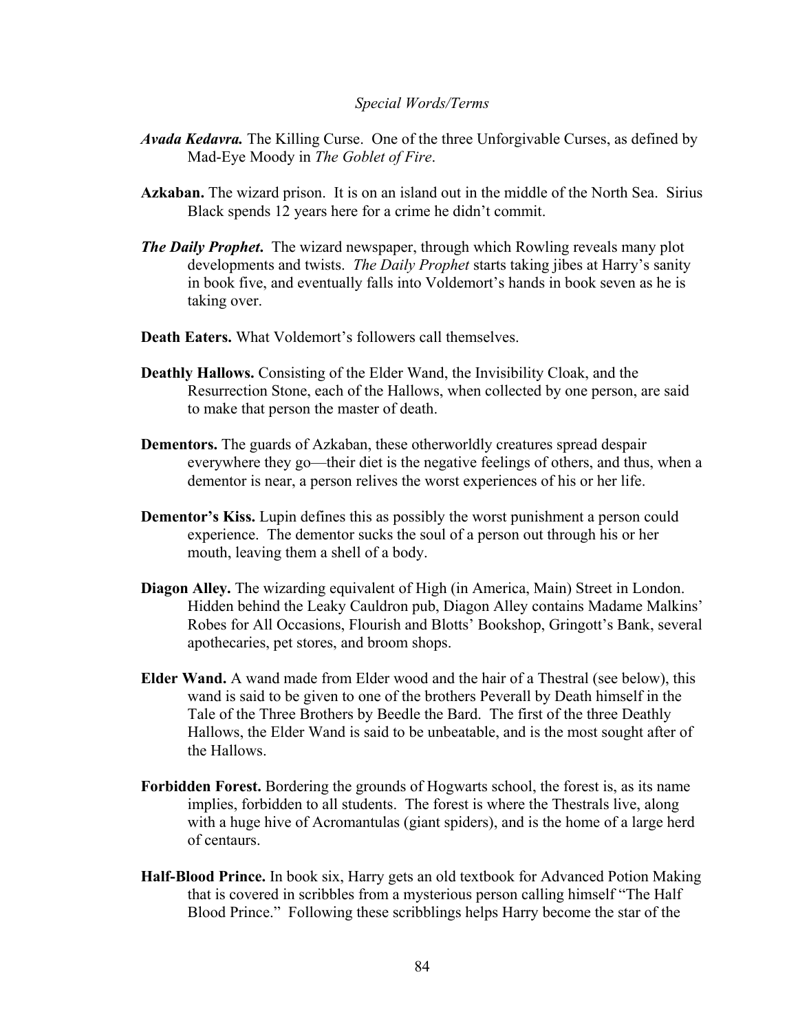*Special Words/Terms*

***Avada Kedavra.*** The Killing Curse. One of the three Unforgivable Curses, as defined by Mad-Eye Moody in *The Goblet of Fire*.

**Azkaban.** The wizard prison. It is on an island out in the middle of the North Sea. Sirius Black spends 12 years here for a crime he didn't commit.

***The Daily Prophet*.** The wizard newspaper, through which Rowling reveals many plot developments and twists. *The Daily Prophet* starts taking jibes at Harry's sanity in book five, and eventually falls into Voldemort's hands in book seven as he is taking over.

**Death Eaters.** What Voldemort's followers call themselves.

**Deathly Hallows.** Consisting of the Elder Wand, the Invisibility Cloak, and the Resurrection Stone, each of the Hallows, when collected by one person, are said to make that person the master of death.

**Dementors.** The guards of Azkaban, these otherworldly creatures spread despair everywhere they go—their diet is the negative feelings of others, and thus, when a dementor is near, a person relives the worst experiences of his or her life.

**Dementor's Kiss.** Lupin defines this as possibly the worst punishment a person could experience. The dementor sucks the soul of a person out through his or her mouth, leaving them a shell of a body.

**Diagon Alley.** The wizarding equivalent of High (in America, Main) Street in London. Hidden behind the Leaky Cauldron pub, Diagon Alley contains Madame Malkins' Robes for All Occasions, Flourish and Blotts' Bookshop, Gringott's Bank, several apothecaries, pet stores, and broom shops.

**Elder Wand.** A wand made from Elder wood and the hair of a Thestral (see below), this wand is said to be given to one of the brothers Peverall by Death himself in the Tale of the Three Brothers by Beedle the Bard. The first of the three Deathly Hallows, the Elder Wand is said to be unbeatable, and is the most sought after of the Hallows.

**Forbidden Forest.** Bordering the grounds of Hogwarts school, the forest is, as its name implies, forbidden to all students. The forest is where the Thestrals live, along with a huge hive of Acromantulas (giant spiders), and is the home of a large herd of centaurs.

**Half-Blood Prince.** In book six, Harry gets an old textbook for Advanced Potion Making that is covered in scribbles from a mysterious person calling himself "The Half Blood Prince." Following these scribblings helps Harry become the star of the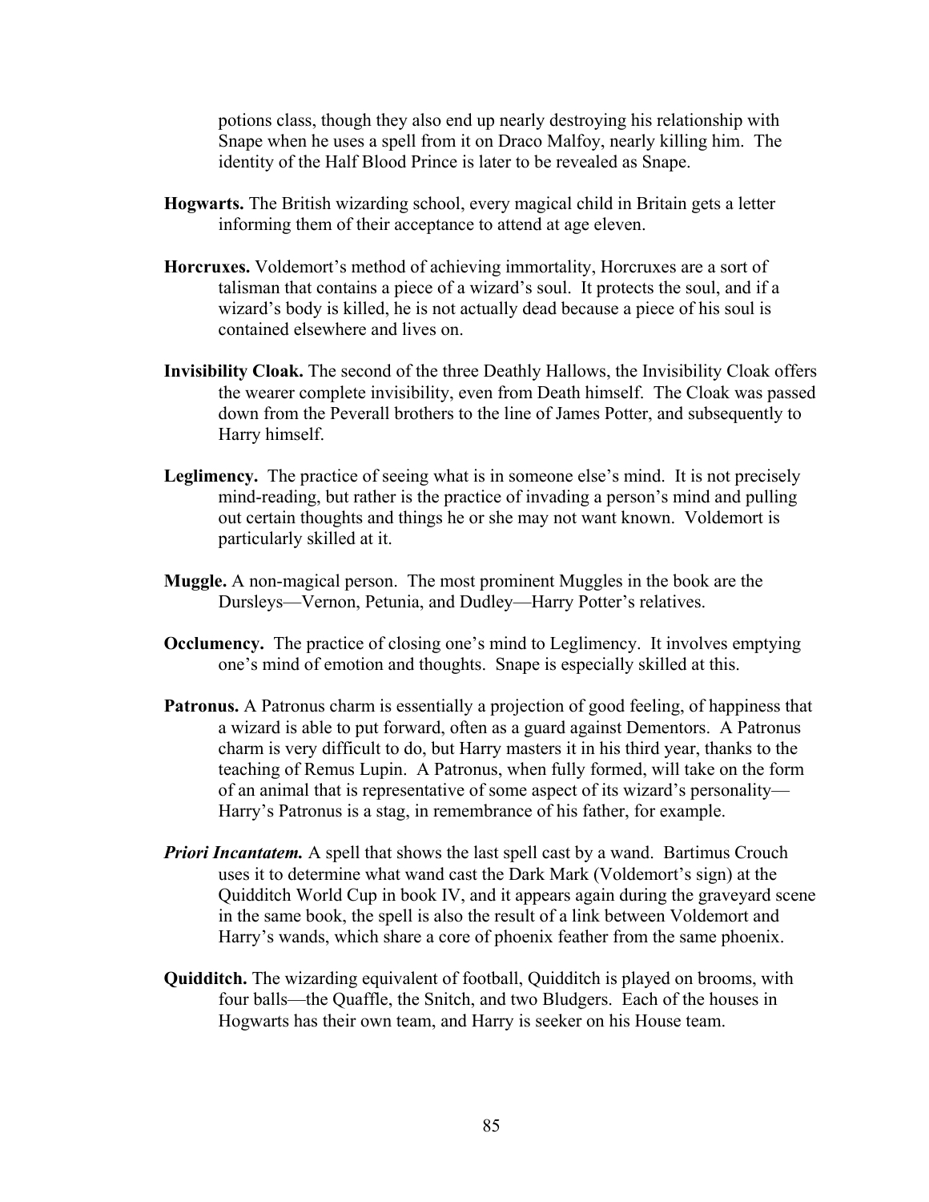potions class, though they also end up nearly destroying his relationship with Snape when he uses a spell from it on Draco Malfoy, nearly killing him. The identity of the Half Blood Prince is later to be revealed as Snape.

**Hogwarts.** The British wizarding school, every magical child in Britain gets a letter informing them of their acceptance to attend at age eleven.

**Horcruxes.** Voldemort's method of achieving immortality, Horcruxes are a sort of talisman that contains a piece of a wizard's soul. It protects the soul, and if a wizard's body is killed, he is not actually dead because a piece of his soul is contained elsewhere and lives on.

**Invisibility Cloak.** The second of the three Deathly Hallows, the Invisibility Cloak offers the wearer complete invisibility, even from Death himself. The Cloak was passed down from the Peverall brothers to the line of James Potter, and subsequently to Harry himself.

**Leglimency.** The practice of seeing what is in someone else's mind. It is not precisely mind-reading, but rather is the practice of invading a person's mind and pulling out certain thoughts and things he or she may not want known. Voldemort is particularly skilled at it.

**Muggle.** A non-magical person. The most prominent Muggles in the book are the Dursleys—Vernon, Petunia, and Dudley—Harry Potter's relatives.

**Occlumency.** The practice of closing one's mind to Leglimency. It involves emptying one's mind of emotion and thoughts. Snape is especially skilled at this.

**Patronus.** A Patronus charm is essentially a projection of good feeling, of happiness that a wizard is able to put forward, often as a guard against Dementors. A Patronus charm is very difficult to do, but Harry masters it in his third year, thanks to the teaching of Remus Lupin. A Patronus, when fully formed, will take on the form of an animal that is representative of some aspect of its wizard's personality—Harry's Patronus is a stag, in remembrance of his father, for example.

***Priori Incantatem.*** A spell that shows the last spell cast by a wand. Bartimus Crouch uses it to determine what wand cast the Dark Mark (Voldemort's sign) at the Quidditch World Cup in book IV, and it appears again during the graveyard scene in the same book, the spell is also the result of a link between Voldemort and Harry's wands, which share a core of phoenix feather from the same phoenix.

**Quidditch.** The wizarding equivalent of football, Quidditch is played on brooms, with four balls—the Quaffle, the Snitch, and two Bludgers. Each of the houses in Hogwarts has their own team, and Harry is seeker on his House team.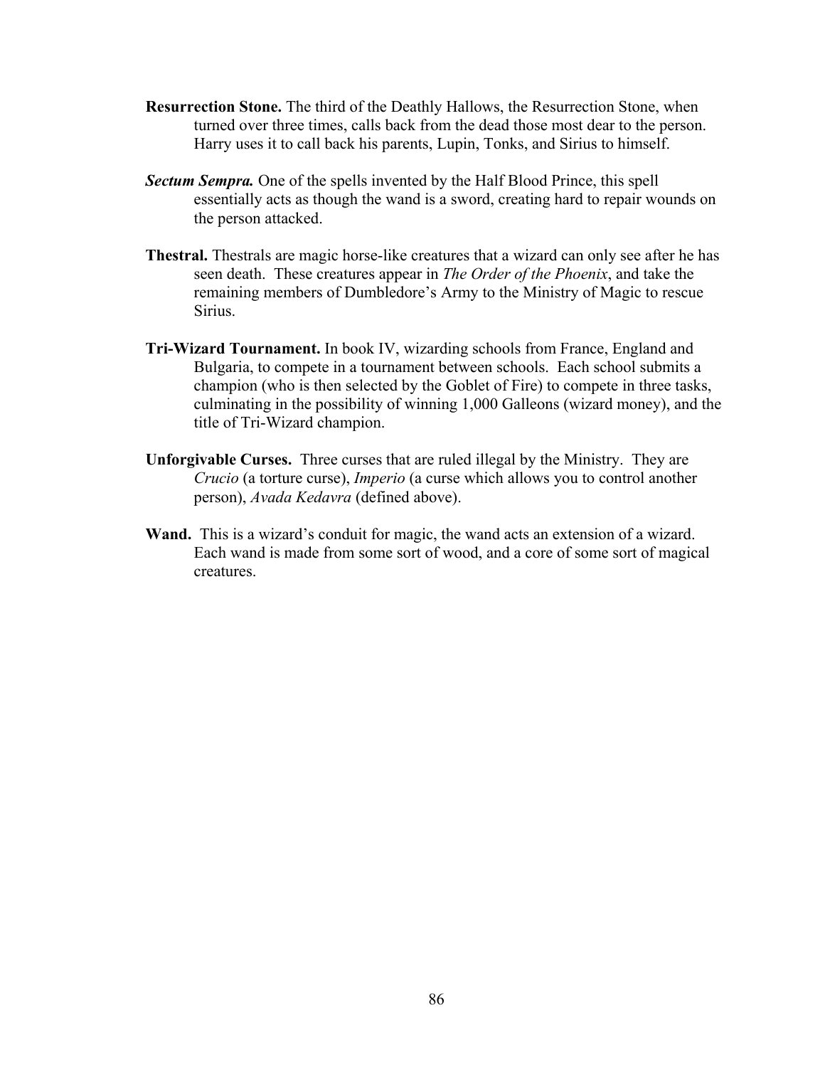**Resurrection Stone.** The third of the Deathly Hallows, the Resurrection Stone, when turned over three times, calls back from the dead those most dear to the person. Harry uses it to call back his parents, Lupin, Tonks, and Sirius to himself.

***Sectum Sempra.*** One of the spells invented by the Half Blood Prince, this spell essentially acts as though the wand is a sword, creating hard to repair wounds on the person attacked.

**Thestral.** Thestrals are magic horse-like creatures that a wizard can only see after he has seen death. These creatures appear in *The Order of the Phoenix*, and take the remaining members of Dumbledore's Army to the Ministry of Magic to rescue Sirius.

**Tri-Wizard Tournament.** In book IV, wizarding schools from France, England and Bulgaria, to compete in a tournament between schools. Each school submits a champion (who is then selected by the Goblet of Fire) to compete in three tasks, culminating in the possibility of winning 1,000 Galleons (wizard money), and the title of Tri-Wizard champion.

**Unforgivable Curses.** Three curses that are ruled illegal by the Ministry. They are *Crucio* (a torture curse), *Imperio* (a curse which allows you to control another person), *Avada Kedavra* (defined above).

**Wand.** This is a wizard's conduit for magic, the wand acts an extension of a wizard. Each wand is made from some sort of wood, and a core of some sort of magical creatures.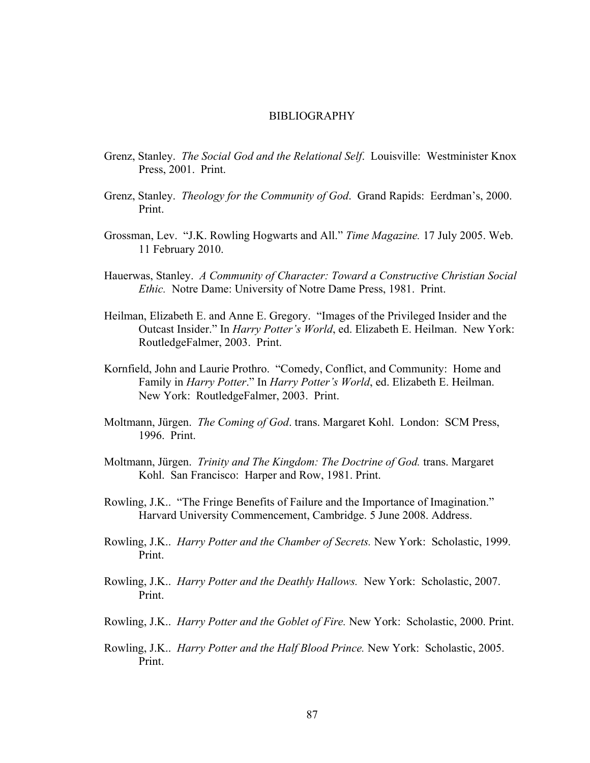# BIBLIOGRAPHY

Grenz, Stanley. *The Social God and the Relational Self*. Louisville: Westminister Knox Press, 2001. Print.

Grenz, Stanley. *Theology for the Community of God*. Grand Rapids: Eerdman's, 2000. Print.

Grossman, Lev. "J.K. Rowling Hogwarts and All." *Time Magazine.* 17 July 2005. Web. 11 February 2010.

Hauerwas, Stanley. *A Community of Character: Toward a Constructive Christian Social Ethic.* Notre Dame: University of Notre Dame Press, 1981. Print.

Heilman, Elizabeth E. and Anne E. Gregory. "Images of the Privileged Insider and the Outcast Insider." In *Harry Potter's World*, ed. Elizabeth E. Heilman. New York: RoutledgeFalmer, 2003. Print.

Kornfield, John and Laurie Prothro. "Comedy, Conflict, and Community: Home and Family in *Harry Potter*." In *Harry Potter's World*, ed. Elizabeth E. Heilman. New York: RoutledgeFalmer, 2003. Print.

Moltmann, Jürgen. *The Coming of God*. trans. Margaret Kohl. London: SCM Press, 1996. Print.

Moltmann, Jürgen. *Trinity and The Kingdom: The Doctrine of God.* trans. Margaret Kohl. San Francisco: Harper and Row, 1981. Print.

Rowling, J.K.. "The Fringe Benefits of Failure and the Importance of Imagination." Harvard University Commencement, Cambridge. 5 June 2008. Address.

Rowling, J.K.. *Harry Potter and the Chamber of Secrets.* New York: Scholastic, 1999. Print.

Rowling, J.K.. *Harry Potter and the Deathly Hallows.* New York: Scholastic, 2007. Print.

Rowling, J.K.. *Harry Potter and the Goblet of Fire.* New York: Scholastic, 2000. Print.

Rowling, J.K.. *Harry Potter and the Half Blood Prince.* New York: Scholastic, 2005. Print.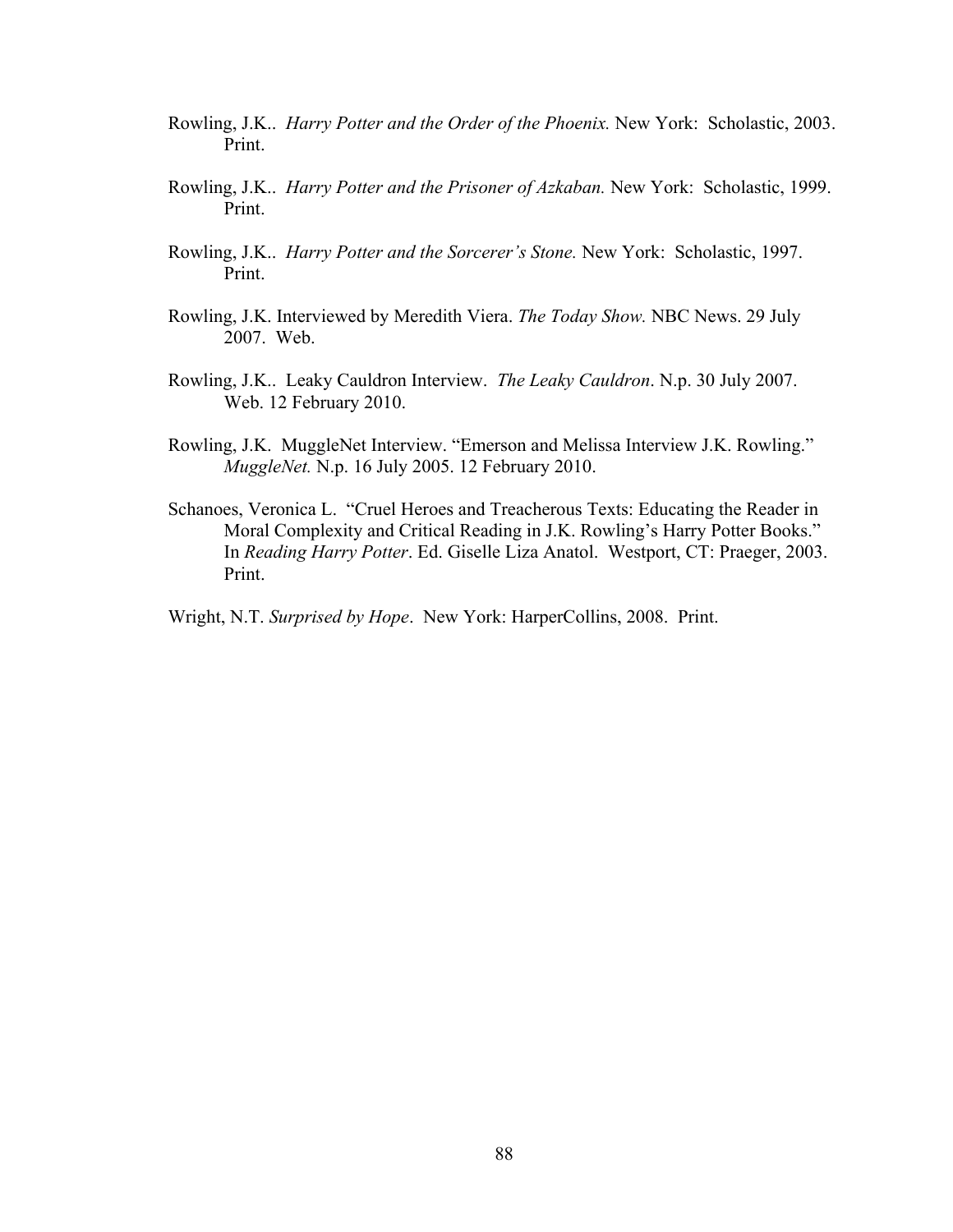Rowling, J.K.. *Harry Potter and the Order of the Phoenix.* New York: Scholastic, 2003. Print.

Rowling, J.K.. *Harry Potter and the Prisoner of Azkaban.* New York: Scholastic, 1999. Print.

Rowling, J.K.. *Harry Potter and the Sorcerer's Stone.* New York: Scholastic, 1997. Print.

Rowling, J.K. Interviewed by Meredith Viera. *The Today Show.* NBC News. 29 July 2007. Web.

Rowling, J.K.. Leaky Cauldron Interview. *The Leaky Cauldron*. N.p. 30 July 2007. Web. 12 February 2010.

Rowling, J.K. MuggleNet Interview. "Emerson and Melissa Interview J.K. Rowling." *MuggleNet.* N.p. 16 July 2005. 12 February 2010.

Schanoes, Veronica L. "Cruel Heroes and Treacherous Texts: Educating the Reader in Moral Complexity and Critical Reading in J.K. Rowling's Harry Potter Books." In *Reading Harry Potter*. Ed. Giselle Liza Anatol. Westport, CT: Praeger, 2003. Print.

Wright, N.T. *Surprised by Hope*. New York: HarperCollins, 2008. Print.